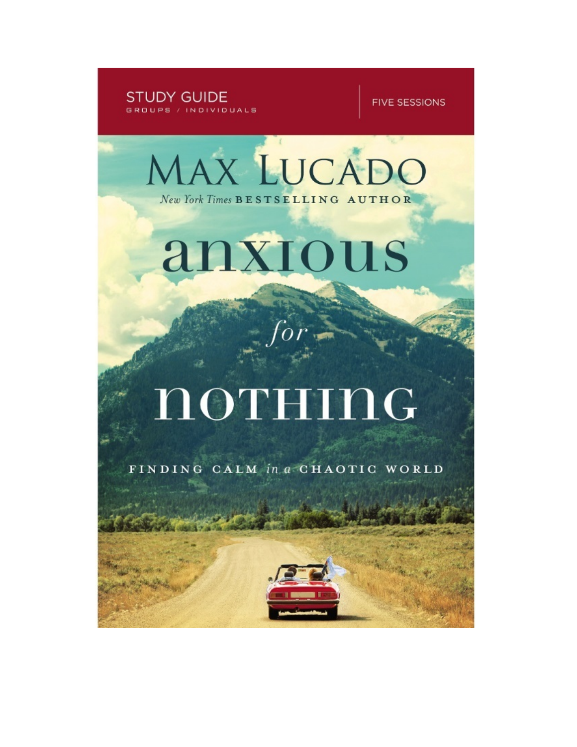STUDY GUIDE

GROUPS / INDIVIDUALS

FIVE SESSIONS

# MAX LUCADO

*New York Times* BESTSELLING AUTHOR

# anxious *for* nothing

FINDING CALM *in a* CHAOTIC WORLD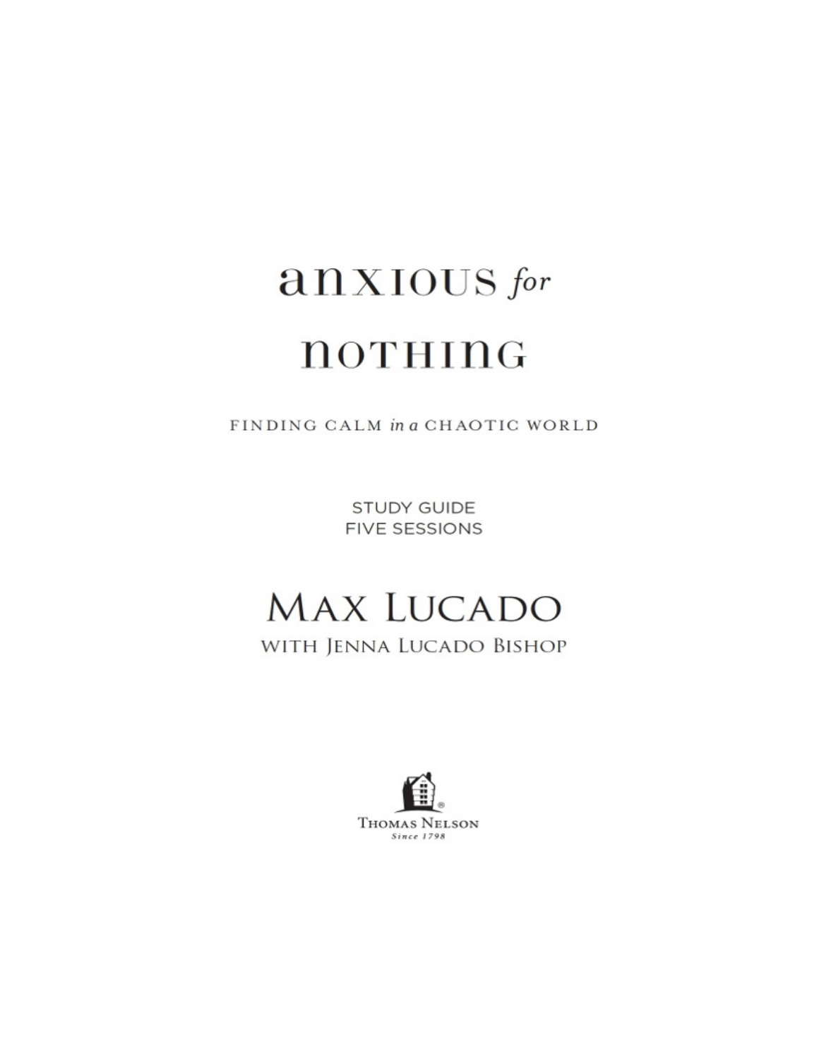# anxious *for* nothing

FINDING CALM *in a* CHAOTIC WORLD

STUDY GUIDE
FIVE SESSIONS

## MAX LUCADO

WITH JENNA LUCADO BISHOP

THOMAS NELSON
*Since 1798*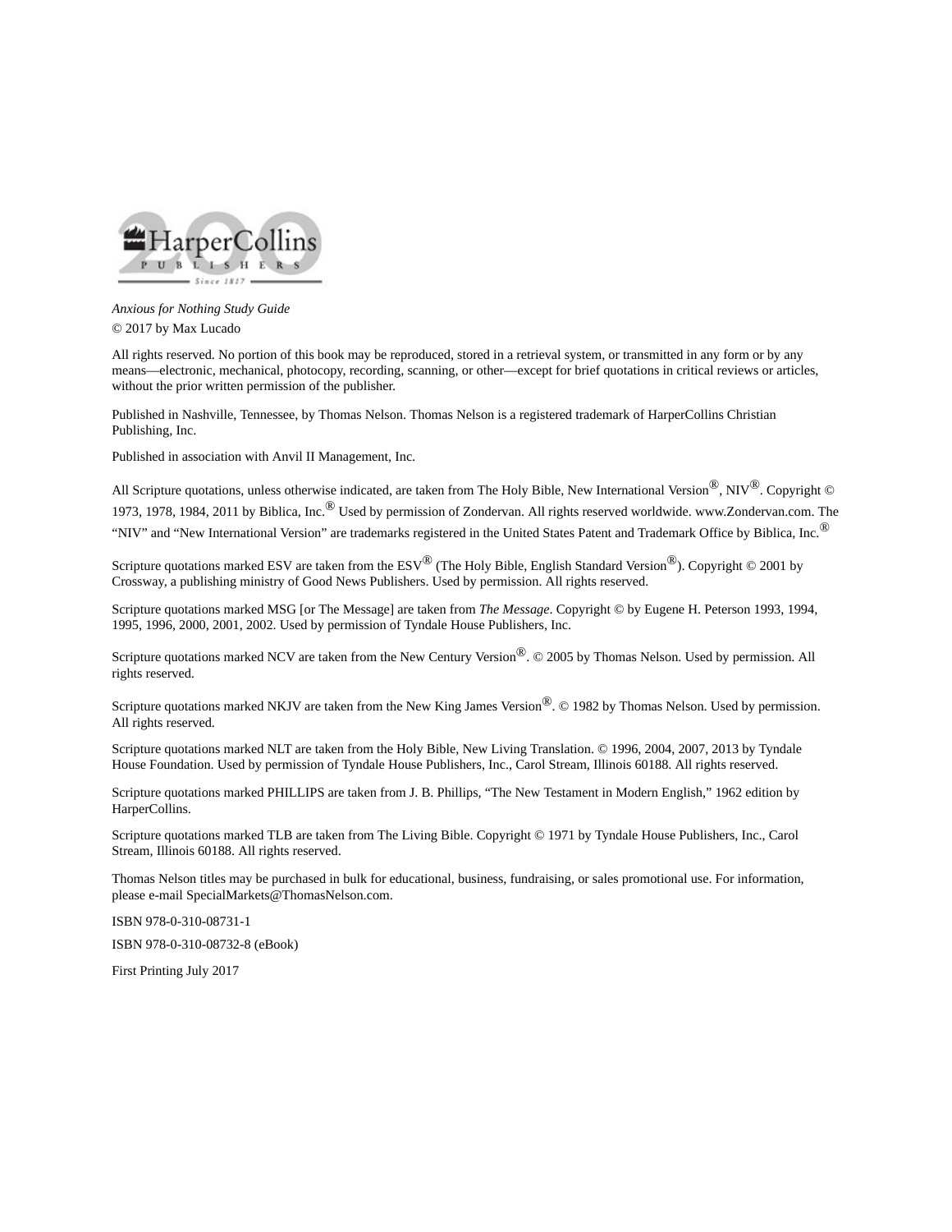*Anxious for Nothing Study Guide*

© 2017 by Max Lucado

All rights reserved. No portion of this book may be reproduced, stored in a retrieval system, or transmitted in any form or by any means—electronic, mechanical, photocopy, recording, scanning, or other—except for brief quotations in critical reviews or articles, without the prior written permission of the publisher.

Published in Nashville, Tennessee, by Thomas Nelson. Thomas Nelson is a registered trademark of HarperCollins Christian Publishing, Inc.

Published in association with Anvil II Management, Inc.

All Scripture quotations, unless otherwise indicated, are taken from The Holy Bible, New International Version®, NIV®. Copyright © 1973, 1978, 1984, 2011 by Biblica, Inc.® Used by permission of Zondervan. All rights reserved worldwide. www.Zondervan.com. The "NIV" and "New International Version" are trademarks registered in the United States Patent and Trademark Office by Biblica, Inc.®

Scripture quotations marked ESV are taken from the ESV® (The Holy Bible, English Standard Version®). Copyright © 2001 by Crossway, a publishing ministry of Good News Publishers. Used by permission. All rights reserved.

Scripture quotations marked MSG [or The Message] are taken from *The Message*. Copyright © by Eugene H. Peterson 1993, 1994, 1995, 1996, 2000, 2001, 2002. Used by permission of Tyndale House Publishers, Inc.

Scripture quotations marked NCV are taken from the New Century Version®. © 2005 by Thomas Nelson. Used by permission. All rights reserved.

Scripture quotations marked NKJV are taken from the New King James Version®. © 1982 by Thomas Nelson. Used by permission. All rights reserved.

Scripture quotations marked NLT are taken from the Holy Bible, New Living Translation. © 1996, 2004, 2007, 2013 by Tyndale House Foundation. Used by permission of Tyndale House Publishers, Inc., Carol Stream, Illinois 60188. All rights reserved.

Scripture quotations marked PHILLIPS are taken from J. B. Phillips, "The New Testament in Modern English," 1962 edition by HarperCollins.

Scripture quotations marked TLB are taken from The Living Bible. Copyright © 1971 by Tyndale House Publishers, Inc., Carol Stream, Illinois 60188. All rights reserved.

Thomas Nelson titles may be purchased in bulk for educational, business, fundraising, or sales promotional use. For information, please e-mail SpecialMarkets@ThomasNelson.com.

ISBN 978-0-310-08731-1

ISBN 978-0-310-08732-8 (eBook)

First Printing July 2017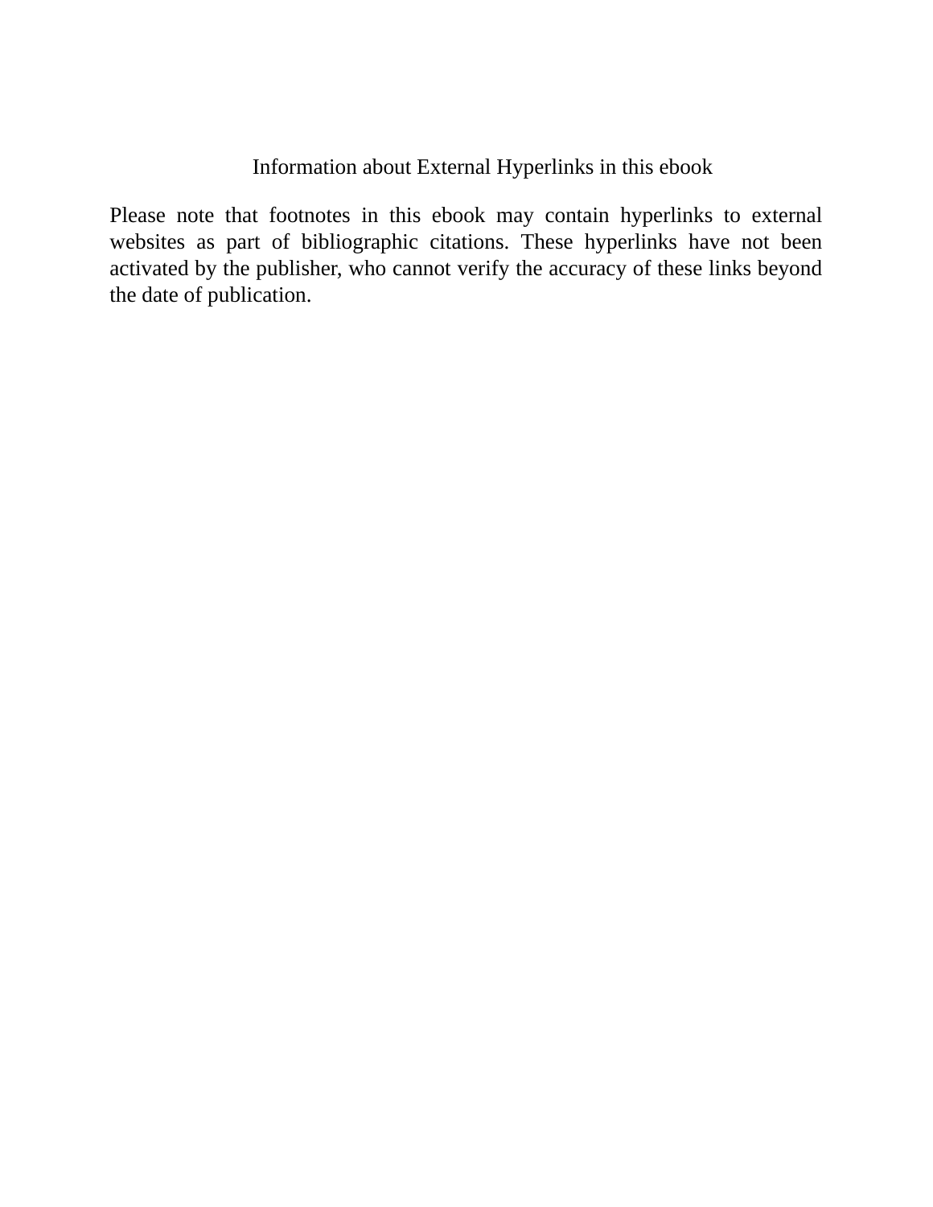## Information about External Hyperlinks in this ebook

Please note that footnotes in this ebook may contain hyperlinks to external websites as part of bibliographic citations. These hyperlinks have not been activated by the publisher, who cannot verify the accuracy of these links beyond the date of publication.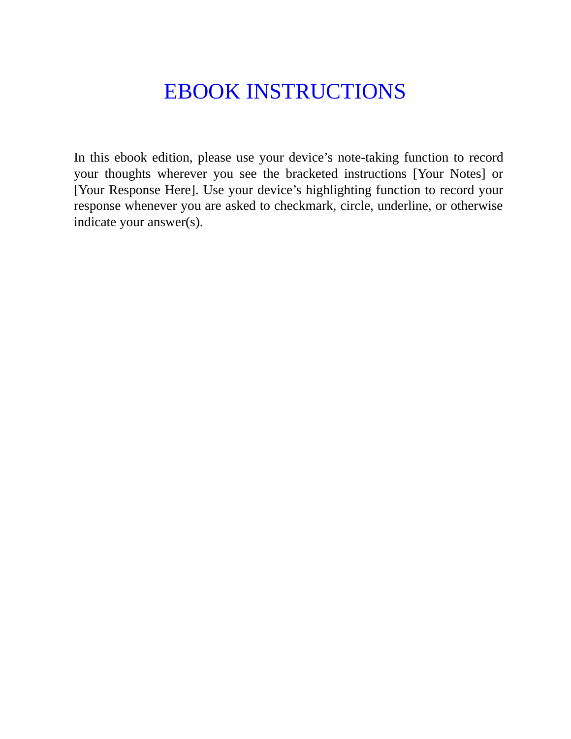# EBOOK INSTRUCTIONS

In this ebook edition, please use your device's note-taking function to record your thoughts wherever you see the bracketed instructions [Your Notes] or [Your Response Here]. Use your device's highlighting function to record your response whenever you are asked to checkmark, circle, underline, or otherwise indicate your answer(s).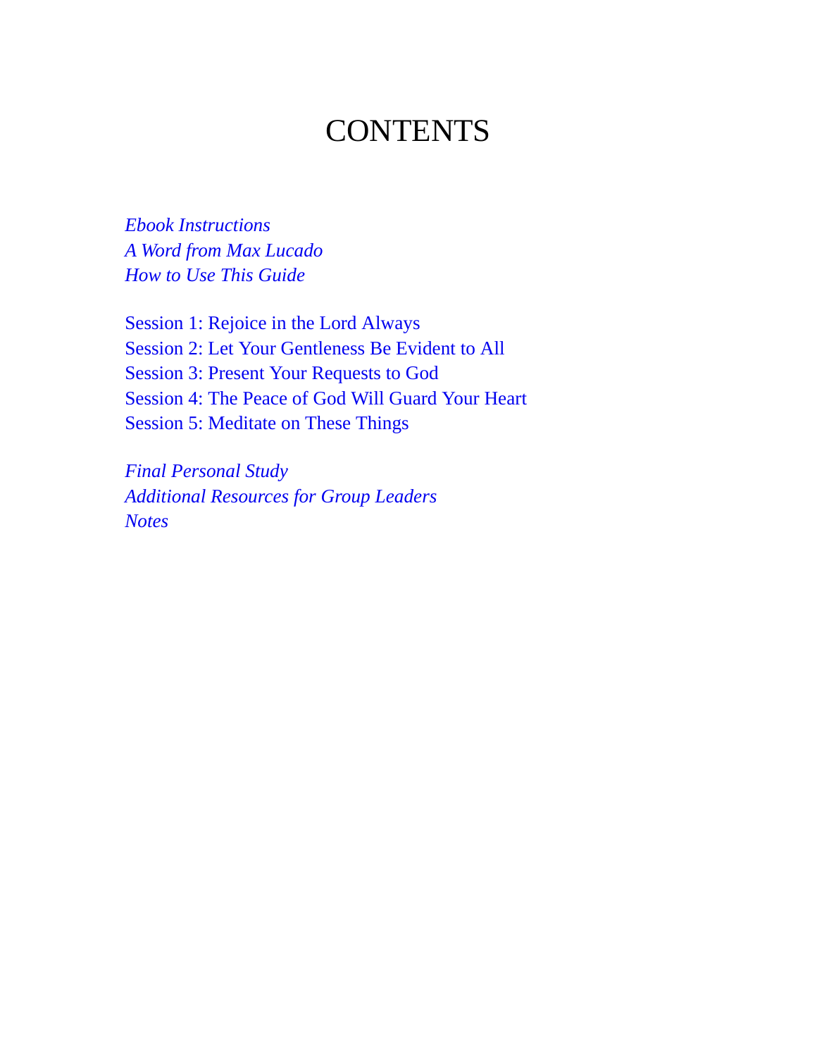# CONTENTS

*Ebook Instructions*
*A Word from Max Lucado*
*How to Use This Guide*

Session 1: Rejoice in the Lord Always
Session 2: Let Your Gentleness Be Evident to All
Session 3: Present Your Requests to God
Session 4: The Peace of God Will Guard Your Heart
Session 5: Meditate on These Things

*Final Personal Study*
*Additional Resources for Group Leaders*
*Notes*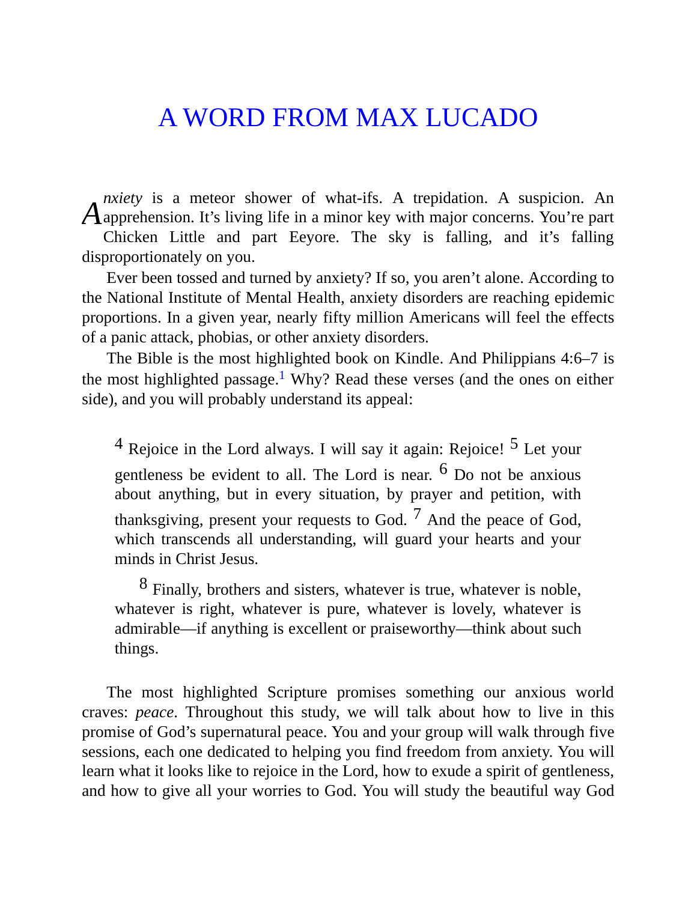# A WORD FROM MAX LUCADO

*Anxiety* is a meteor shower of what-ifs. A trepidation. A suspicion. An apprehension. It's living life in a minor key with major concerns. You're part Chicken Little and part Eeyore. The sky is falling, and it's falling disproportionately on you.

Ever been tossed and turned by anxiety? If so, you aren't alone. According to the National Institute of Mental Health, anxiety disorders are reaching epidemic proportions. In a given year, nearly fifty million Americans will feel the effects of a panic attack, phobias, or other anxiety disorders.

The Bible is the most highlighted book on Kindle. And Philippians 4:6–7 is the most highlighted passage.[1] Why? Read these verses (and the ones on either side), and you will probably understand its appeal:

> 4 Rejoice in the Lord always. I will say it again: Rejoice! 5 Let your gentleness be evident to all. The Lord is near. 6 Do not be anxious about anything, but in every situation, by prayer and petition, with thanksgiving, present your requests to God. 7 And the peace of God, which transcends all understanding, will guard your hearts and your minds in Christ Jesus.
>
> 8 Finally, brothers and sisters, whatever is true, whatever is noble, whatever is right, whatever is pure, whatever is lovely, whatever is admirable—if anything is excellent or praiseworthy—think about such things.

The most highlighted Scripture promises something our anxious world craves: *peace*. Throughout this study, we will talk about how to live in this promise of God's supernatural peace. You and your group will walk through five sessions, each one dedicated to helping you find freedom from anxiety. You will learn what it looks like to rejoice in the Lord, how to exude a spirit of gentleness, and how to give all your worries to God. You will study the beautiful way God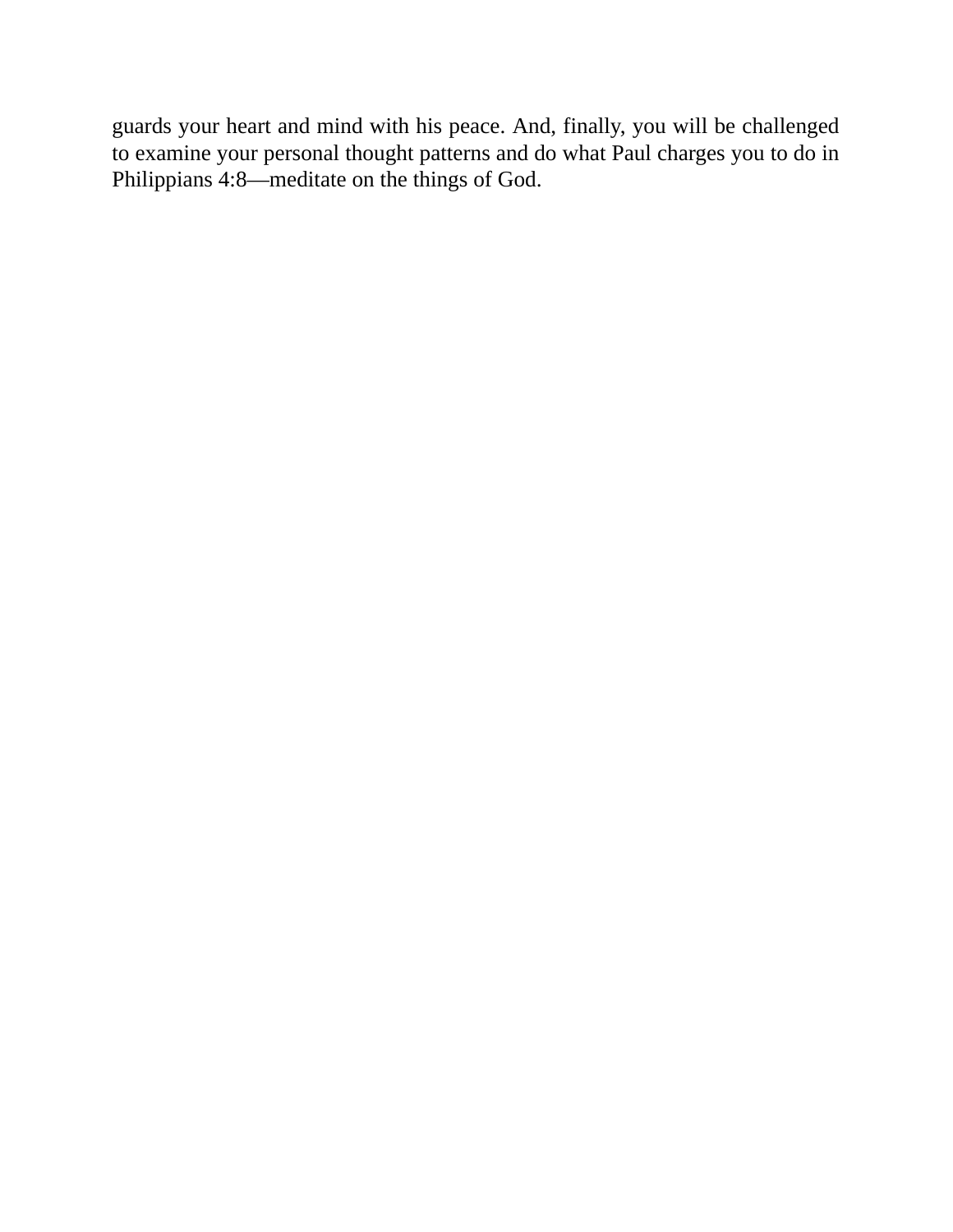guards your heart and mind with his peace. And, finally, you will be challenged to examine your personal thought patterns and do what Paul charges you to do in Philippians 4:8—meditate on the things of God.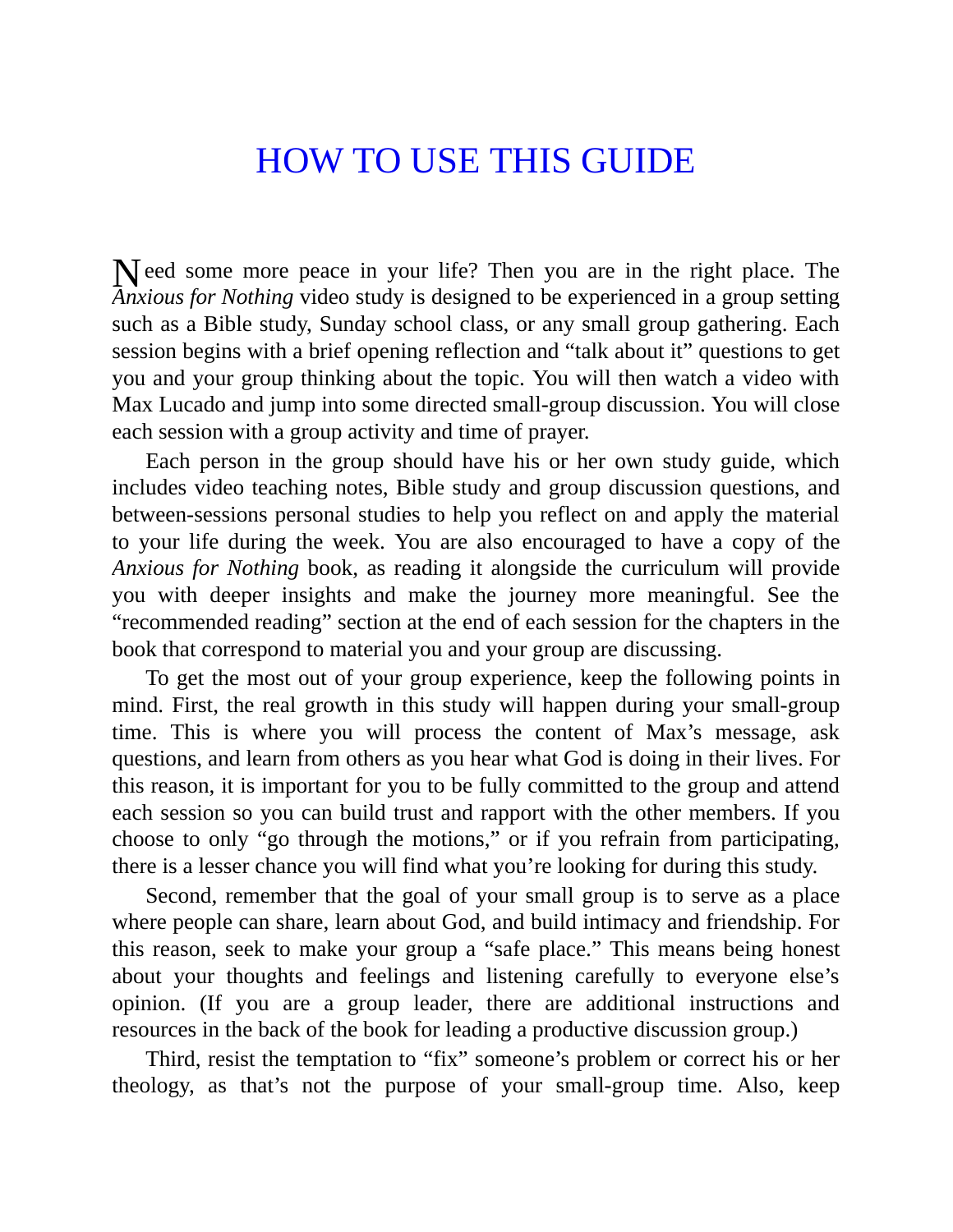# HOW TO USE THIS GUIDE

Need some more peace in your life? Then you are in the right place. The *Anxious for Nothing* video study is designed to be experienced in a group setting such as a Bible study, Sunday school class, or any small group gathering. Each session begins with a brief opening reflection and "talk about it" questions to get you and your group thinking about the topic. You will then watch a video with Max Lucado and jump into some directed small-group discussion. You will close each session with a group activity and time of prayer.

Each person in the group should have his or her own study guide, which includes video teaching notes, Bible study and group discussion questions, and between-sessions personal studies to help you reflect on and apply the material to your life during the week. You are also encouraged to have a copy of the *Anxious for Nothing* book, as reading it alongside the curriculum will provide you with deeper insights and make the journey more meaningful. See the "recommended reading" section at the end of each session for the chapters in the book that correspond to material you and your group are discussing.

To get the most out of your group experience, keep the following points in mind. First, the real growth in this study will happen during your small-group time. This is where you will process the content of Max's message, ask questions, and learn from others as you hear what God is doing in their lives. For this reason, it is important for you to be fully committed to the group and attend each session so you can build trust and rapport with the other members. If you choose to only "go through the motions," or if you refrain from participating, there is a lesser chance you will find what you're looking for during this study.

Second, remember that the goal of your small group is to serve as a place where people can share, learn about God, and build intimacy and friendship. For this reason, seek to make your group a "safe place." This means being honest about your thoughts and feelings and listening carefully to everyone else's opinion. (If you are a group leader, there are additional instructions and resources in the back of the book for leading a productive discussion group.)

Third, resist the temptation to "fix" someone's problem or correct his or her theology, as that's not the purpose of your small-group time. Also, keep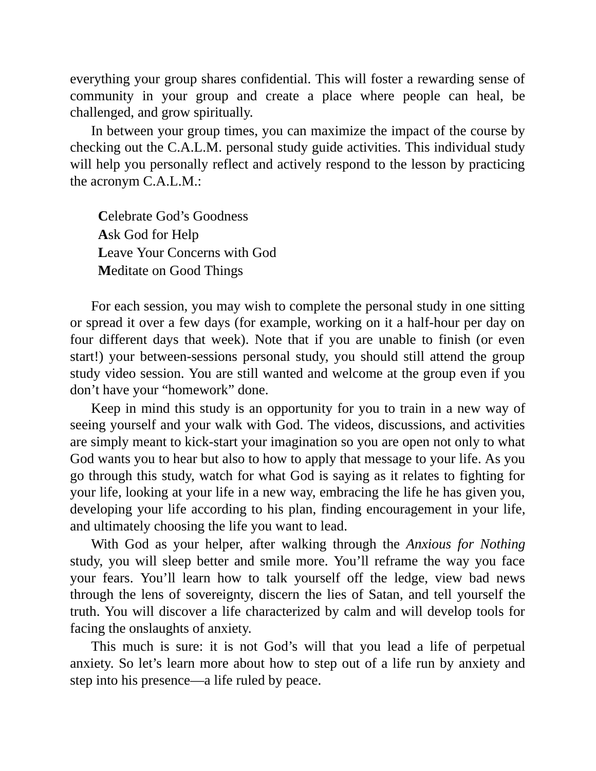everything your group shares confidential. This will foster a rewarding sense of community in your group and create a place where people can heal, be challenged, and grow spiritually.

In between your group times, you can maximize the impact of the course by checking out the C.A.L.M. personal study guide activities. This individual study will help you personally reflect and actively respond to the lesson by practicing the acronym C.A.L.M.:

**C**elebrate God's Goodness
**A**sk God for Help
**L**eave Your Concerns with God
**M**editate on Good Things

For each session, you may wish to complete the personal study in one sitting or spread it over a few days (for example, working on it a half-hour per day on four different days that week). Note that if you are unable to finish (or even start!) your between-sessions personal study, you should still attend the group study video session. You are still wanted and welcome at the group even if you don't have your "homework" done.

Keep in mind this study is an opportunity for you to train in a new way of seeing yourself and your walk with God. The videos, discussions, and activities are simply meant to kick-start your imagination so you are open not only to what God wants you to hear but also to how to apply that message to your life. As you go through this study, watch for what God is saying as it relates to fighting for your life, looking at your life in a new way, embracing the life he has given you, developing your life according to his plan, finding encouragement in your life, and ultimately choosing the life you want to lead.

With God as your helper, after walking through the *Anxious for Nothing* study, you will sleep better and smile more. You'll reframe the way you face your fears. You'll learn how to talk yourself off the ledge, view bad news through the lens of sovereignty, discern the lies of Satan, and tell yourself the truth. You will discover a life characterized by calm and will develop tools for facing the onslaughts of anxiety.

This much is sure: it is not God's will that you lead a life of perpetual anxiety. So let's learn more about how to step out of a life run by anxiety and step into his presence—a life ruled by peace.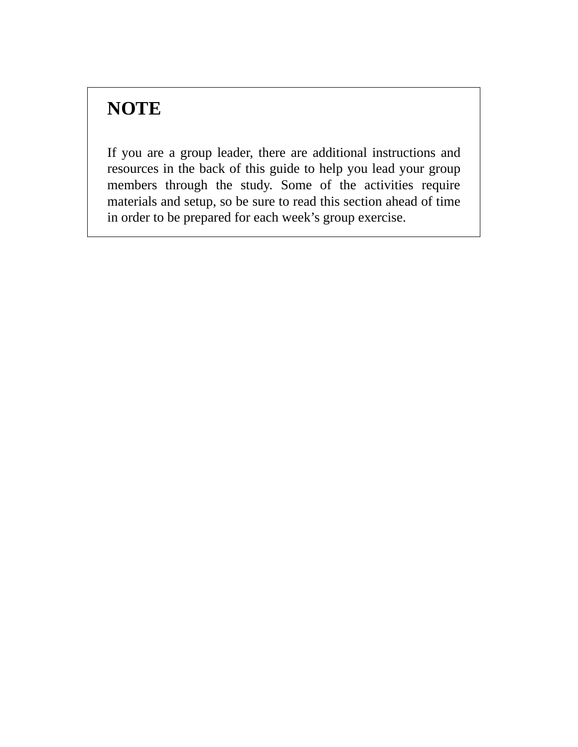## NOTE

If you are a group leader, there are additional instructions and resources in the back of this guide to help you lead your group members through the study. Some of the activities require materials and setup, so be sure to read this section ahead of time in order to be prepared for each week's group exercise.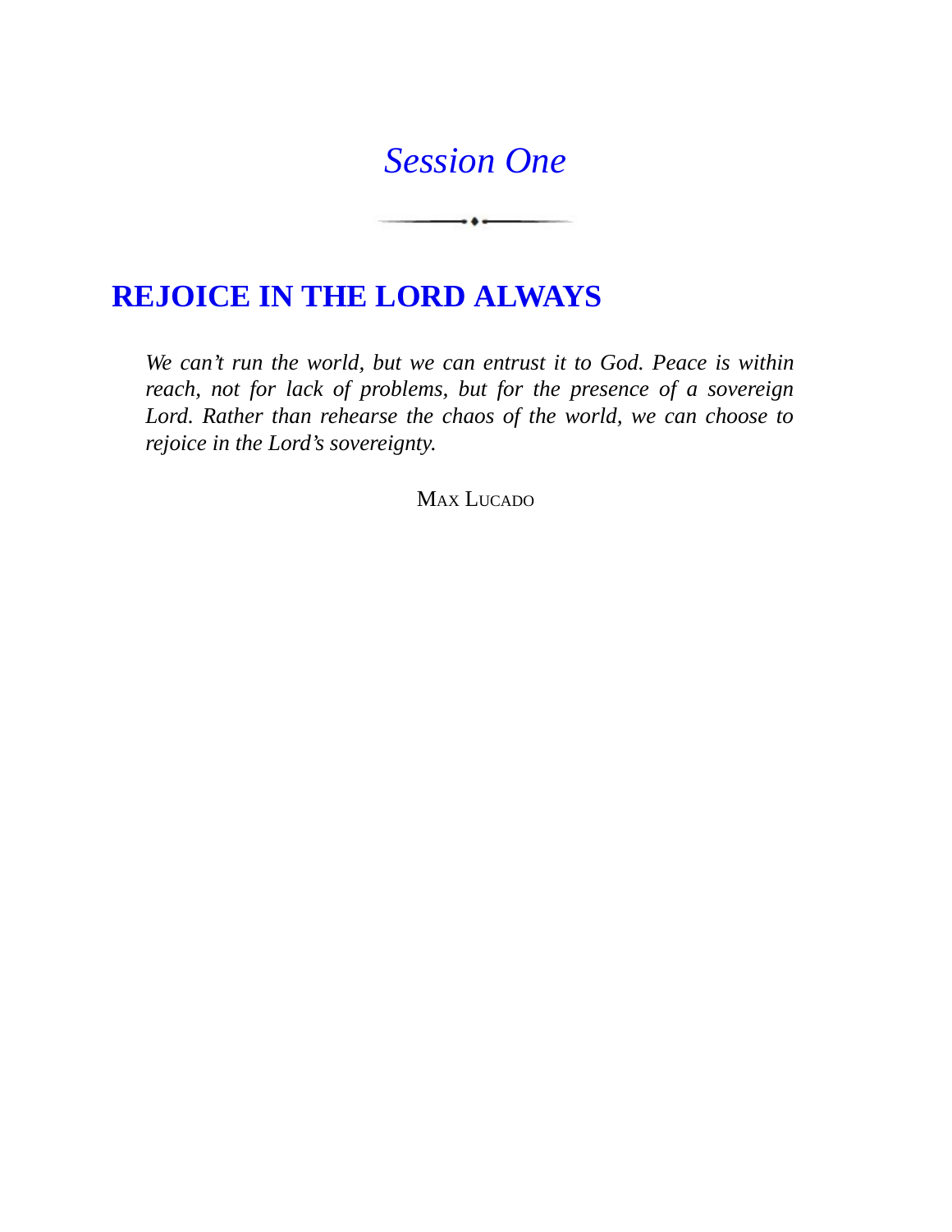*Session One*

# REJOICE IN THE LORD ALWAYS

> *We can't run the world, but we can entrust it to God. Peace is within reach, not for lack of problems, but for the presence of a sovereign Lord. Rather than rehearse the chaos of the world, we can choose to rejoice in the Lord's sovereignty.*
>
> MAX LUCADO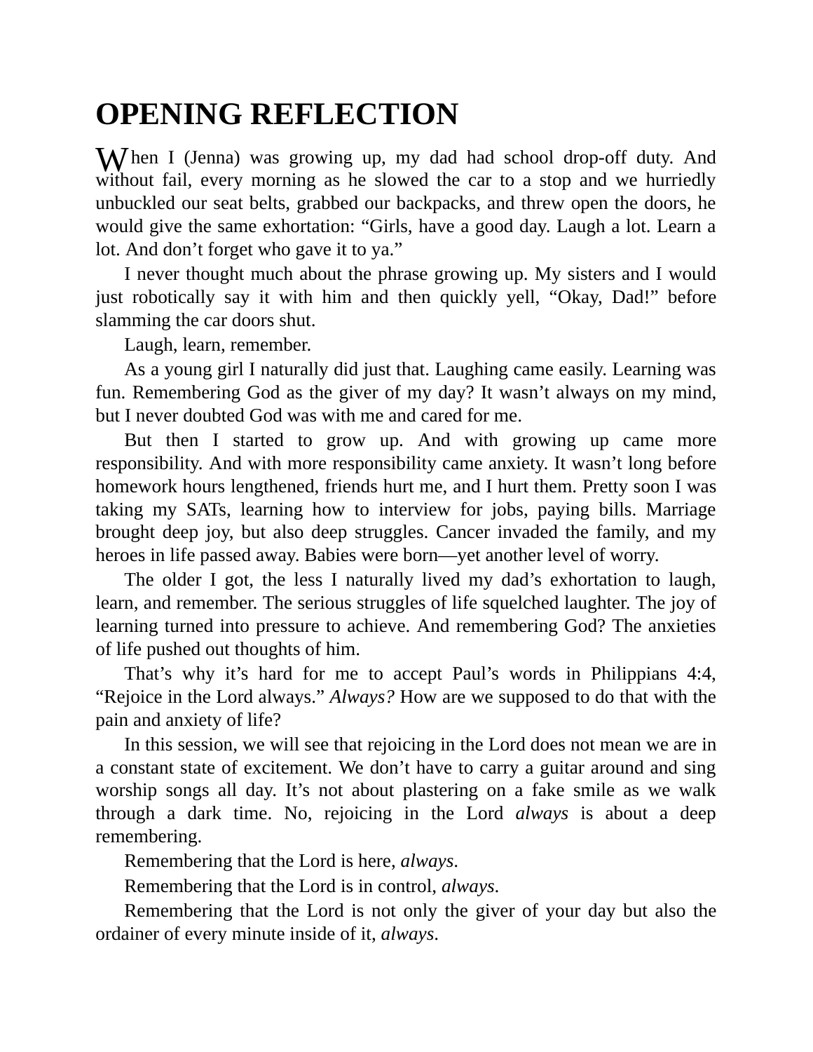# OPENING REFLECTION

When I (Jenna) was growing up, my dad had school drop-off duty. And without fail, every morning as he slowed the car to a stop and we hurriedly unbuckled our seat belts, grabbed our backpacks, and threw open the doors, he would give the same exhortation: “Girls, have a good day. Laugh a lot. Learn a lot. And don’t forget who gave it to ya.”

I never thought much about the phrase growing up. My sisters and I would just robotically say it with him and then quickly yell, “Okay, Dad!” before slamming the car doors shut.

Laugh, learn, remember.

As a young girl I naturally did just that. Laughing came easily. Learning was fun. Remembering God as the giver of my day? It wasn’t always on my mind, but I never doubted God was with me and cared for me.

But then I started to grow up. And with growing up came more responsibility. And with more responsibility came anxiety. It wasn’t long before homework hours lengthened, friends hurt me, and I hurt them. Pretty soon I was taking my SATs, learning how to interview for jobs, paying bills. Marriage brought deep joy, but also deep struggles. Cancer invaded the family, and my heroes in life passed away. Babies were born—yet another level of worry.

The older I got, the less I naturally lived my dad’s exhortation to laugh, learn, and remember. The serious struggles of life squelched laughter. The joy of learning turned into pressure to achieve. And remembering God? The anxieties of life pushed out thoughts of him.

That’s why it’s hard for me to accept Paul’s words in Philippians 4:4, “Rejoice in the Lord always.” *Always?* How are we supposed to do that with the pain and anxiety of life?

In this session, we will see that rejoicing in the Lord does not mean we are in a constant state of excitement. We don’t have to carry a guitar around and sing worship songs all day. It’s not about plastering on a fake smile as we walk through a dark time. No, rejoicing in the Lord *always* is about a deep remembering.

Remembering that the Lord is here, *always*.

Remembering that the Lord is in control, *always*.

Remembering that the Lord is not only the giver of your day but also the ordainer of every minute inside of it, *always*.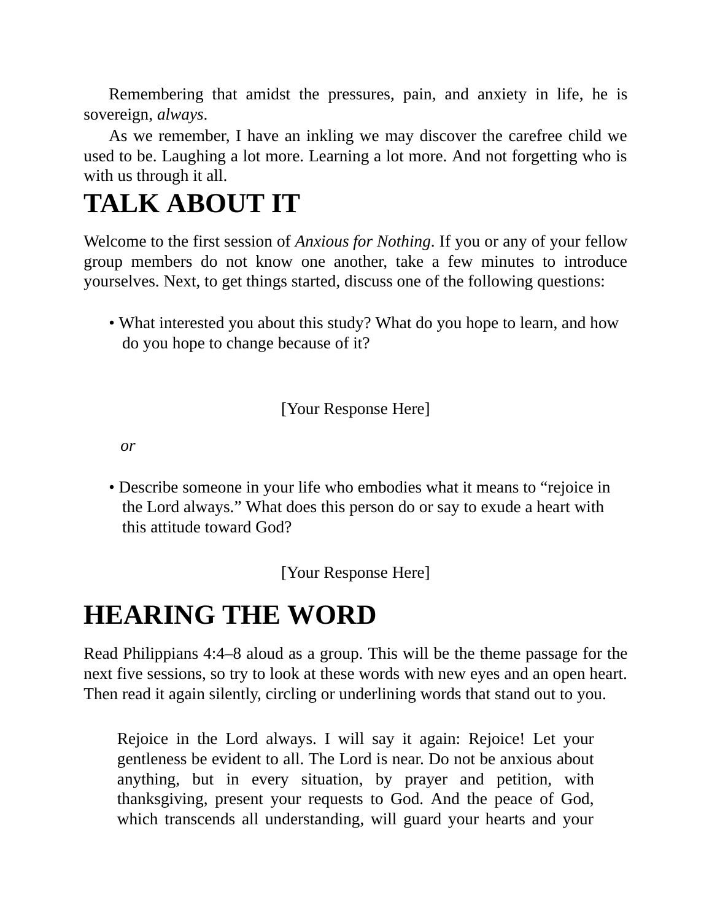Remembering that amidst the pressures, pain, and anxiety in life, he is sovereign, *always*.

As we remember, I have an inkling we may discover the carefree child we used to be. Laughing a lot more. Learning a lot more. And not forgetting who is with us through it all.

# TALK ABOUT IT

Welcome to the first session of *Anxious for Nothing*. If you or any of your fellow group members do not know one another, take a few minutes to introduce yourselves. Next, to get things started, discuss one of the following questions:

- What interested you about this study? What do you hope to learn, and how do you hope to change because of it?

[Your Response Here]

*or*

- Describe someone in your life who embodies what it means to "rejoice in the Lord always." What does this person do or say to exude a heart with this attitude toward God?

[Your Response Here]

# HEARING THE WORD

Read Philippians 4:4–8 aloud as a group. This will be the theme passage for the next five sessions, so try to look at these words with new eyes and an open heart. Then read it again silently, circling or underlining words that stand out to you.

> Rejoice in the Lord always. I will say it again: Rejoice! Let your gentleness be evident to all. The Lord is near. Do not be anxious about anything, but in every situation, by prayer and petition, with thanksgiving, present your requests to God. And the peace of God, which transcends all understanding, will guard your hearts and your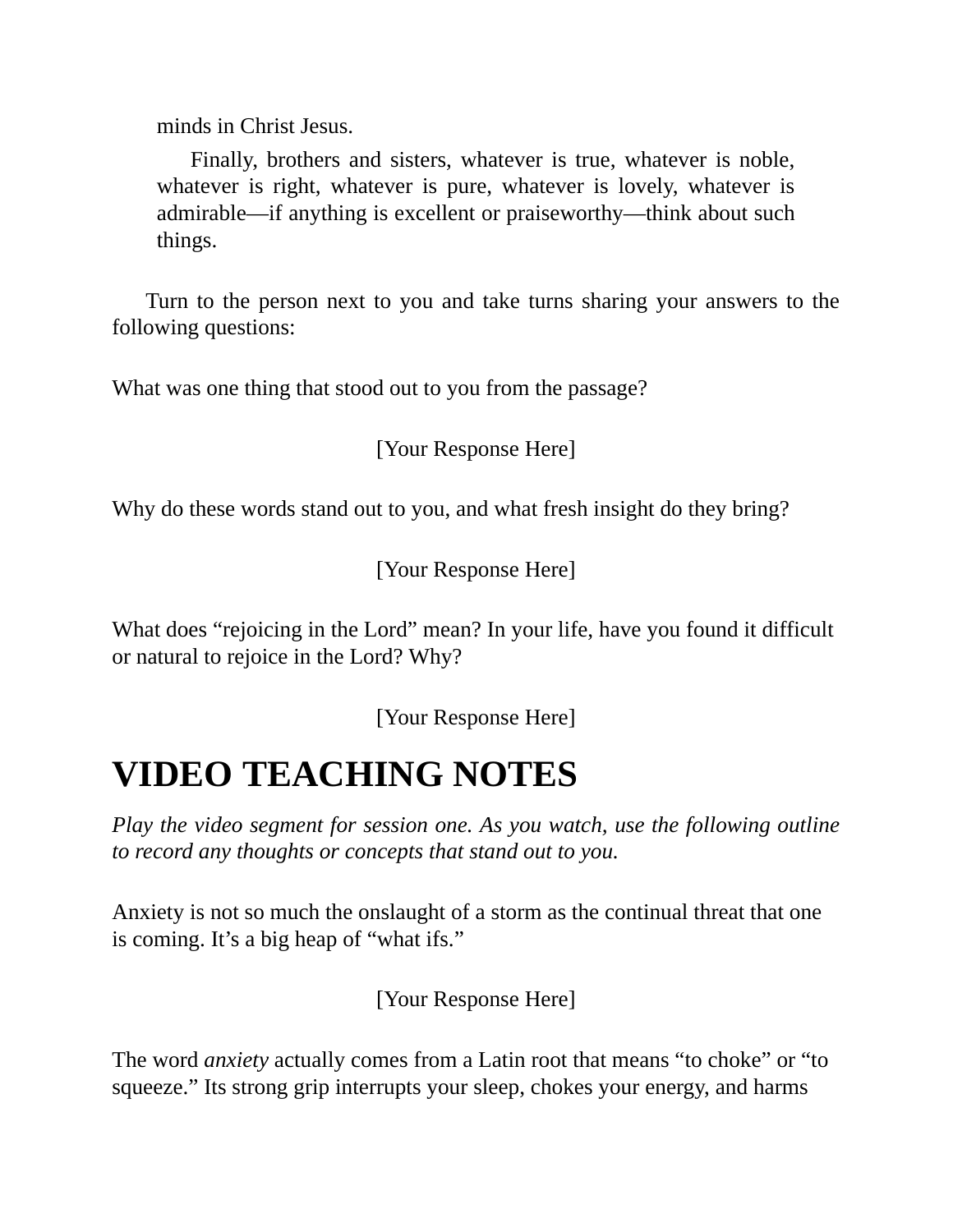> minds in Christ Jesus.
>
> Finally, brothers and sisters, whatever is true, whatever is noble, whatever is right, whatever is pure, whatever is lovely, whatever is admirable—if anything is excellent or praiseworthy—think about such things.

Turn to the person next to you and take turns sharing your answers to the following questions:

What was one thing that stood out to you from the passage?

[Your Response Here]

Why do these words stand out to you, and what fresh insight do they bring?

[Your Response Here]

What does “rejoicing in the Lord” mean? In your life, have you found it difficult or natural to rejoice in the Lord? Why?

[Your Response Here]

# VIDEO TEACHING NOTES

*Play the video segment for session one. As you watch, use the following outline to record any thoughts or concepts that stand out to you.*

Anxiety is not so much the onslaught of a storm as the continual threat that one is coming. It’s a big heap of “what ifs.”

[Your Response Here]

The word *anxiety* actually comes from a Latin root that means “to choke” or “to squeeze.” Its strong grip interrupts your sleep, chokes your energy, and harms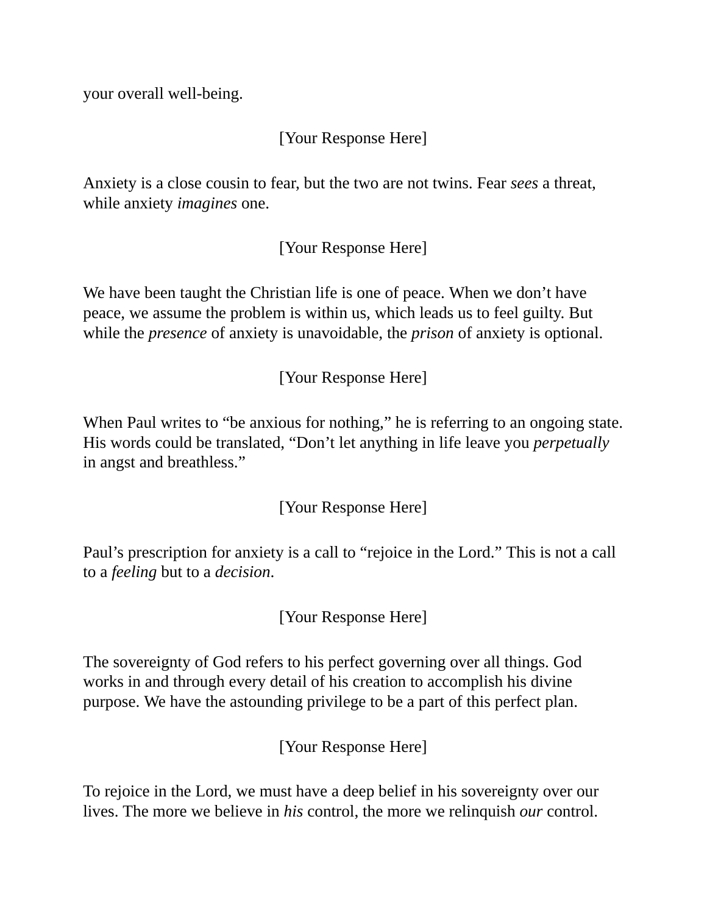your overall well-being.

[Your Response Here]

Anxiety is a close cousin to fear, but the two are not twins. Fear *sees* a threat, while anxiety *imagines* one.

[Your Response Here]

We have been taught the Christian life is one of peace. When we don't have peace, we assume the problem is within us, which leads us to feel guilty. But while the *presence* of anxiety is unavoidable, the *prison* of anxiety is optional.

[Your Response Here]

When Paul writes to "be anxious for nothing," he is referring to an ongoing state. His words could be translated, "Don't let anything in life leave you *perpetually* in angst and breathless."

[Your Response Here]

Paul's prescription for anxiety is a call to "rejoice in the Lord." This is not a call to a *feeling* but to a *decision*.

[Your Response Here]

The sovereignty of God refers to his perfect governing over all things. God works in and through every detail of his creation to accomplish his divine purpose. We have the astounding privilege to be a part of this perfect plan.

[Your Response Here]

To rejoice in the Lord, we must have a deep belief in his sovereignty over our lives. The more we believe in *his* control, the more we relinquish *our* control.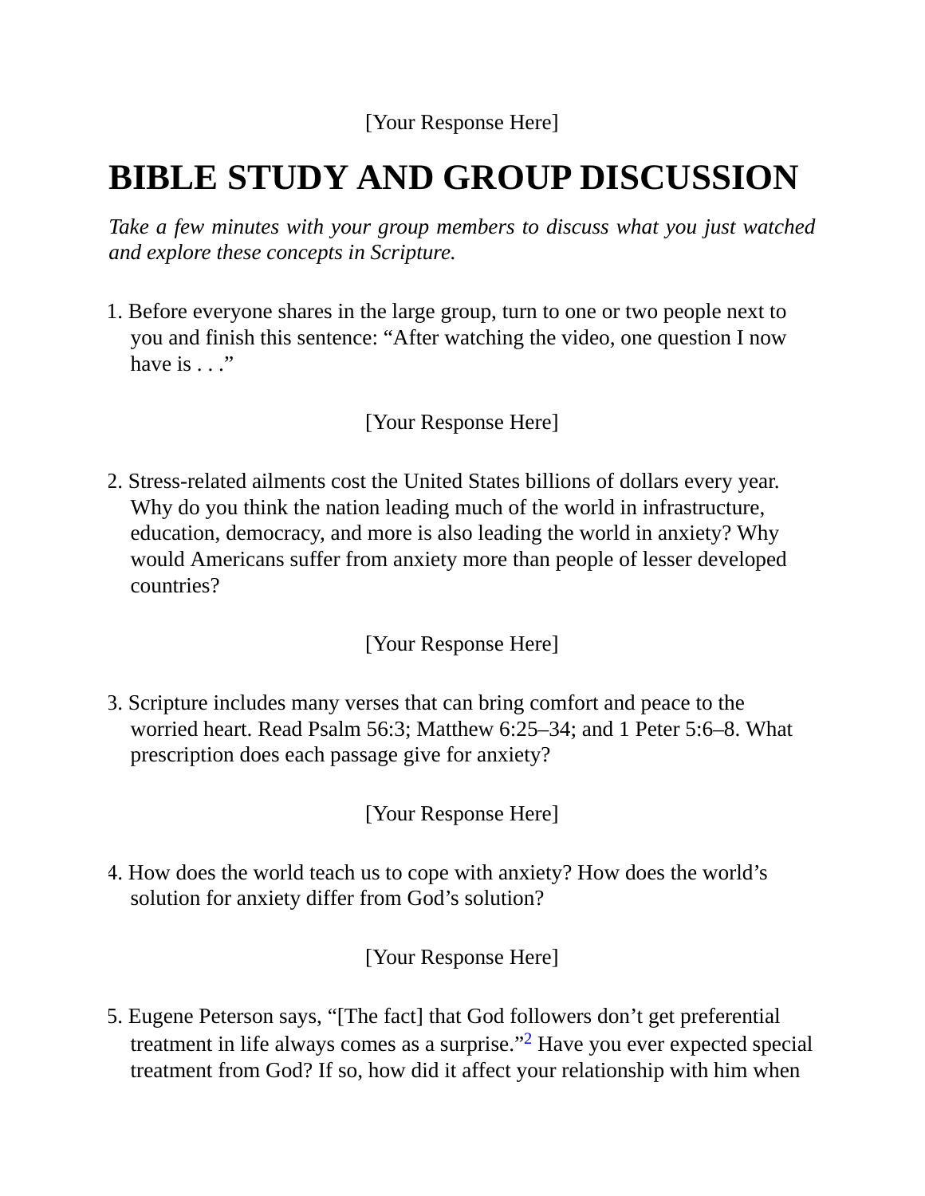[Your Response Here]

# BIBLE STUDY AND GROUP DISCUSSION

*Take a few minutes with your group members to discuss what you just watched and explore these concepts in Scripture.*

1. Before everyone shares in the large group, turn to one or two people next to you and finish this sentence: "After watching the video, one question I now have is . . ."

[Your Response Here]

2. Stress-related ailments cost the United States billions of dollars every year. Why do you think the nation leading much of the world in infrastructure, education, democracy, and more is also leading the world in anxiety? Why would Americans suffer from anxiety more than people of lesser developed countries?

[Your Response Here]

3. Scripture includes many verses that can bring comfort and peace to the worried heart. Read Psalm 56:3; Matthew 6:25–34; and 1 Peter 5:6–8. What prescription does each passage give for anxiety?

[Your Response Here]

4. How does the world teach us to cope with anxiety? How does the world's solution for anxiety differ from God's solution?

[Your Response Here]

5. Eugene Peterson says, "[The fact] that God followers don't get preferential treatment in life always comes as a surprise."[2] Have you ever expected special treatment from God? If so, how did it affect your relationship with him when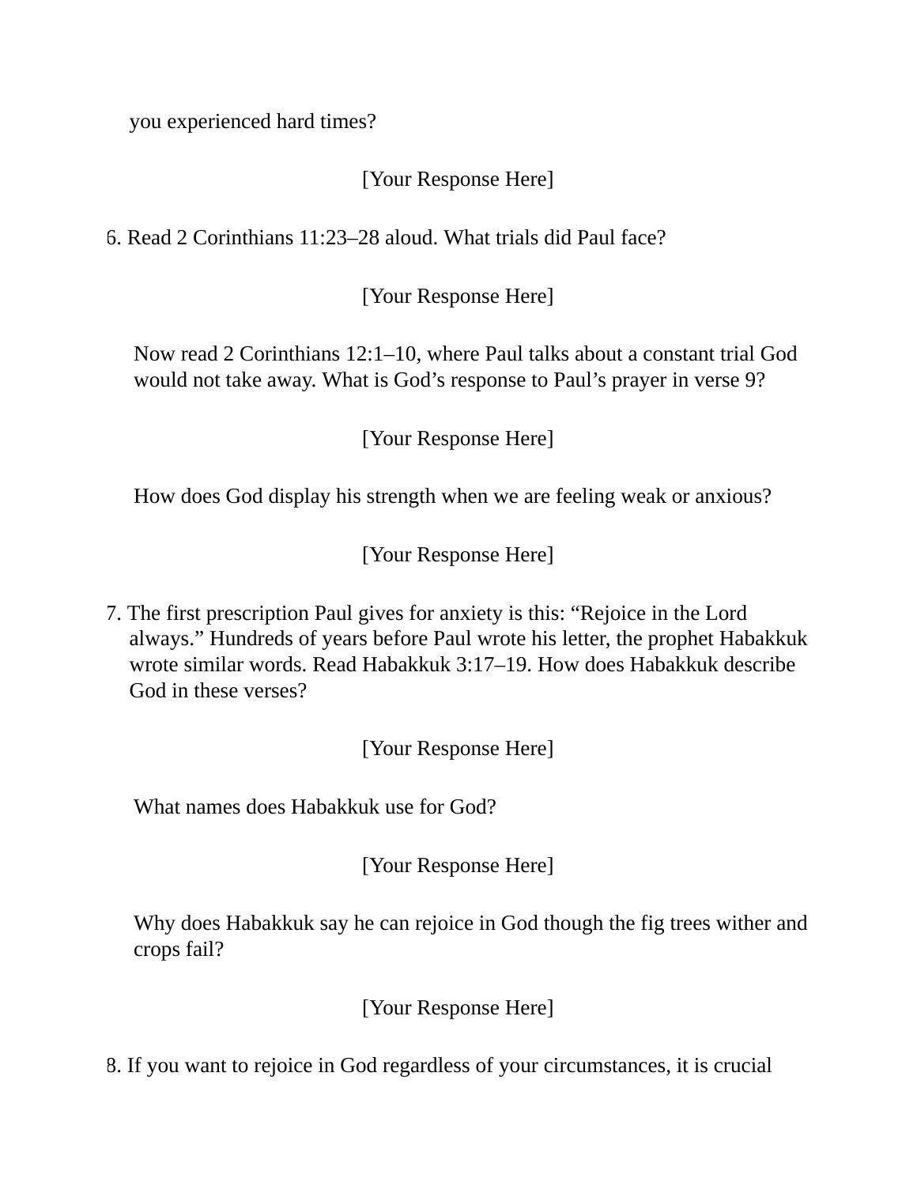you experienced hard times?

[Your Response Here]

6. Read 2 Corinthians 11:23–28 aloud. What trials did Paul face?

[Your Response Here]

Now read 2 Corinthians 12:1–10, where Paul talks about a constant trial God would not take away. What is God's response to Paul's prayer in verse 9?

[Your Response Here]

How does God display his strength when we are feeling weak or anxious?

[Your Response Here]

7. The first prescription Paul gives for anxiety is this: "Rejoice in the Lord always." Hundreds of years before Paul wrote his letter, the prophet Habakkuk wrote similar words. Read Habakkuk 3:17–19. How does Habakkuk describe God in these verses?

[Your Response Here]

What names does Habakkuk use for God?

[Your Response Here]

Why does Habakkuk say he can rejoice in God though the fig trees wither and crops fail?

[Your Response Here]

8. If you want to rejoice in God regardless of your circumstances, it is crucial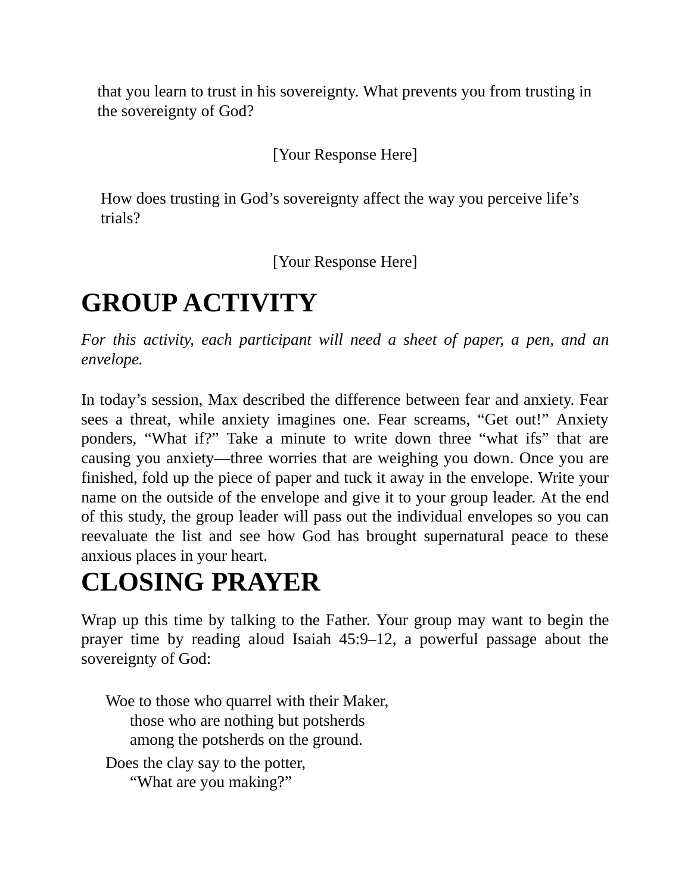that you learn to trust in his sovereignty. What prevents you from trusting in the sovereignty of God?

[Your Response Here]

How does trusting in God's sovereignty affect the way you perceive life's trials?

[Your Response Here]

# GROUP ACTIVITY

*For this activity, each participant will need a sheet of paper, a pen, and an envelope.*

In today's session, Max described the difference between fear and anxiety. Fear sees a threat, while anxiety imagines one. Fear screams, "Get out!" Anxiety ponders, "What if?" Take a minute to write down three "what ifs" that are causing you anxiety—three worries that are weighing you down. Once you are finished, fold up the piece of paper and tuck it away in the envelope. Write your name on the outside of the envelope and give it to your group leader. At the end of this study, the group leader will pass out the individual envelopes so you can reevaluate the list and see how God has brought supernatural peace to these anxious places in your heart.

# CLOSING PRAYER

Wrap up this time by talking to the Father. Your group may want to begin the prayer time by reading aloud Isaiah 45:9–12, a powerful passage about the sovereignty of God:

> Woe to those who quarrel with their Maker,
> those who are nothing but potsherds
> among the potsherds on the ground.
> Does the clay say to the potter,
> "What are you making?"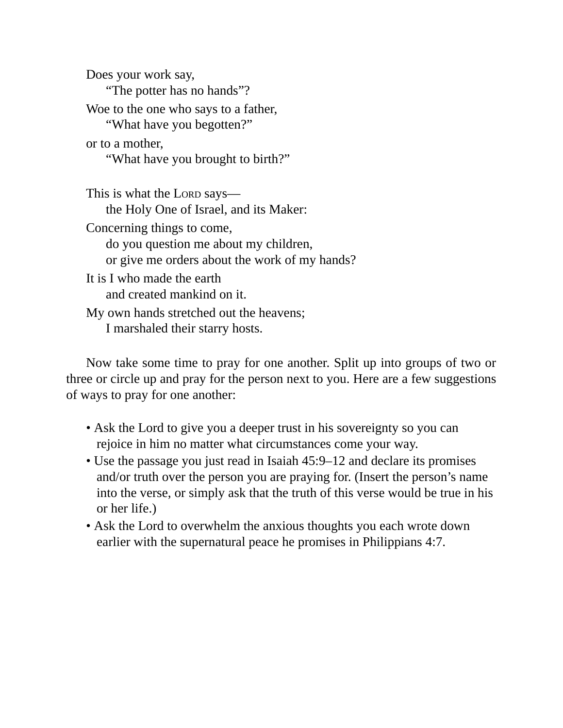Does your work say,  
  “The potter has no hands”?  
Woe to the one who says to a father,  
  “What have you begotten?”  
or to a mother,  
  “What have you brought to birth?”

This is what the LORD says—  
  the Holy One of Israel, and its Maker:  
Concerning things to come,  
  do you question me about my children,  
  or give me orders about the work of my hands?  
It is I who made the earth  
  and created mankind on it.  
My own hands stretched out the heavens;  
  I marshaled their starry hosts.

Now take some time to pray for one another. Split up into groups of two or three or circle up and pray for the person next to you. Here are a few suggestions of ways to pray for one another:

- Ask the Lord to give you a deeper trust in his sovereignty so you can rejoice in him no matter what circumstances come your way.
- Use the passage you just read in Isaiah 45:9–12 and declare its promises and/or truth over the person you are praying for. (Insert the person’s name into the verse, or simply ask that the truth of this verse would be true in his or her life.)
- Ask the Lord to overwhelm the anxious thoughts you each wrote down earlier with the supernatural peace he promises in Philippians 4:7.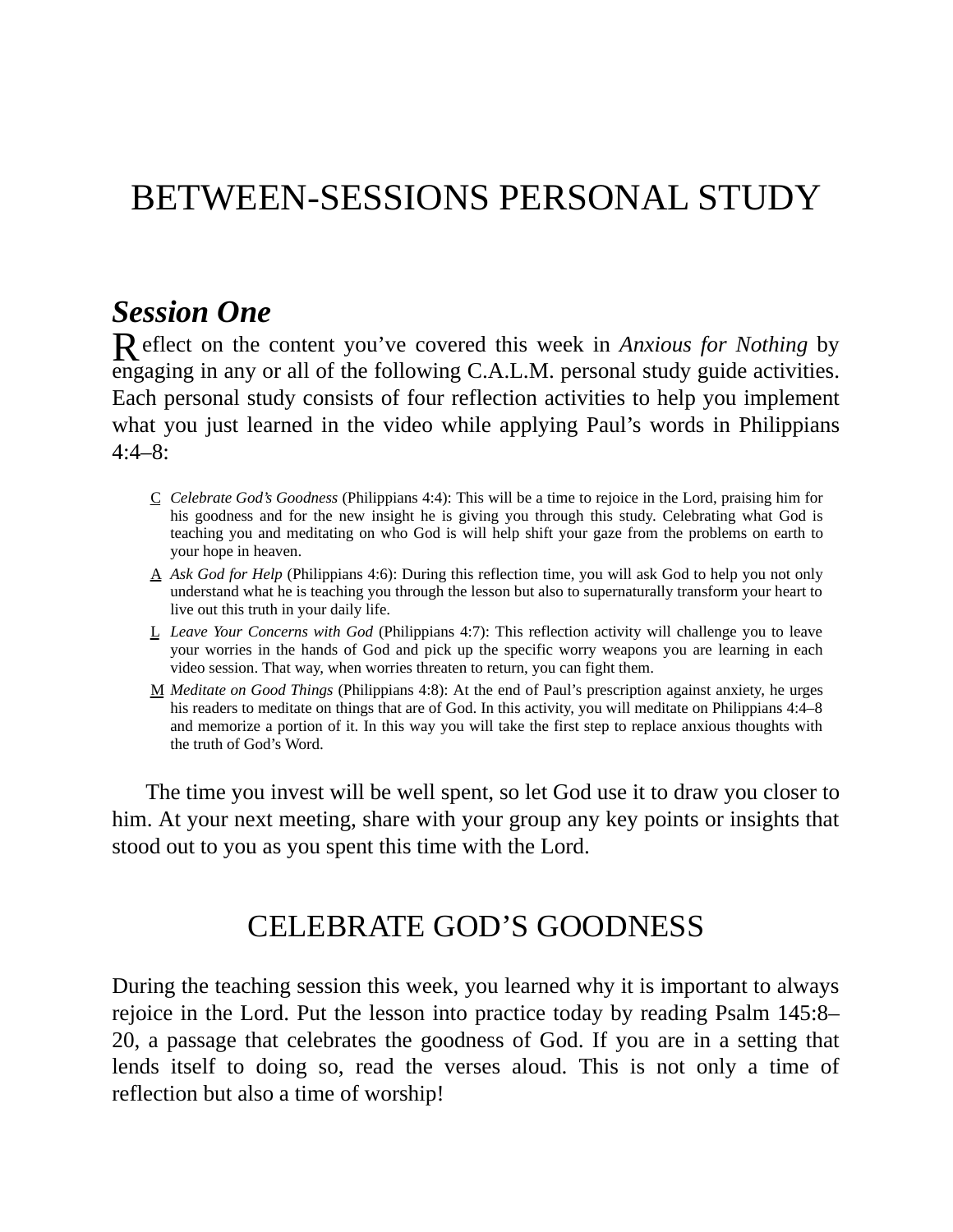# BETWEEN-SESSIONS PERSONAL STUDY

## *Session One*

Reflect on the content you've covered this week in *Anxious for Nothing* by engaging in any or all of the following C.A.L.M. personal study guide activities. Each personal study consists of four reflection activities to help you implement what you just learned in the video while applying Paul's words in Philippians 4:4–8:

- <u>C</u> *Celebrate God's Goodness* (Philippians 4:4): This will be a time to rejoice in the Lord, praising him for his goodness and for the new insight he is giving you through this study. Celebrating what God is teaching you and meditating on who God is will help shift your gaze from the problems on earth to your hope in heaven.
- <u>A</u> *Ask God for Help* (Philippians 4:6): During this reflection time, you will ask God to help you not only understand what he is teaching you through the lesson but also to supernaturally transform your heart to live out this truth in your daily life.
- <u>L</u> *Leave Your Concerns with God* (Philippians 4:7): This reflection activity will challenge you to leave your worries in the hands of God and pick up the specific worry weapons you are learning in each video session. That way, when worries threaten to return, you can fight them.
- <u>M</u> *Meditate on Good Things* (Philippians 4:8): At the end of Paul's prescription against anxiety, he urges his readers to meditate on things that are of God. In this activity, you will meditate on Philippians 4:4–8 and memorize a portion of it. In this way you will take the first step to replace anxious thoughts with the truth of God's Word.

The time you invest will be well spent, so let God use it to draw you closer to him. At your next meeting, share with your group any key points or insights that stood out to you as you spent this time with the Lord.

## CELEBRATE GOD'S GOODNESS

During the teaching session this week, you learned why it is important to always rejoice in the Lord. Put the lesson into practice today by reading Psalm 145:8–20, a passage that celebrates the goodness of God. If you are in a setting that lends itself to doing so, read the verses aloud. This is not only a time of reflection but also a time of worship!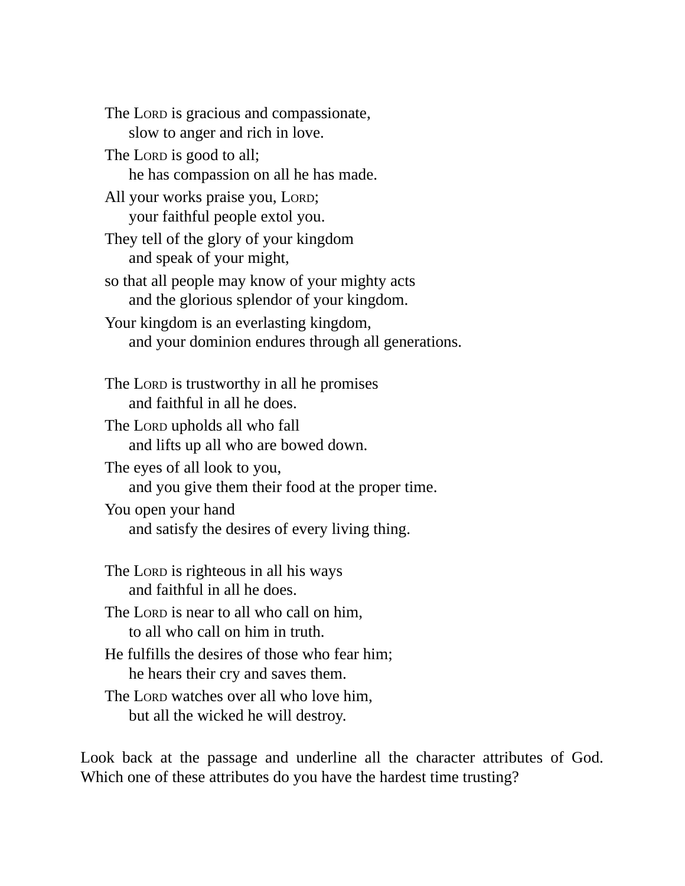The LORD is gracious and compassionate,  
  slow to anger and rich in love.  
The LORD is good to all;  
  he has compassion on all he has made.  
All your works praise you, LORD;  
  your faithful people extol you.  
They tell of the glory of your kingdom  
  and speak of your might,  
so that all people may know of your mighty acts  
  and the glorious splendor of your kingdom.  
Your kingdom is an everlasting kingdom,  
  and your dominion endures through all generations.

The LORD is trustworthy in all he promises  
  and faithful in all he does.  
The LORD upholds all who fall  
  and lifts up all who are bowed down.  
The eyes of all look to you,  
  and you give them their food at the proper time.  
You open your hand  
  and satisfy the desires of every living thing.

The LORD is righteous in all his ways  
  and faithful in all he does.  
The LORD is near to all who call on him,  
  to all who call on him in truth.  
He fulfills the desires of those who fear him;  
  he hears their cry and saves them.  
The LORD watches over all who love him,  
  but all the wicked he will destroy.

Look back at the passage and underline all the character attributes of God. Which one of these attributes do you have the hardest time trusting?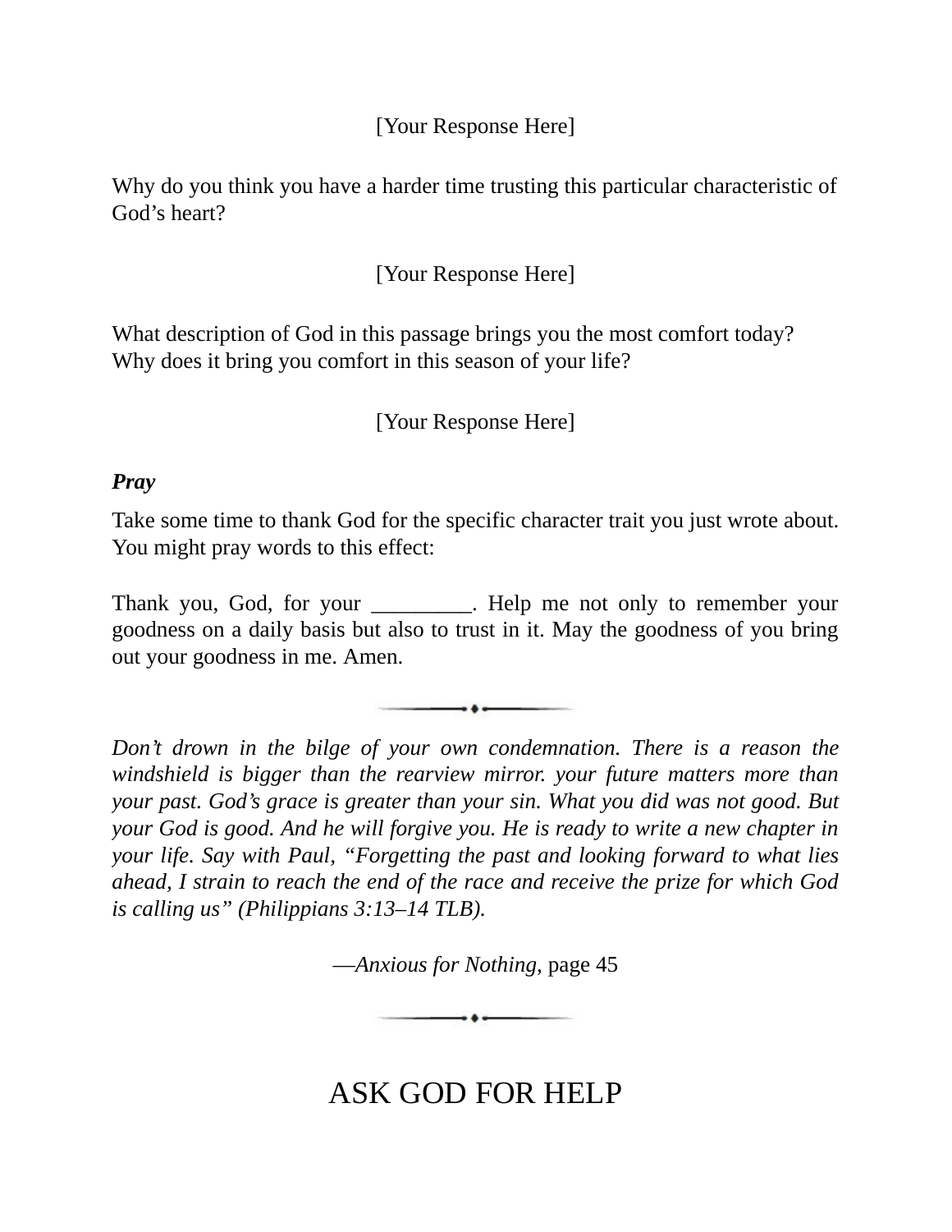[Your Response Here]

Why do you think you have a harder time trusting this particular characteristic of God’s heart?

[Your Response Here]

What description of God in this passage brings you the most comfort today? Why does it bring you comfort in this season of your life?

[Your Response Here]

***Pray***

Take some time to thank God for the specific character trait you just wrote about. You might pray words to this effect:

Thank you, God, for your _________. Help me not only to remember your goodness on a daily basis but also to trust in it. May the goodness of you bring out your goodness in me. Amen.

---

*Don’t drown in the bilge of your own condemnation. There is a reason the windshield is bigger than the rearview mirror. your future matters more than your past. God’s grace is greater than your sin. What you did was not good. But your God is good. And he will forgive you. He is ready to write a new chapter in your life. Say with Paul, “Forgetting the past and looking forward to what lies ahead, I strain to reach the end of the race and receive the prize for which God is calling us” (Philippians 3:13–14 TLB).*

—*Anxious for Nothing*, page 45

---

# ASK GOD FOR HELP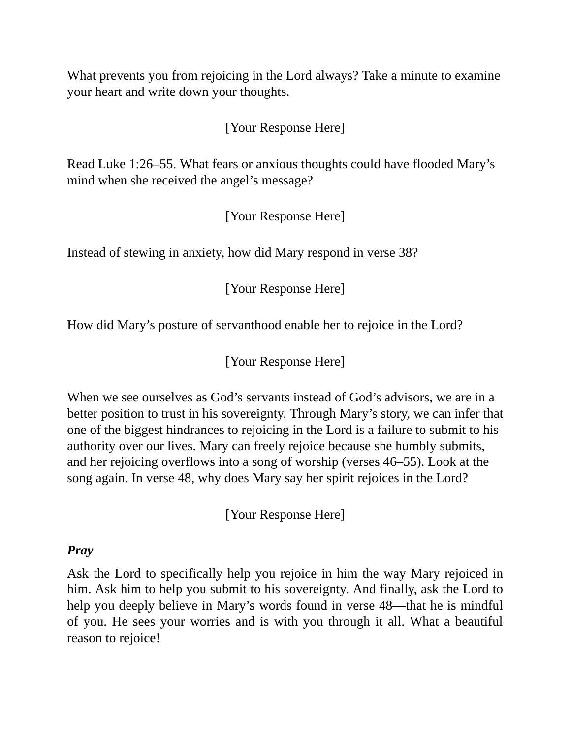What prevents you from rejoicing in the Lord always? Take a minute to examine your heart and write down your thoughts.

[Your Response Here]

Read Luke 1:26–55. What fears or anxious thoughts could have flooded Mary's mind when she received the angel's message?

[Your Response Here]

Instead of stewing in anxiety, how did Mary respond in verse 38?

[Your Response Here]

How did Mary's posture of servanthood enable her to rejoice in the Lord?

[Your Response Here]

When we see ourselves as God's servants instead of God's advisors, we are in a better position to trust in his sovereignty. Through Mary's story, we can infer that one of the biggest hindrances to rejoicing in the Lord is a failure to submit to his authority over our lives. Mary can freely rejoice because she humbly submits, and her rejoicing overflows into a song of worship (verses 46–55). Look at the song again. In verse 48, why does Mary say her spirit rejoices in the Lord?

[Your Response Here]

***Pray***

Ask the Lord to specifically help you rejoice in him the way Mary rejoiced in him. Ask him to help you submit to his sovereignty. And finally, ask the Lord to help you deeply believe in Mary's words found in verse 48—that he is mindful of you. He sees your worries and is with you through it all. What a beautiful reason to rejoice!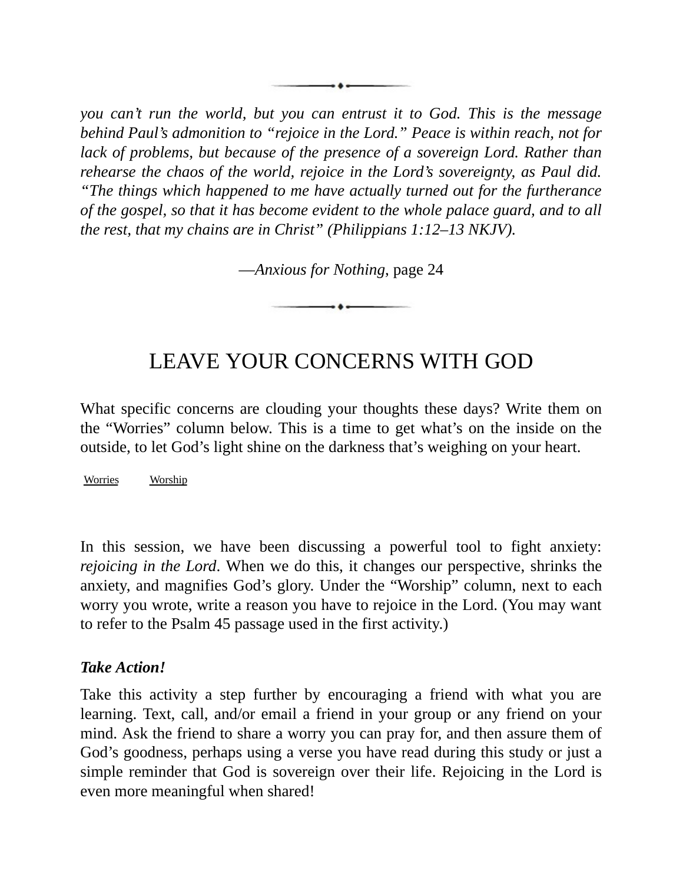*you can't run the world, but you can entrust it to God. This is the message behind Paul's admonition to "rejoice in the Lord." Peace is within reach, not for lack of problems, but because of the presence of a sovereign Lord. Rather than rehearse the chaos of the world, rejoice in the Lord's sovereignty, as Paul did. "The things which happened to me have actually turned out for the furtherance of the gospel, so that it has become evident to the whole palace guard, and to all the rest, that my chains are in Christ" (Philippians 1:12–13 NKJV).*

—*Anxious for Nothing*, page 24

# LEAVE YOUR CONCERNS WITH GOD

What specific concerns are clouding your thoughts these days? Write them on the "Worries" column below. This is a time to get what's on the inside on the outside, to let God's light shine on the darkness that's weighing on your heart.

| Worries | Worship |
| --- | --- |
| | |

In this session, we have been discussing a powerful tool to fight anxiety: *rejoicing in the Lord*. When we do this, it changes our perspective, shrinks the anxiety, and magnifies God's glory. Under the "Worship" column, next to each worry you wrote, write a reason you have to rejoice in the Lord. (You may want to refer to the Psalm 45 passage used in the first activity.)

***Take Action!***

Take this activity a step further by encouraging a friend with what you are learning. Text, call, and/or email a friend in your group or any friend on your mind. Ask the friend to share a worry you can pray for, and then assure them of God's goodness, perhaps using a verse you have read during this study or just a simple reminder that God is sovereign over their life. Rejoicing in the Lord is even more meaningful when shared!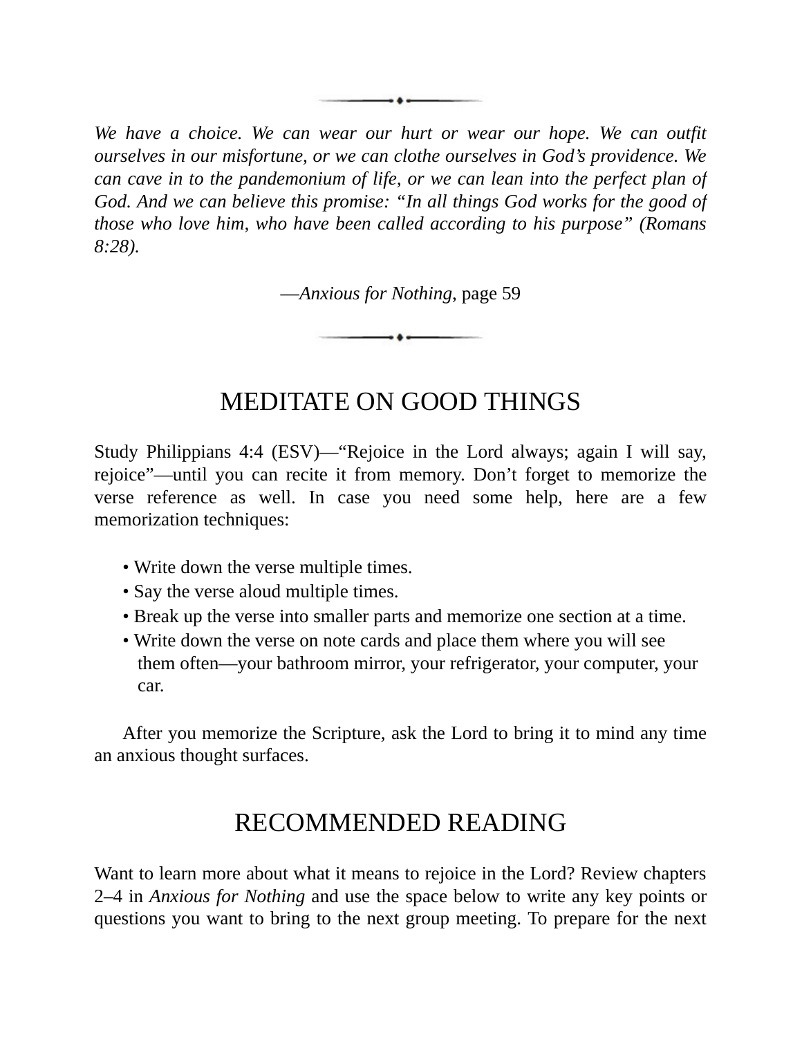*We have a choice. We can wear our hurt or wear our hope. We can outfit ourselves in our misfortune, or we can clothe ourselves in God's providence. We can cave in to the pandemonium of life, or we can lean into the perfect plan of God. And we can believe this promise: "In all things God works for the good of those who love him, who have been called according to his purpose" (Romans 8:28).*

—*Anxious for Nothing*, page 59

## MEDITATE ON GOOD THINGS

Study Philippians 4:4 (ESV)—"Rejoice in the Lord always; again I will say, rejoice"—until you can recite it from memory. Don't forget to memorize the verse reference as well. In case you need some help, here are a few memorization techniques:

- Write down the verse multiple times.
- Say the verse aloud multiple times.
- Break up the verse into smaller parts and memorize one section at a time.
- Write down the verse on note cards and place them where you will see them often—your bathroom mirror, your refrigerator, your computer, your car.

After you memorize the Scripture, ask the Lord to bring it to mind any time an anxious thought surfaces.

## RECOMMENDED READING

Want to learn more about what it means to rejoice in the Lord? Review chapters 2–4 in *Anxious for Nothing* and use the space below to write any key points or questions you want to bring to the next group meeting. To prepare for the next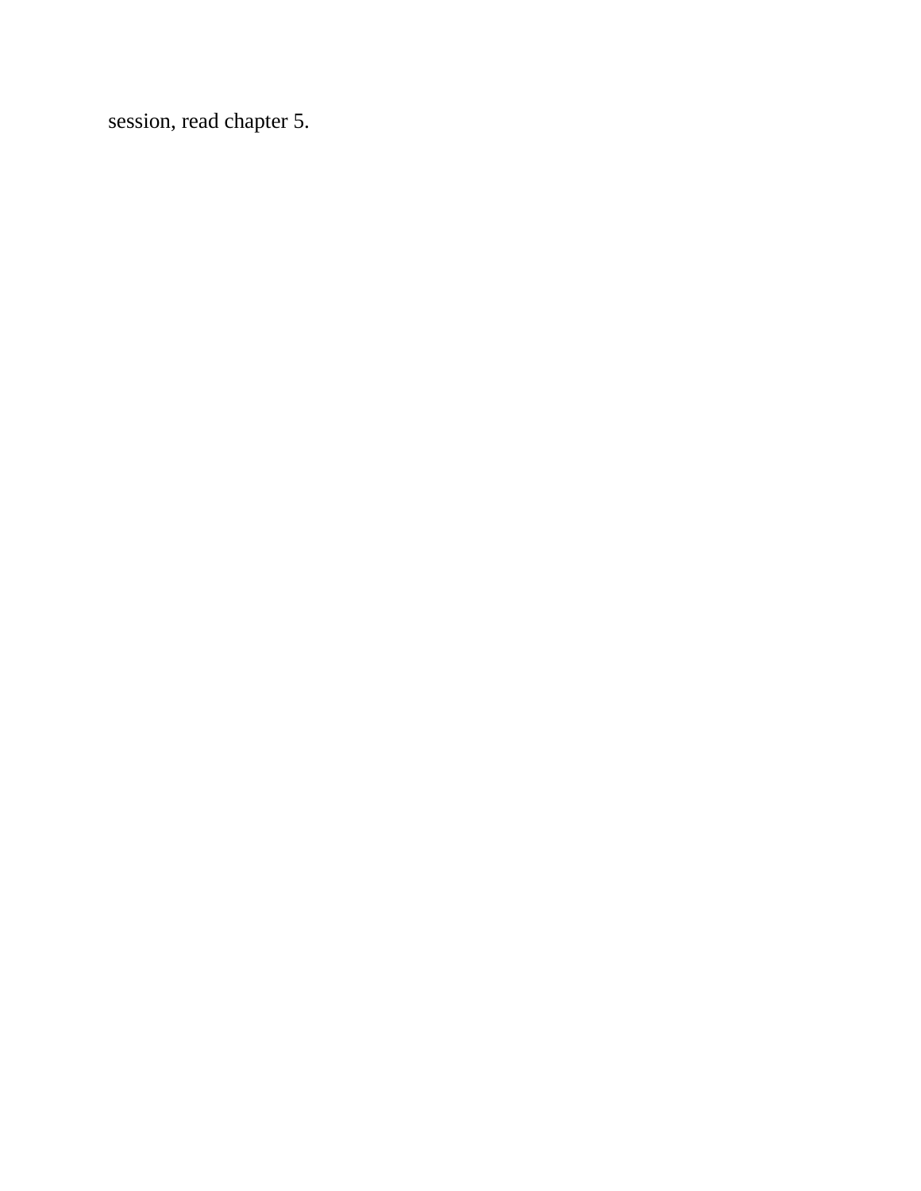session, read chapter 5.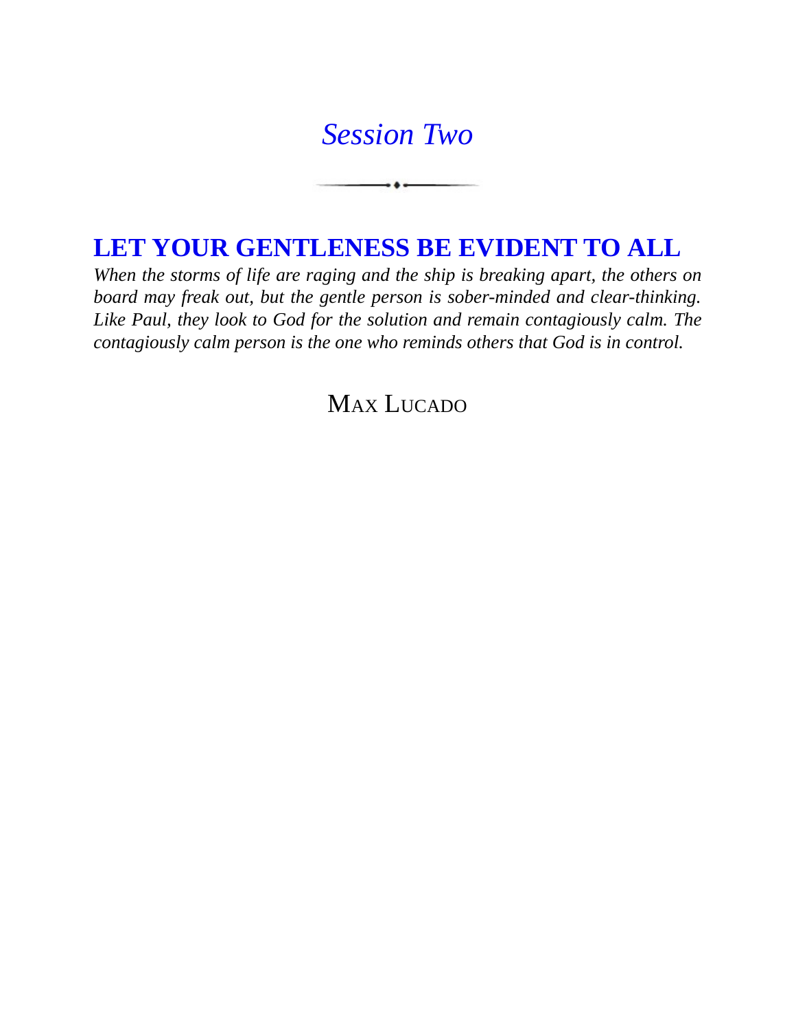# *Session Two*

## LET YOUR GENTLENESS BE EVIDENT TO ALL

*When the storms of life are raging and the ship is breaking apart, the others on board may freak out, but the gentle person is sober-minded and clear-thinking. Like Paul, they look to God for the solution and remain contagiously calm. The contagiously calm person is the one who reminds others that God is in control.*

MAX LUCADO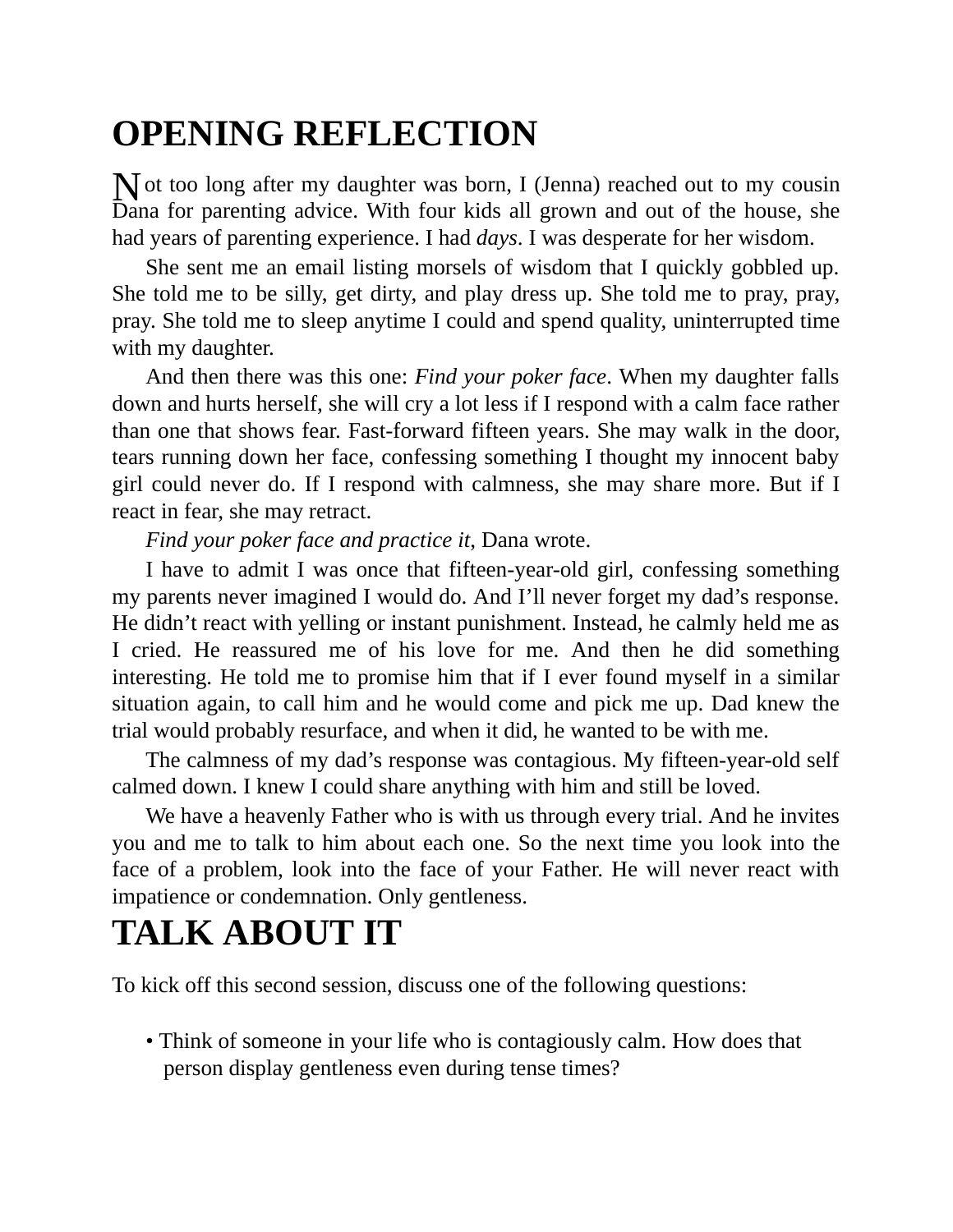# OPENING REFLECTION

Not too long after my daughter was born, I (Jenna) reached out to my cousin Dana for parenting advice. With four kids all grown and out of the house, she had years of parenting experience. I had *days*. I was desperate for her wisdom.

She sent me an email listing morsels of wisdom that I quickly gobbled up. She told me to be silly, get dirty, and play dress up. She told me to pray, pray, pray. She told me to sleep anytime I could and spend quality, uninterrupted time with my daughter.

And then there was this one: *Find your poker face*. When my daughter falls down and hurts herself, she will cry a lot less if I respond with a calm face rather than one that shows fear. Fast-forward fifteen years. She may walk in the door, tears running down her face, confessing something I thought my innocent baby girl could never do. If I respond with calmness, she may share more. But if I react in fear, she may retract.

*Find your poker face and practice it*, Dana wrote.

I have to admit I was once that fifteen-year-old girl, confessing something my parents never imagined I would do. And I'll never forget my dad's response. He didn't react with yelling or instant punishment. Instead, he calmly held me as I cried. He reassured me of his love for me. And then he did something interesting. He told me to promise him that if I ever found myself in a similar situation again, to call him and he would come and pick me up. Dad knew the trial would probably resurface, and when it did, he wanted to be with me.

The calmness of my dad's response was contagious. My fifteen-year-old self calmed down. I knew I could share anything with him and still be loved.

We have a heavenly Father who is with us through every trial. And he invites you and me to talk to him about each one. So the next time you look into the face of a problem, look into the face of your Father. He will never react with impatience or condemnation. Only gentleness.

# TALK ABOUT IT

To kick off this second session, discuss one of the following questions:

- Think of someone in your life who is contagiously calm. How does that person display gentleness even during tense times?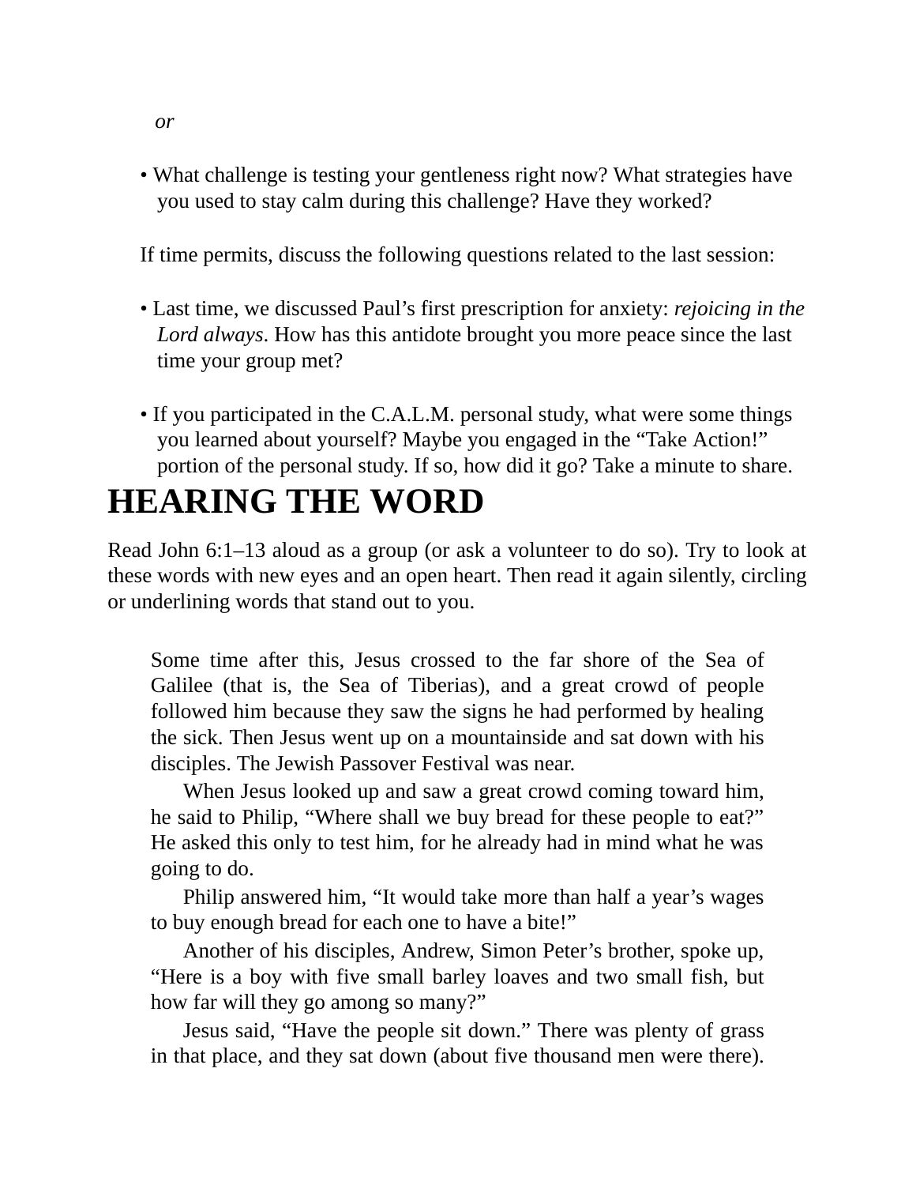*or*

- What challenge is testing your gentleness right now? What strategies have you used to stay calm during this challenge? Have they worked?

If time permits, discuss the following questions related to the last session:

- Last time, we discussed Paul's first prescription for anxiety: *rejoicing in the Lord always*. How has this antidote brought you more peace since the last time your group met?

- If you participated in the C.A.L.M. personal study, what were some things you learned about yourself? Maybe you engaged in the "Take Action!" portion of the personal study. If so, how did it go? Take a minute to share.

# HEARING THE WORD

Read John 6:1–13 aloud as a group (or ask a volunteer to do so). Try to look at these words with new eyes and an open heart. Then read it again silently, circling or underlining words that stand out to you.

> Some time after this, Jesus crossed to the far shore of the Sea of Galilee (that is, the Sea of Tiberias), and a great crowd of people followed him because they saw the signs he had performed by healing the sick. Then Jesus went up on a mountainside and sat down with his disciples. The Jewish Passover Festival was near.
>
> When Jesus looked up and saw a great crowd coming toward him, he said to Philip, "Where shall we buy bread for these people to eat?" He asked this only to test him, for he already had in mind what he was going to do.
>
> Philip answered him, "It would take more than half a year's wages to buy enough bread for each one to have a bite!"
>
> Another of his disciples, Andrew, Simon Peter's brother, spoke up, "Here is a boy with five small barley loaves and two small fish, but how far will they go among so many?"
>
> Jesus said, "Have the people sit down." There was plenty of grass in that place, and they sat down (about five thousand men were there).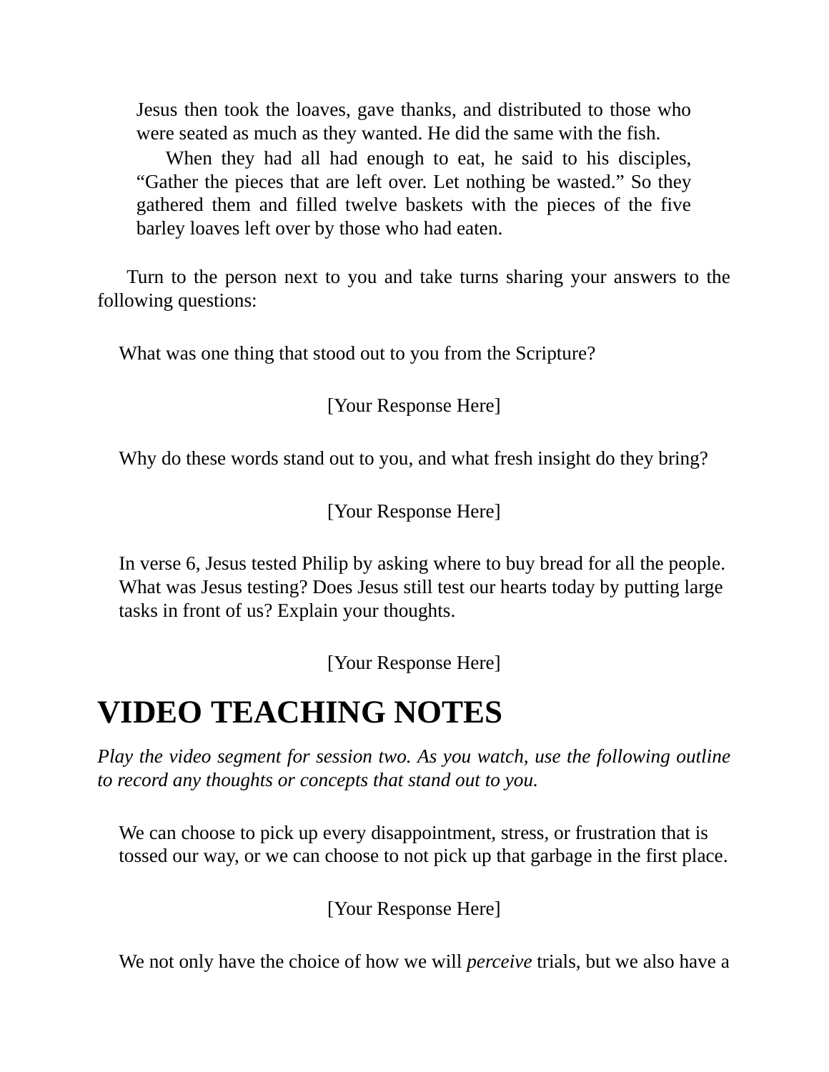Jesus then took the loaves, gave thanks, and distributed to those who were seated as much as they wanted. He did the same with the fish.

When they had all had enough to eat, he said to his disciples, “Gather the pieces that are left over. Let nothing be wasted.” So they gathered them and filled twelve baskets with the pieces of the five barley loaves left over by those who had eaten.

Turn to the person next to you and take turns sharing your answers to the following questions:

What was one thing that stood out to you from the Scripture?

[Your Response Here]

Why do these words stand out to you, and what fresh insight do they bring?

[Your Response Here]

In verse 6, Jesus tested Philip by asking where to buy bread for all the people. What was Jesus testing? Does Jesus still test our hearts today by putting large tasks in front of us? Explain your thoughts.

[Your Response Here]

# VIDEO TEACHING NOTES

*Play the video segment for session two. As you watch, use the following outline to record any thoughts or concepts that stand out to you.*

We can choose to pick up every disappointment, stress, or frustration that is tossed our way, or we can choose to not pick up that garbage in the first place.

[Your Response Here]

We not only have the choice of how we will *perceive* trials, but we also have a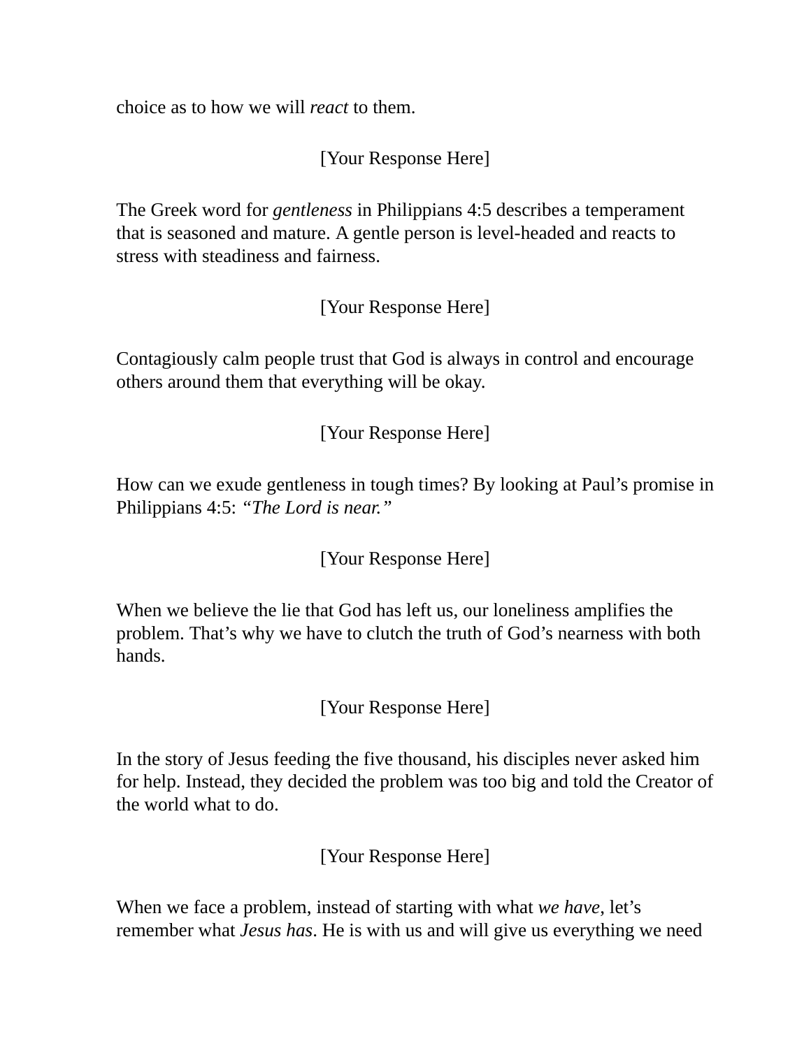choice as to how we will *react* to them.

[Your Response Here]

The Greek word for *gentleness* in Philippians 4:5 describes a temperament that is seasoned and mature. A gentle person is level-headed and reacts to stress with steadiness and fairness.

[Your Response Here]

Contagiously calm people trust that God is always in control and encourage others around them that everything will be okay.

[Your Response Here]

How can we exude gentleness in tough times? By looking at Paul's promise in Philippians 4:5: *"The Lord is near."*

[Your Response Here]

When we believe the lie that God has left us, our loneliness amplifies the problem. That's why we have to clutch the truth of God's nearness with both hands.

[Your Response Here]

In the story of Jesus feeding the five thousand, his disciples never asked him for help. Instead, they decided the problem was too big and told the Creator of the world what to do.

[Your Response Here]

When we face a problem, instead of starting with what *we have*, let's remember what *Jesus has*. He is with us and will give us everything we need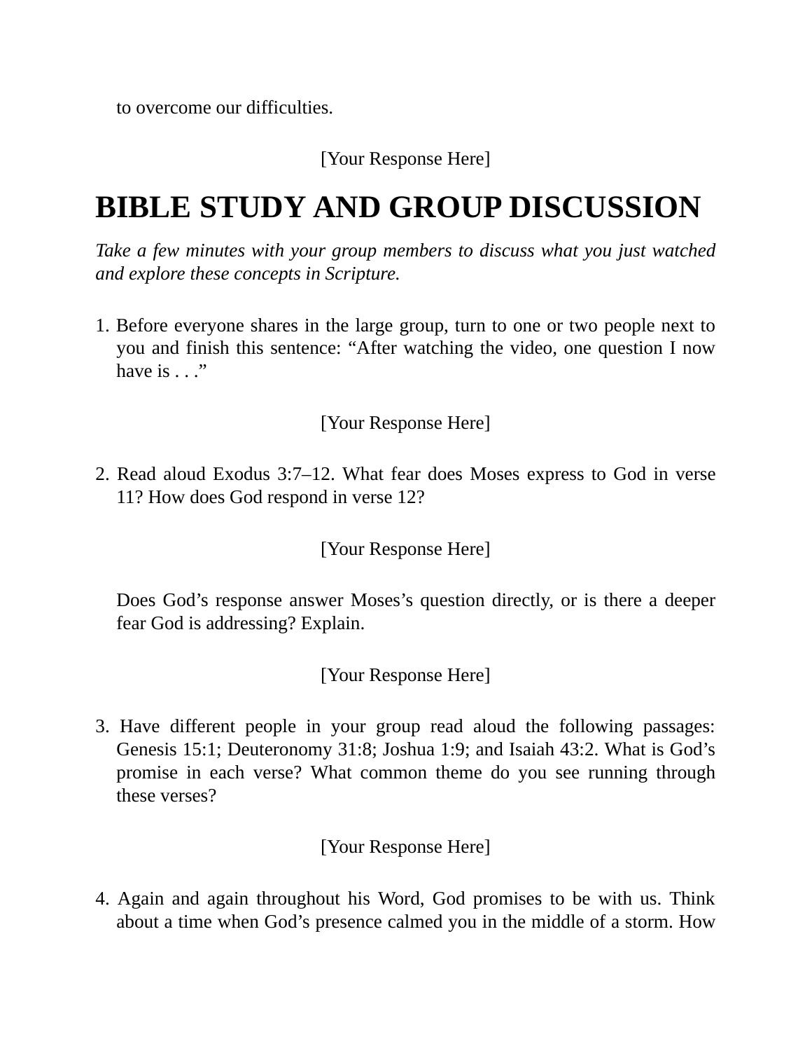to overcome our difficulties.

[Your Response Here]

# BIBLE STUDY AND GROUP DISCUSSION

*Take a few minutes with your group members to discuss what you just watched and explore these concepts in Scripture.*

1. Before everyone shares in the large group, turn to one or two people next to you and finish this sentence: “After watching the video, one question I now have is . . .”

[Your Response Here]

2. Read aloud Exodus 3:7–12. What fear does Moses express to God in verse 11? How does God respond in verse 12?

[Your Response Here]

Does God’s response answer Moses’s question directly, or is there a deeper fear God is addressing? Explain.

[Your Response Here]

3. Have different people in your group read aloud the following passages: Genesis 15:1; Deuteronomy 31:8; Joshua 1:9; and Isaiah 43:2. What is God’s promise in each verse? What common theme do you see running through these verses?

[Your Response Here]

4. Again and again throughout his Word, God promises to be with us. Think about a time when God’s presence calmed you in the middle of a storm. How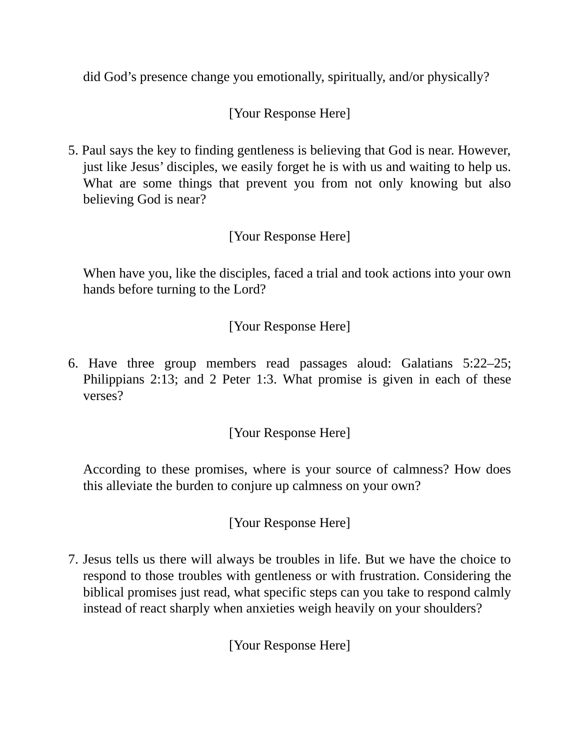did God’s presence change you emotionally, spiritually, and/or physically?

[Your Response Here]

5. Paul says the key to finding gentleness is believing that God is near. However, just like Jesus’ disciples, we easily forget he is with us and waiting to help us. What are some things that prevent you from not only knowing but also believing God is near?

   [Your Response Here]

   When have you, like the disciples, faced a trial and took actions into your own hands before turning to the Lord?

   [Your Response Here]

6. Have three group members read passages aloud: Galatians 5:22–25; Philippians 2:13; and 2 Peter 1:3. What promise is given in each of these verses?

   [Your Response Here]

   According to these promises, where is your source of calmness? How does this alleviate the burden to conjure up calmness on your own?

   [Your Response Here]

7. Jesus tells us there will always be troubles in life. But we have the choice to respond to those troubles with gentleness or with frustration. Considering the biblical promises just read, what specific steps can you take to respond calmly instead of react sharply when anxieties weigh heavily on your shoulders?

   [Your Response Here]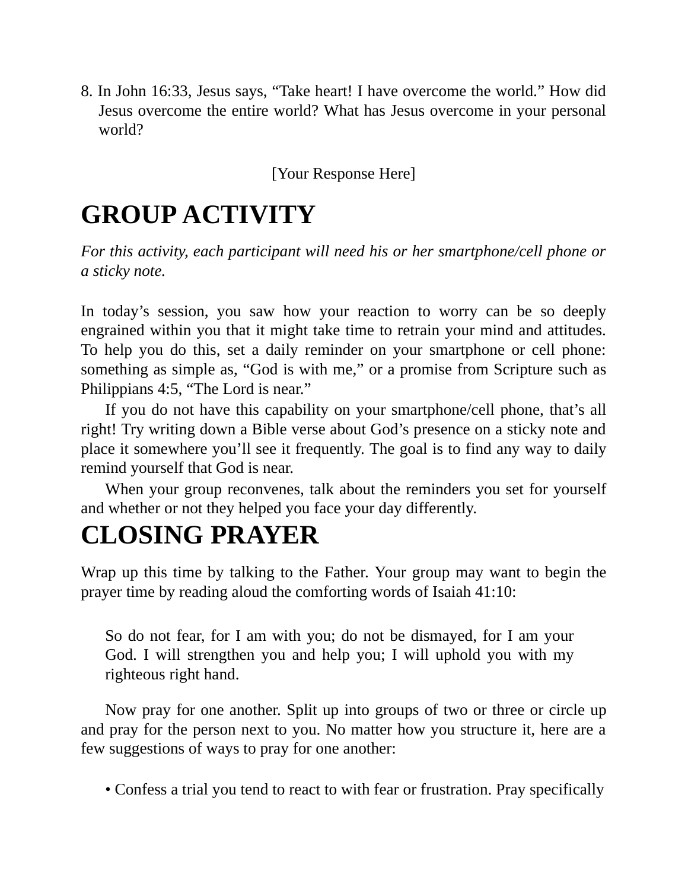8. In John 16:33, Jesus says, “Take heart! I have overcome the world.” How did Jesus overcome the entire world? What has Jesus overcome in your personal world?

[Your Response Here]

# GROUP ACTIVITY

*For this activity, each participant will need his or her smartphone/cell phone or a sticky note.*

In today’s session, you saw how your reaction to worry can be so deeply engrained within you that it might take time to retrain your mind and attitudes. To help you do this, set a daily reminder on your smartphone or cell phone: something as simple as, “God is with me,” or a promise from Scripture such as Philippians 4:5, “The Lord is near.”

If you do not have this capability on your smartphone/cell phone, that’s all right! Try writing down a Bible verse about God’s presence on a sticky note and place it somewhere you’ll see it frequently. The goal is to find any way to daily remind yourself that God is near.

When your group reconvenes, talk about the reminders you set for yourself and whether or not they helped you face your day differently.

# CLOSING PRAYER

Wrap up this time by talking to the Father. Your group may want to begin the prayer time by reading aloud the comforting words of Isaiah 41:10:

> So do not fear, for I am with you; do not be dismayed, for I am your God. I will strengthen you and help you; I will uphold you with my righteous right hand.

Now pray for one another. Split up into groups of two or three or circle up and pray for the person next to you. No matter how you structure it, here are a few suggestions of ways to pray for one another:

- Confess a trial you tend to react to with fear or frustration. Pray specifically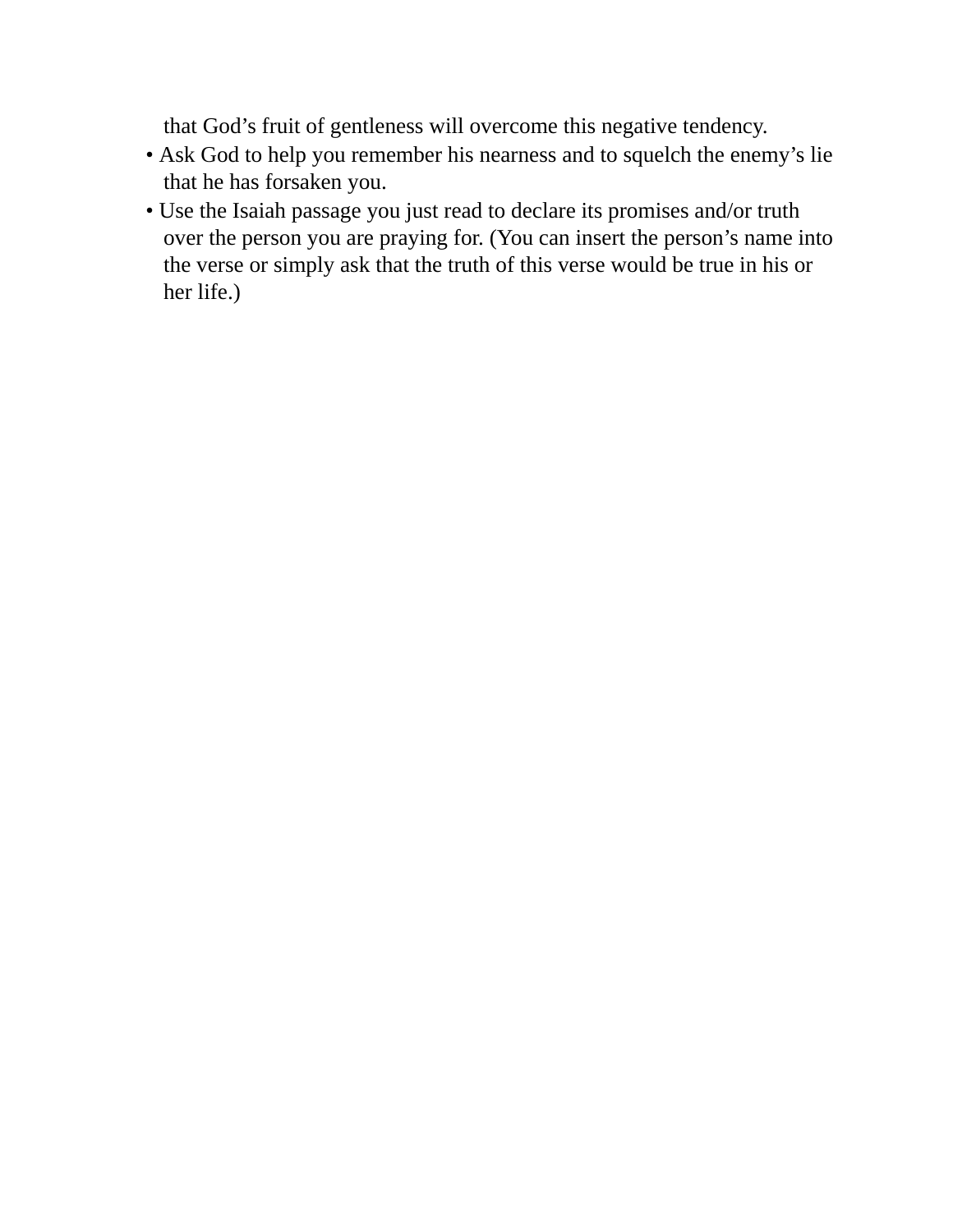that God’s fruit of gentleness will overcome this negative tendency.

- Ask God to help you remember his nearness and to squelch the enemy’s lie that he has forsaken you.
- Use the Isaiah passage you just read to declare its promises and/or truth over the person you are praying for. (You can insert the person’s name into the verse or simply ask that the truth of this verse would be true in his or her life.)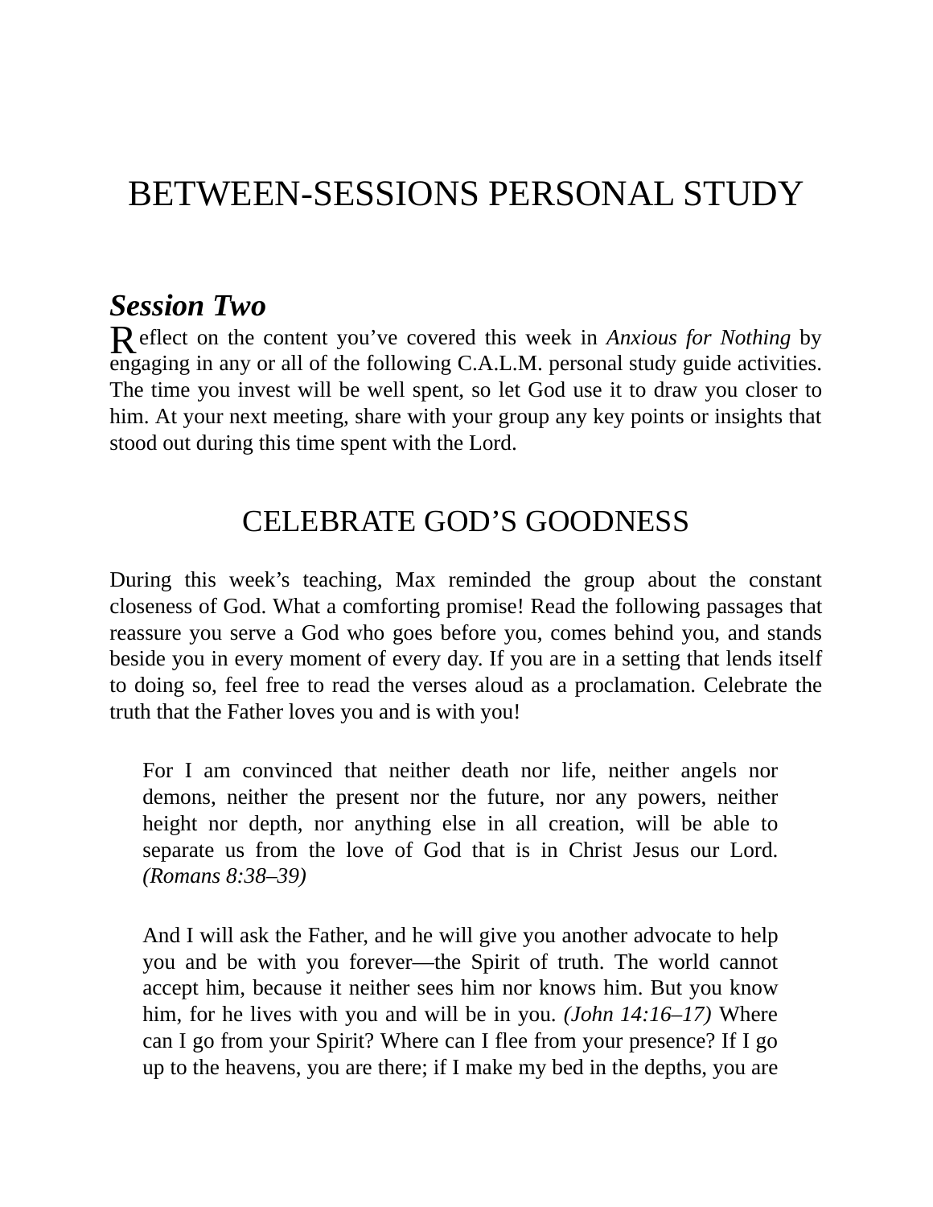# BETWEEN-SESSIONS PERSONAL STUDY

## *Session Two*

Reflect on the content you've covered this week in *Anxious for Nothing* by engaging in any or all of the following C.A.L.M. personal study guide activities. The time you invest will be well spent, so let God use it to draw you closer to him. At your next meeting, share with your group any key points or insights that stood out during this time spent with the Lord.

## CELEBRATE GOD'S GOODNESS

During this week's teaching, Max reminded the group about the constant closeness of God. What a comforting promise! Read the following passages that reassure you serve a God who goes before you, comes behind you, and stands beside you in every moment of every day. If you are in a setting that lends itself to doing so, feel free to read the verses aloud as a proclamation. Celebrate the truth that the Father loves you and is with you!

> For I am convinced that neither death nor life, neither angels nor demons, neither the present nor the future, nor any powers, neither height nor depth, nor anything else in all creation, will be able to separate us from the love of God that is in Christ Jesus our Lord. *(Romans 8:38–39)*

> And I will ask the Father, and he will give you another advocate to help you and be with you forever—the Spirit of truth. The world cannot accept him, because it neither sees him nor knows him. But you know him, for he lives with you and will be in you. *(John 14:16–17)* Where can I go from your Spirit? Where can I flee from your presence? If I go up to the heavens, you are there; if I make my bed in the depths, you are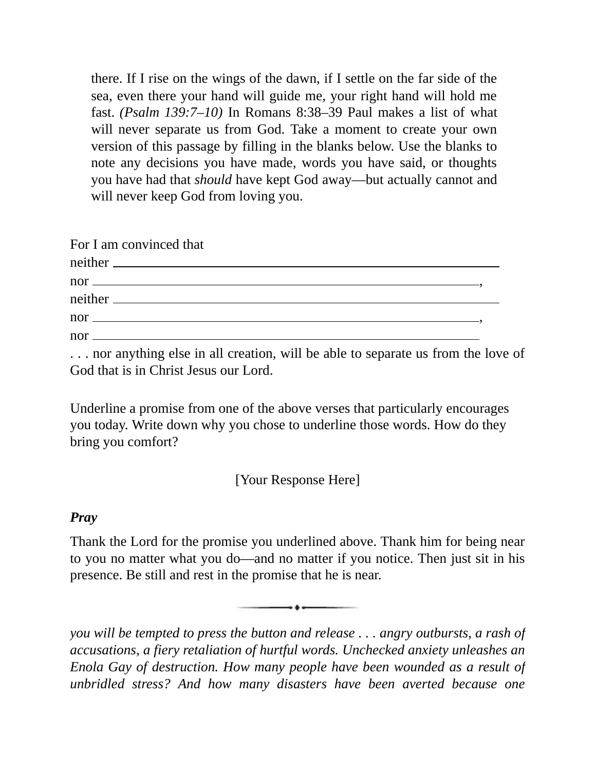there. If I rise on the wings of the dawn, if I settle on the far side of the sea, even there your hand will guide me, your right hand will hold me fast. *(Psalm 139:7–10)* In Romans 8:38–39 Paul makes a list of what will never separate us from God. Take a moment to create your own version of this passage by filling in the blanks below. Use the blanks to note any decisions you have made, words you have said, or thoughts you have had that *should* have kept God away—but actually cannot and will never keep God from loving you.

For I am convinced that
neither ________________________________________________
nor ________________________________________________,
neither ________________________________________________
nor ________________________________________________,
nor ________________________________________________
. . . nor anything else in all creation, will be able to separate us from the love of God that is in Christ Jesus our Lord.

Underline a promise from one of the above verses that particularly encourages you today. Write down why you chose to underline those words. How do they bring you comfort?

[Your Response Here]

***Pray***

Thank the Lord for the promise you underlined above. Thank him for being near to you no matter what you do—and no matter if you notice. Then just sit in his presence. Be still and rest in the promise that he is near.

*you will be tempted to press the button and release . . . angry outbursts, a rash of accusations, a fiery retaliation of hurtful words. Unchecked anxiety unleashes an Enola Gay of destruction. How many people have been wounded as a result of unbridled stress? And how many disasters have been averted because one*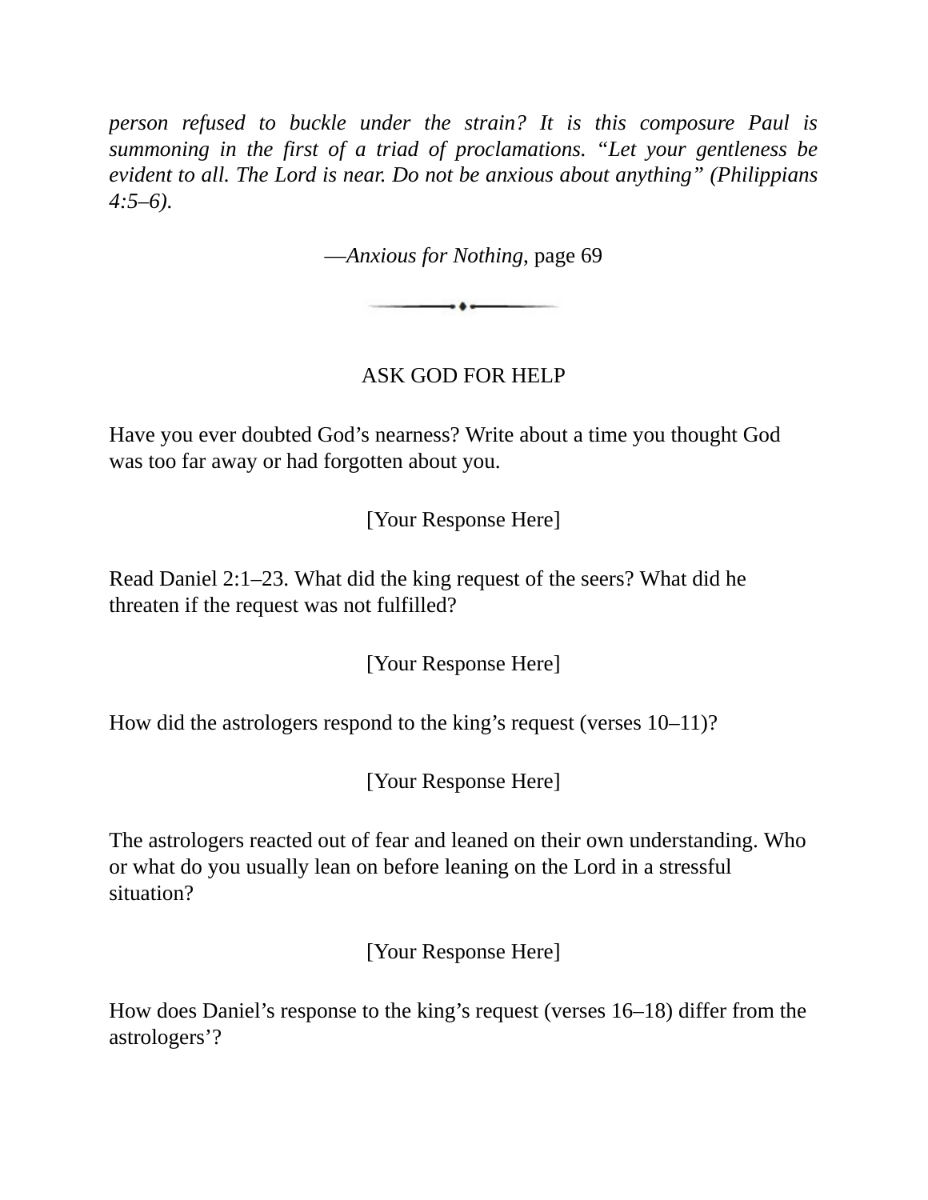*person refused to buckle under the strain? It is this composure Paul is summoning in the first of a triad of proclamations. "Let your gentleness be evident to all. The Lord is near. Do not be anxious about anything" (Philippians 4:5–6).*

—*Anxious for Nothing*, page 69

## ASK GOD FOR HELP

Have you ever doubted God's nearness? Write about a time you thought God was too far away or had forgotten about you.

[Your Response Here]

Read Daniel 2:1–23. What did the king request of the seers? What did he threaten if the request was not fulfilled?

[Your Response Here]

How did the astrologers respond to the king's request (verses 10–11)?

[Your Response Here]

The astrologers reacted out of fear and leaned on their own understanding. Who or what do you usually lean on before leaning on the Lord in a stressful situation?

[Your Response Here]

How does Daniel's response to the king's request (verses 16–18) differ from the astrologers'?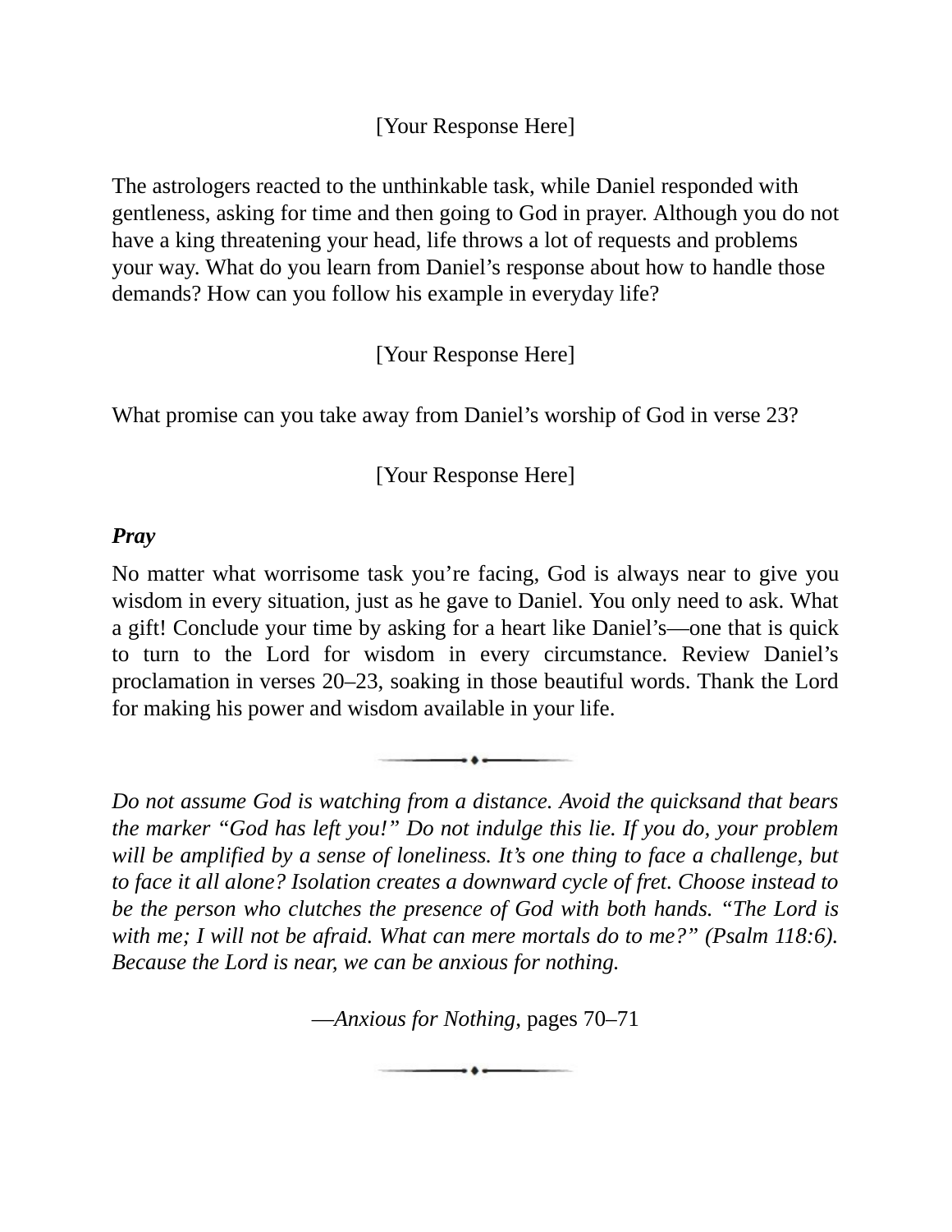[Your Response Here]

The astrologers reacted to the unthinkable task, while Daniel responded with gentleness, asking for time and then going to God in prayer. Although you do not have a king threatening your head, life throws a lot of requests and problems your way. What do you learn from Daniel's response about how to handle those demands? How can you follow his example in everyday life?

[Your Response Here]

What promise can you take away from Daniel's worship of God in verse 23?

[Your Response Here]

***Pray***

No matter what worrisome task you're facing, God is always near to give you wisdom in every situation, just as he gave to Daniel. You only need to ask. What a gift! Conclude your time by asking for a heart like Daniel's—one that is quick to turn to the Lord for wisdom in every circumstance. Review Daniel's proclamation in verses 20–23, soaking in those beautiful words. Thank the Lord for making his power and wisdom available in your life.

---

*Do not assume God is watching from a distance. Avoid the quicksand that bears the marker "God has left you!" Do not indulge this lie. If you do, your problem will be amplified by a sense of loneliness. It's one thing to face a challenge, but to face it all alone? Isolation creates a downward cycle of fret. Choose instead to be the person who clutches the presence of God with both hands. "The Lord is with me; I will not be afraid. What can mere mortals do to me?" (Psalm 118:6). Because the Lord is near, we can be anxious for nothing.*

—*Anxious for Nothing*, pages 70–71

---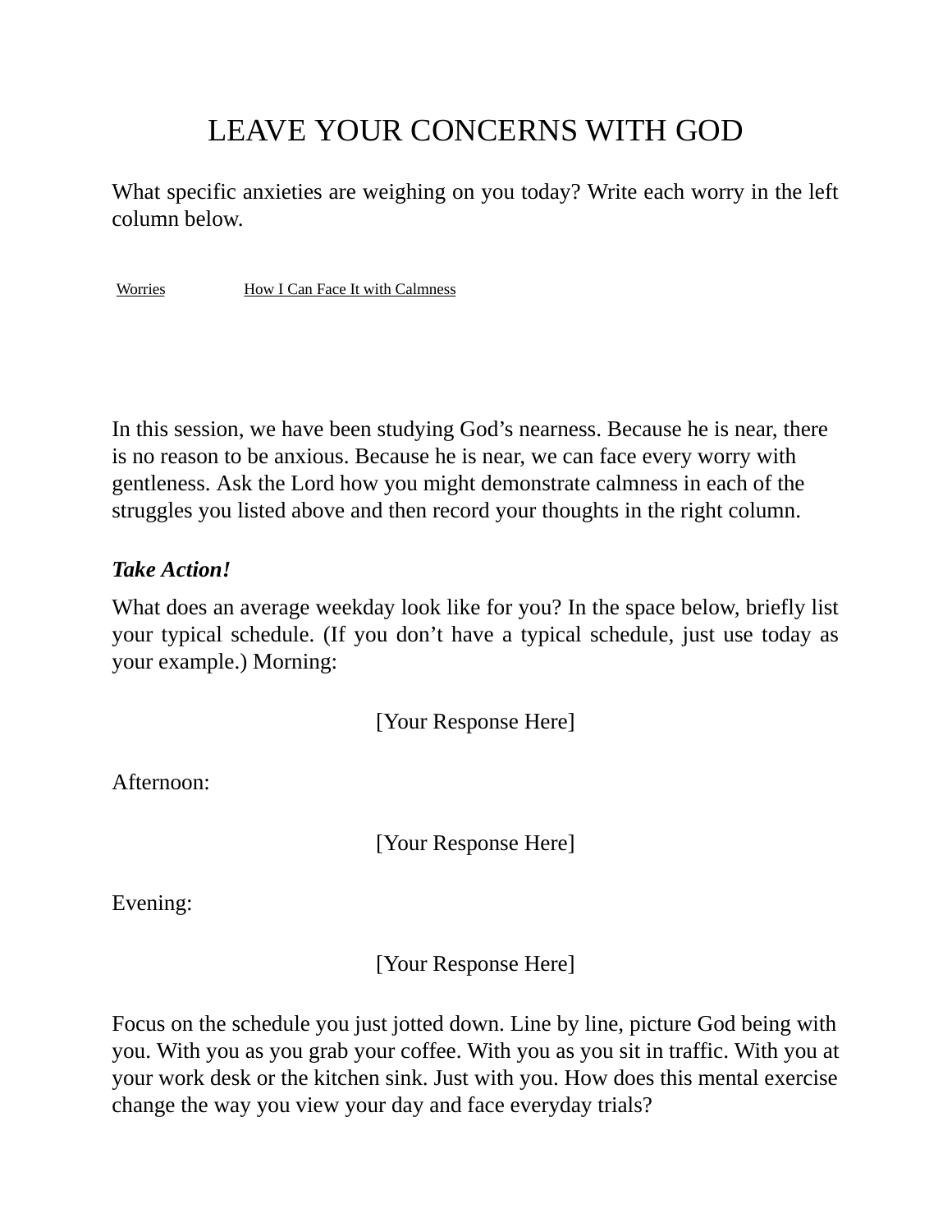# LEAVE YOUR CONCERNS WITH GOD

What specific anxieties are weighing on you today? Write each worry in the left column below.

| Worries | How I Can Face It with Calmness |
| --- | --- |
| | |

In this session, we have been studying God's nearness. Because he is near, there is no reason to be anxious. Because he is near, we can face every worry with gentleness. Ask the Lord how you might demonstrate calmness in each of the struggles you listed above and then record your thoughts in the right column.

***Take Action!***

What does an average weekday look like for you? In the space below, briefly list your typical schedule. (If you don't have a typical schedule, just use today as your example.) Morning:

[Your Response Here]

Afternoon:

[Your Response Here]

Evening:

[Your Response Here]

Focus on the schedule you just jotted down. Line by line, picture God being with you. With you as you grab your coffee. With you as you sit in traffic. With you at your work desk or the kitchen sink. Just with you. How does this mental exercise change the way you view your day and face everyday trials?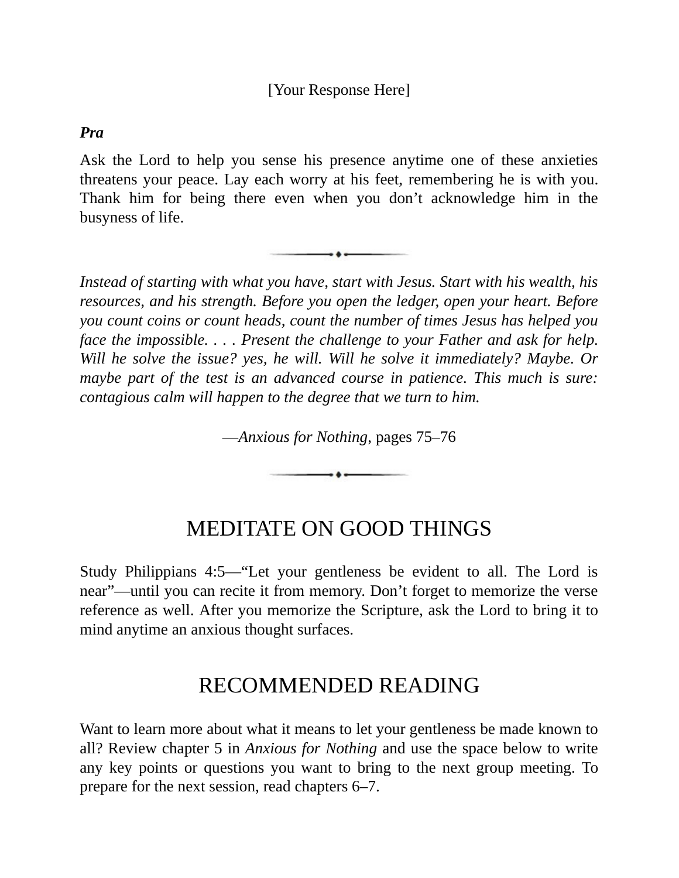[Your Response Here]

***Pra***

Ask the Lord to help you sense his presence anytime one of these anxieties threatens your peace. Lay each worry at his feet, remembering he is with you. Thank him for being there even when you don't acknowledge him in the busyness of life.

*Instead of starting with what you have, start with Jesus. Start with his wealth, his resources, and his strength. Before you open the ledger, open your heart. Before you count coins or count heads, count the number of times Jesus has helped you face the impossible. . . . Present the challenge to your Father and ask for help. Will he solve the issue? yes, he will. Will he solve it immediately? Maybe. Or maybe part of the test is an advanced course in patience. This much is sure: contagious calm will happen to the degree that we turn to him.*

—*Anxious for Nothing*, pages 75–76

## MEDITATE ON GOOD THINGS

Study Philippians 4:5—"Let your gentleness be evident to all. The Lord is near"—until you can recite it from memory. Don't forget to memorize the verse reference as well. After you memorize the Scripture, ask the Lord to bring it to mind anytime an anxious thought surfaces.

## RECOMMENDED READING

Want to learn more about what it means to let your gentleness be made known to all? Review chapter 5 in *Anxious for Nothing* and use the space below to write any key points or questions you want to bring to the next group meeting. To prepare for the next session, read chapters 6–7.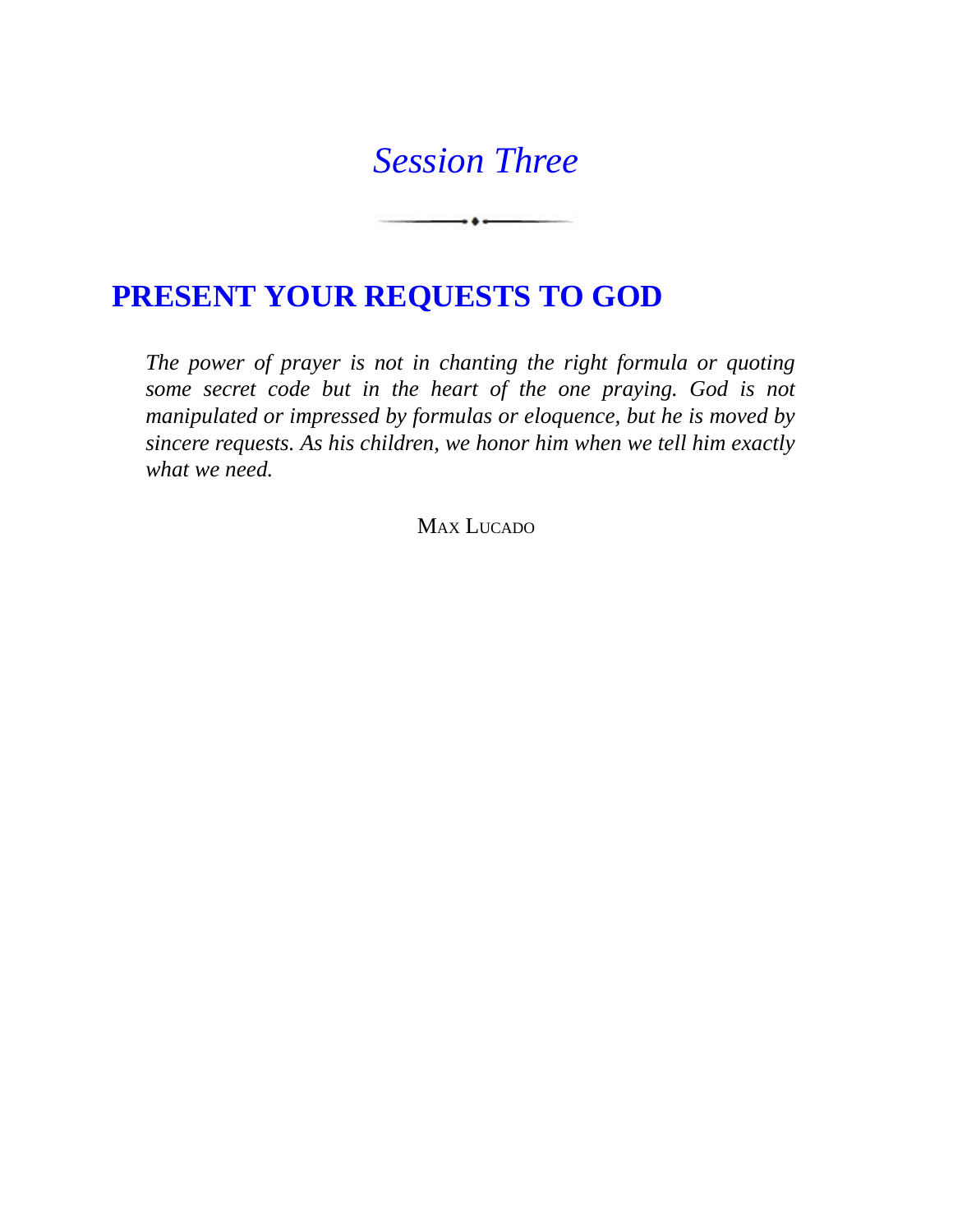# *Session Three*

## PRESENT YOUR REQUESTS TO GOD

*The power of prayer is not in chanting the right formula or quoting some secret code but in the heart of the one praying. God is not manipulated or impressed by formulas or eloquence, but he is moved by sincere requests. As his children, we honor him when we tell him exactly what we need.*

MAX LUCADO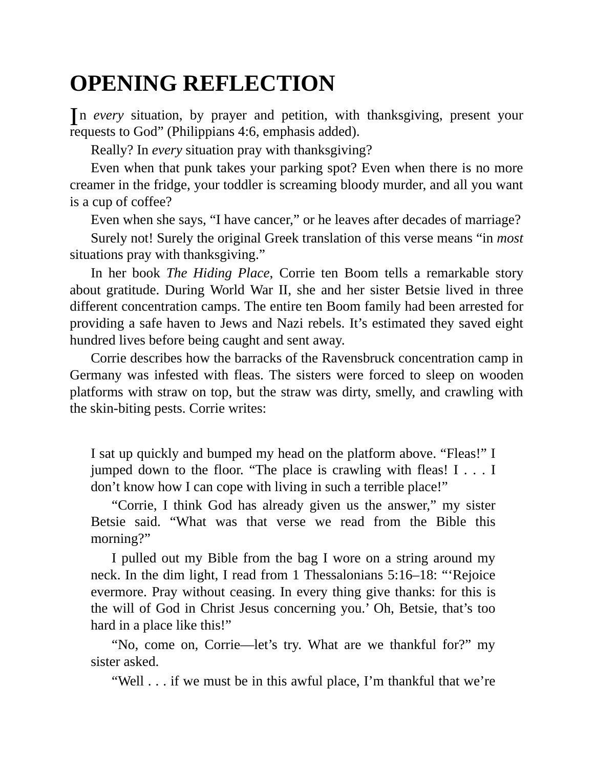# OPENING REFLECTION

In *every* situation, by prayer and petition, with thanksgiving, present your requests to God" (Philippians 4:6, emphasis added).

Really? In *every* situation pray with thanksgiving?

Even when that punk takes your parking spot? Even when there is no more creamer in the fridge, your toddler is screaming bloody murder, and all you want is a cup of coffee?

Even when she says, "I have cancer," or he leaves after decades of marriage?

Surely not! Surely the original Greek translation of this verse means "in *most* situations pray with thanksgiving."

In her book *The Hiding Place,* Corrie ten Boom tells a remarkable story about gratitude. During World War II, she and her sister Betsie lived in three different concentration camps. The entire ten Boom family had been arrested for providing a safe haven to Jews and Nazi rebels. It's estimated they saved eight hundred lives before being caught and sent away.

Corrie describes how the barracks of the Ravensbruck concentration camp in Germany was infested with fleas. The sisters were forced to sleep on wooden platforms with straw on top, but the straw was dirty, smelly, and crawling with the skin-biting pests. Corrie writes:

> I sat up quickly and bumped my head on the platform above. "Fleas!" I jumped down to the floor. "The place is crawling with fleas! I . . . I don't know how I can cope with living in such a terrible place!"
>
> "Corrie, I think God has already given us the answer," my sister Betsie said. "What was that verse we read from the Bible this morning?"
>
> I pulled out my Bible from the bag I wore on a string around my neck. In the dim light, I read from 1 Thessalonians 5:16–18: "'Rejoice evermore. Pray without ceasing. In every thing give thanks: for this is the will of God in Christ Jesus concerning you.' Oh, Betsie, that's too hard in a place like this!"
>
> "No, come on, Corrie—let's try. What are we thankful for?" my sister asked.
>
> "Well . . . if we must be in this awful place, I'm thankful that we're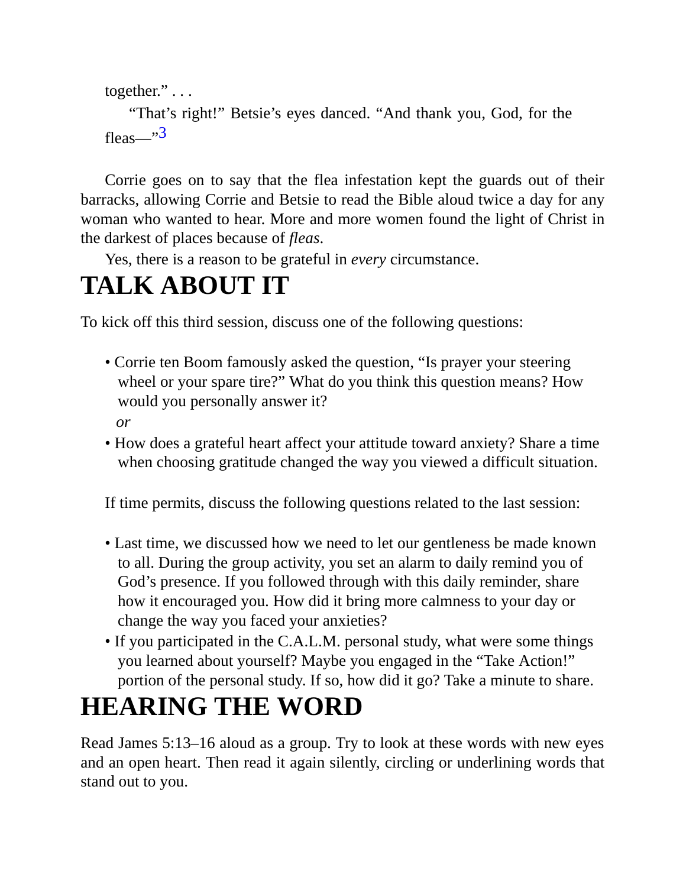together." . . .

"That's right!" Betsie's eyes danced. "And thank you, God, for the fleas—"[3]

Corrie goes on to say that the flea infestation kept the guards out of their barracks, allowing Corrie and Betsie to read the Bible aloud twice a day for any woman who wanted to hear. More and more women found the light of Christ in the darkest of places because of *fleas*.

Yes, there is a reason to be grateful in *every* circumstance.

# TALK ABOUT IT

To kick off this third session, discuss one of the following questions:

- Corrie ten Boom famously asked the question, "Is prayer your steering wheel or your spare tire?" What do you think this question means? How would you personally answer it?

  *or*

- How does a grateful heart affect your attitude toward anxiety? Share a time when choosing gratitude changed the way you viewed a difficult situation.

If time permits, discuss the following questions related to the last session:

- Last time, we discussed how we need to let our gentleness be made known to all. During the group activity, you set an alarm to daily remind you of God's presence. If you followed through with this daily reminder, share how it encouraged you. How did it bring more calmness to your day or change the way you faced your anxieties?
- If you participated in the C.A.L.M. personal study, what were some things you learned about yourself? Maybe you engaged in the "Take Action!" portion of the personal study. If so, how did it go? Take a minute to share.

# HEARING THE WORD

Read James 5:13–16 aloud as a group. Try to look at these words with new eyes and an open heart. Then read it again silently, circling or underlining words that stand out to you.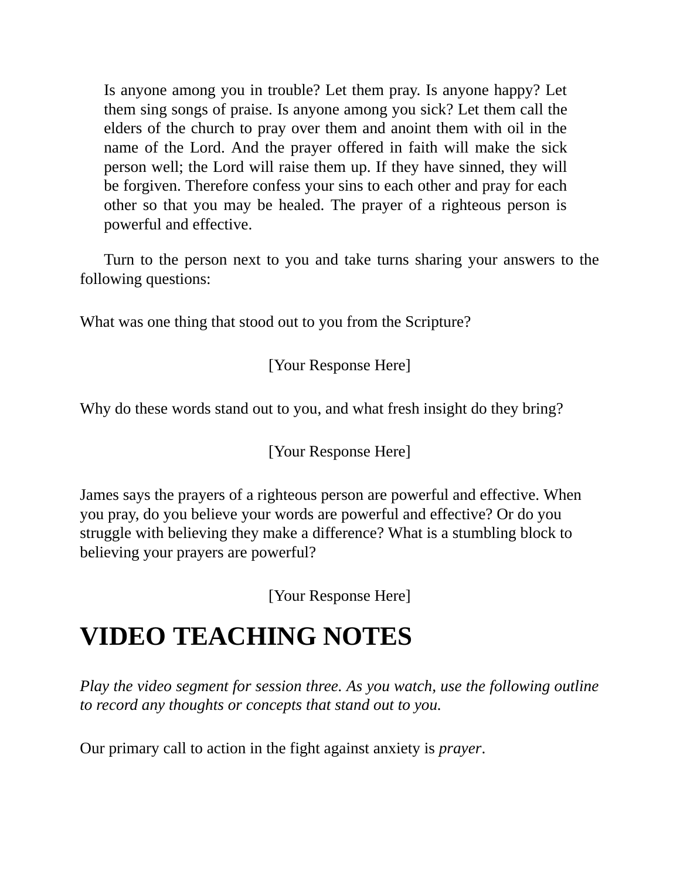> Is anyone among you in trouble? Let them pray. Is anyone happy? Let them sing songs of praise. Is anyone among you sick? Let them call the elders of the church to pray over them and anoint them with oil in the name of the Lord. And the prayer offered in faith will make the sick person well; the Lord will raise them up. If they have sinned, they will be forgiven. Therefore confess your sins to each other and pray for each other so that you may be healed. The prayer of a righteous person is powerful and effective.

Turn to the person next to you and take turns sharing your answers to the following questions:

What was one thing that stood out to you from the Scripture?

[Your Response Here]

Why do these words stand out to you, and what fresh insight do they bring?

[Your Response Here]

James says the prayers of a righteous person are powerful and effective. When you pray, do you believe your words are powerful and effective? Or do you struggle with believing they make a difference? What is a stumbling block to believing your prayers are powerful?

[Your Response Here]

# VIDEO TEACHING NOTES

*Play the video segment for session three. As you watch, use the following outline to record any thoughts or concepts that stand out to you.*

Our primary call to action in the fight against anxiety is *prayer*.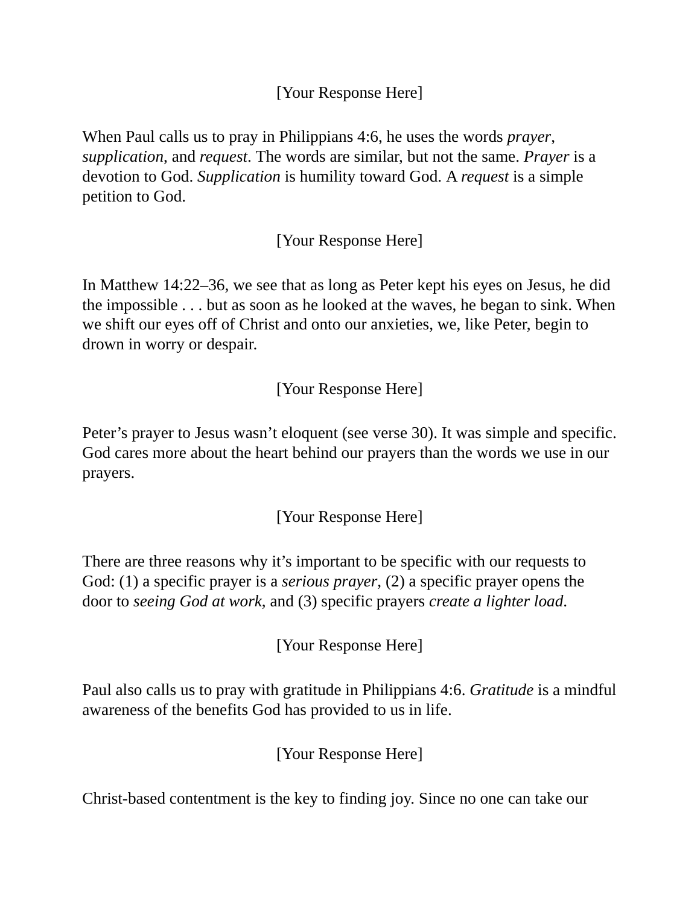[Your Response Here]

When Paul calls us to pray in Philippians 4:6, he uses the words *prayer*, *supplication*, and *request*. The words are similar, but not the same. *Prayer* is a devotion to God. *Supplication* is humility toward God. A *request* is a simple petition to God.

[Your Response Here]

In Matthew 14:22–36, we see that as long as Peter kept his eyes on Jesus, he did the impossible . . . but as soon as he looked at the waves, he began to sink. When we shift our eyes off of Christ and onto our anxieties, we, like Peter, begin to drown in worry or despair.

[Your Response Here]

Peter's prayer to Jesus wasn't eloquent (see verse 30). It was simple and specific. God cares more about the heart behind our prayers than the words we use in our prayers.

[Your Response Here]

There are three reasons why it's important to be specific with our requests to God: (1) a specific prayer is a *serious prayer*, (2) a specific prayer opens the door to *seeing God at work*, and (3) specific prayers *create a lighter load*.

[Your Response Here]

Paul also calls us to pray with gratitude in Philippians 4:6. *Gratitude* is a mindful awareness of the benefits God has provided to us in life.

[Your Response Here]

Christ-based contentment is the key to finding joy. Since no one can take our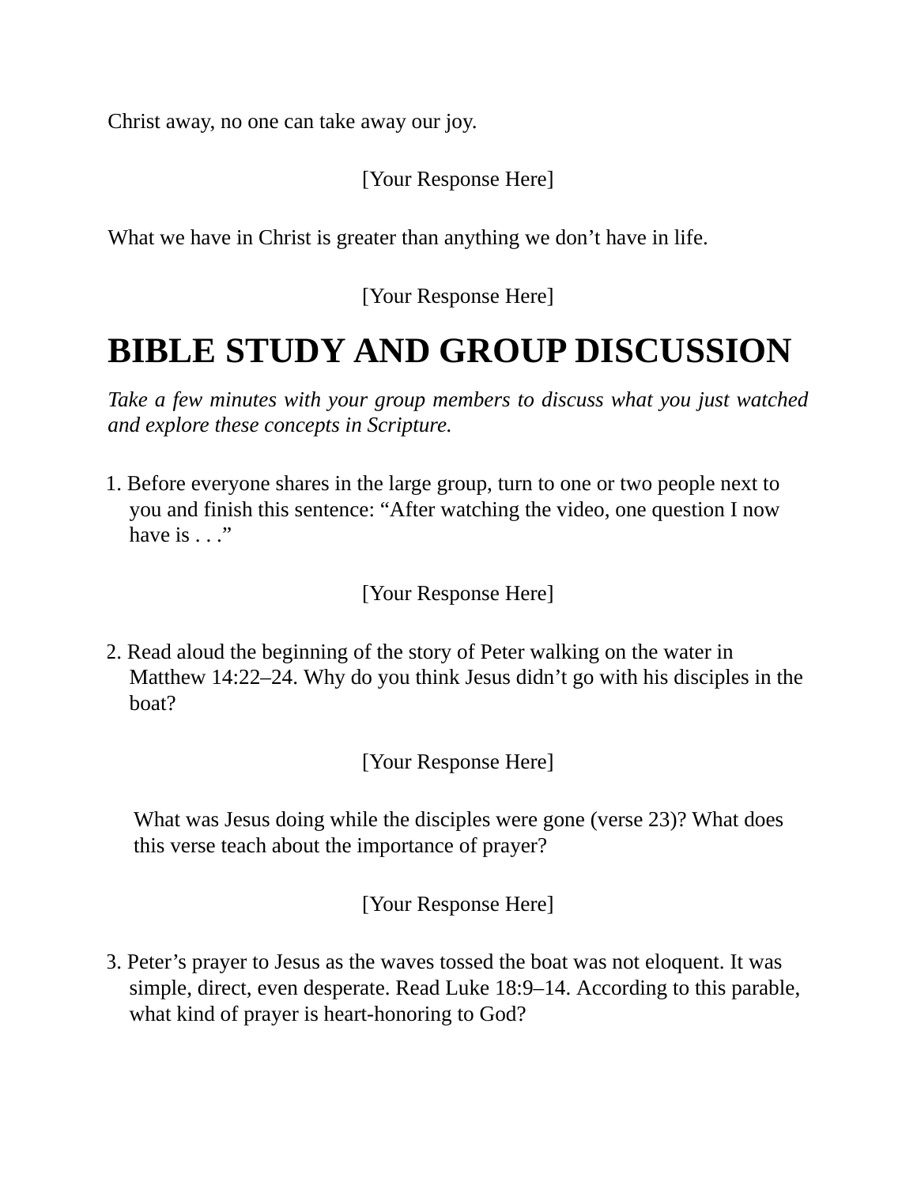Christ away, no one can take away our joy.

[Your Response Here]

What we have in Christ is greater than anything we don’t have in life.

[Your Response Here]

# BIBLE STUDY AND GROUP DISCUSSION

*Take a few minutes with your group members to discuss what you just watched and explore these concepts in Scripture.*

1. Before everyone shares in the large group, turn to one or two people next to you and finish this sentence: “After watching the video, one question I now have is . . .”

[Your Response Here]

2. Read aloud the beginning of the story of Peter walking on the water in Matthew 14:22–24. Why do you think Jesus didn’t go with his disciples in the boat?

[Your Response Here]

What was Jesus doing while the disciples were gone (verse 23)? What does this verse teach about the importance of prayer?

[Your Response Here]

3. Peter’s prayer to Jesus as the waves tossed the boat was not eloquent. It was simple, direct, even desperate. Read Luke 18:9–14. According to this parable, what kind of prayer is heart-honoring to God?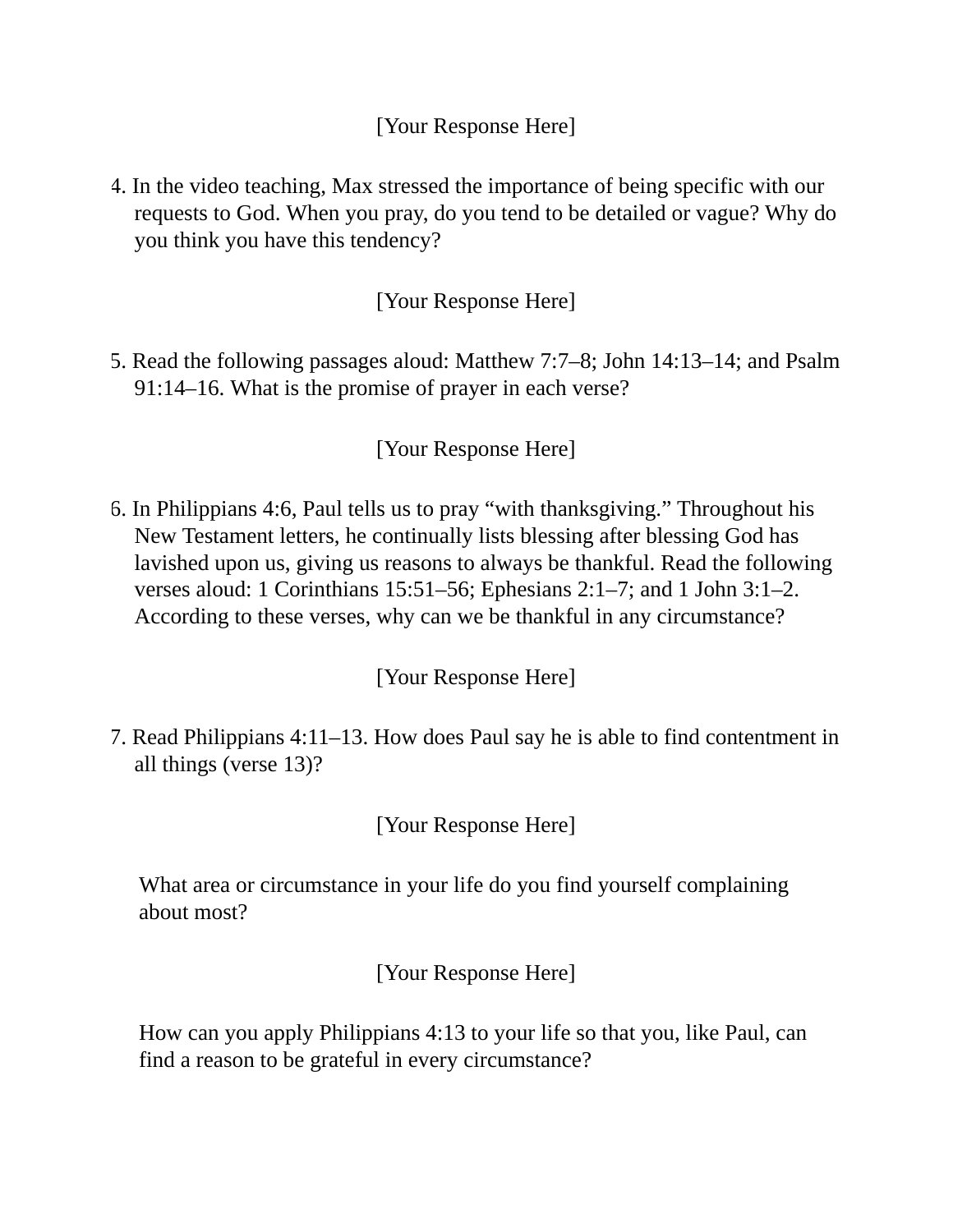[Your Response Here]

4. In the video teaching, Max stressed the importance of being specific with our requests to God. When you pray, do you tend to be detailed or vague? Why do you think you have this tendency?

[Your Response Here]

5. Read the following passages aloud: Matthew 7:7–8; John 14:13–14; and Psalm 91:14–16. What is the promise of prayer in each verse?

[Your Response Here]

6. In Philippians 4:6, Paul tells us to pray “with thanksgiving.” Throughout his New Testament letters, he continually lists blessing after blessing God has lavished upon us, giving us reasons to always be thankful. Read the following verses aloud: 1 Corinthians 15:51–56; Ephesians 2:1–7; and 1 John 3:1–2. According to these verses, why can we be thankful in any circumstance?

[Your Response Here]

7. Read Philippians 4:11–13. How does Paul say he is able to find contentment in all things (verse 13)?

[Your Response Here]

What area or circumstance in your life do you find yourself complaining about most?

[Your Response Here]

How can you apply Philippians 4:13 to your life so that you, like Paul, can find a reason to be grateful in every circumstance?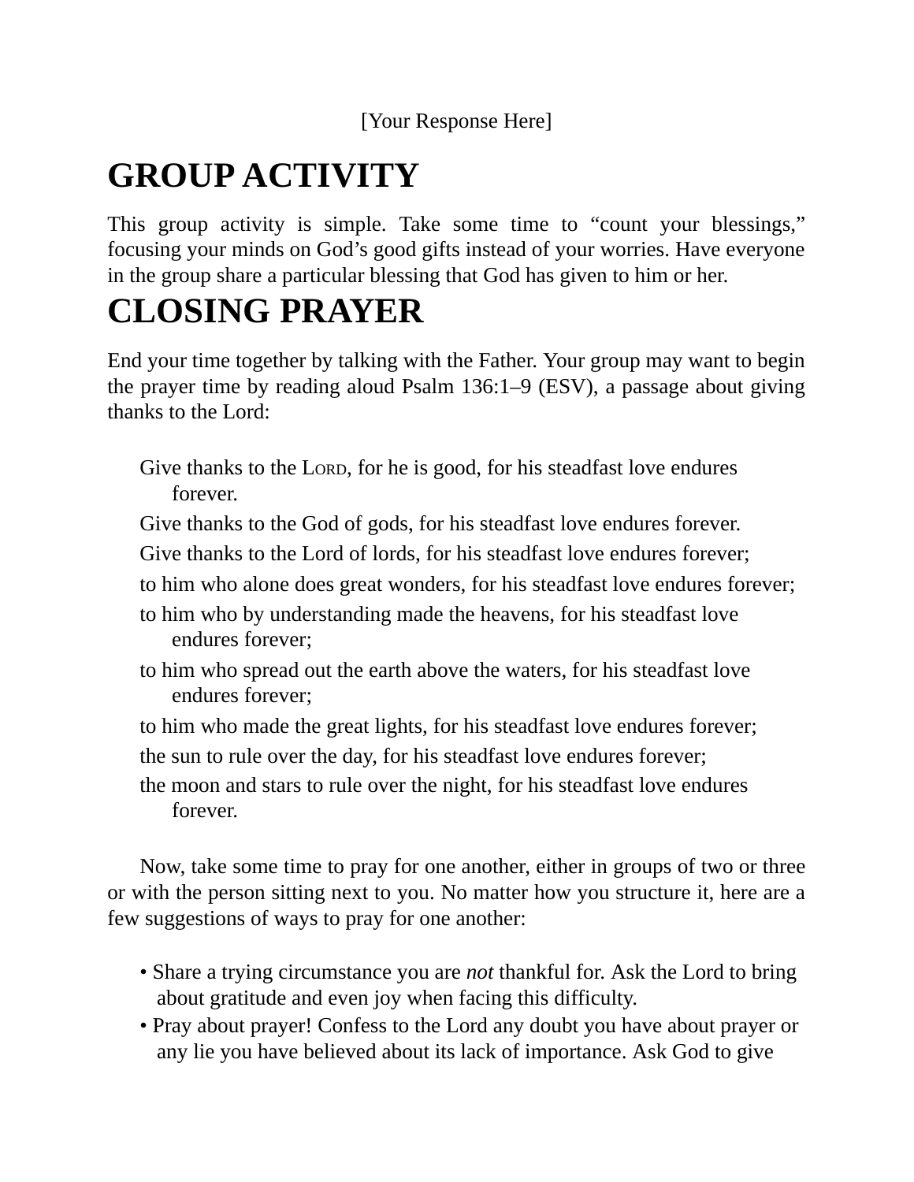[Your Response Here]

# GROUP ACTIVITY

This group activity is simple. Take some time to "count your blessings," focusing your minds on God's good gifts instead of your worries. Have everyone in the group share a particular blessing that God has given to him or her.

# CLOSING PRAYER

End your time together by talking with the Father. Your group may want to begin the prayer time by reading aloud Psalm 136:1–9 (ESV), a passage about giving thanks to the Lord:

> Give thanks to the LORD, for he is good, for his steadfast love endures forever.
> Give thanks to the God of gods, for his steadfast love endures forever.
> Give thanks to the Lord of lords, for his steadfast love endures forever;
> to him who alone does great wonders, for his steadfast love endures forever;
> to him who by understanding made the heavens, for his steadfast love endures forever;
> to him who spread out the earth above the waters, for his steadfast love endures forever;
> to him who made the great lights, for his steadfast love endures forever;
> the sun to rule over the day, for his steadfast love endures forever;
> the moon and stars to rule over the night, for his steadfast love endures forever.

Now, take some time to pray for one another, either in groups of two or three or with the person sitting next to you. No matter how you structure it, here are a few suggestions of ways to pray for one another:

- Share a trying circumstance you are *not* thankful for. Ask the Lord to bring about gratitude and even joy when facing this difficulty.
- Pray about prayer! Confess to the Lord any doubt you have about prayer or any lie you have believed about its lack of importance. Ask God to give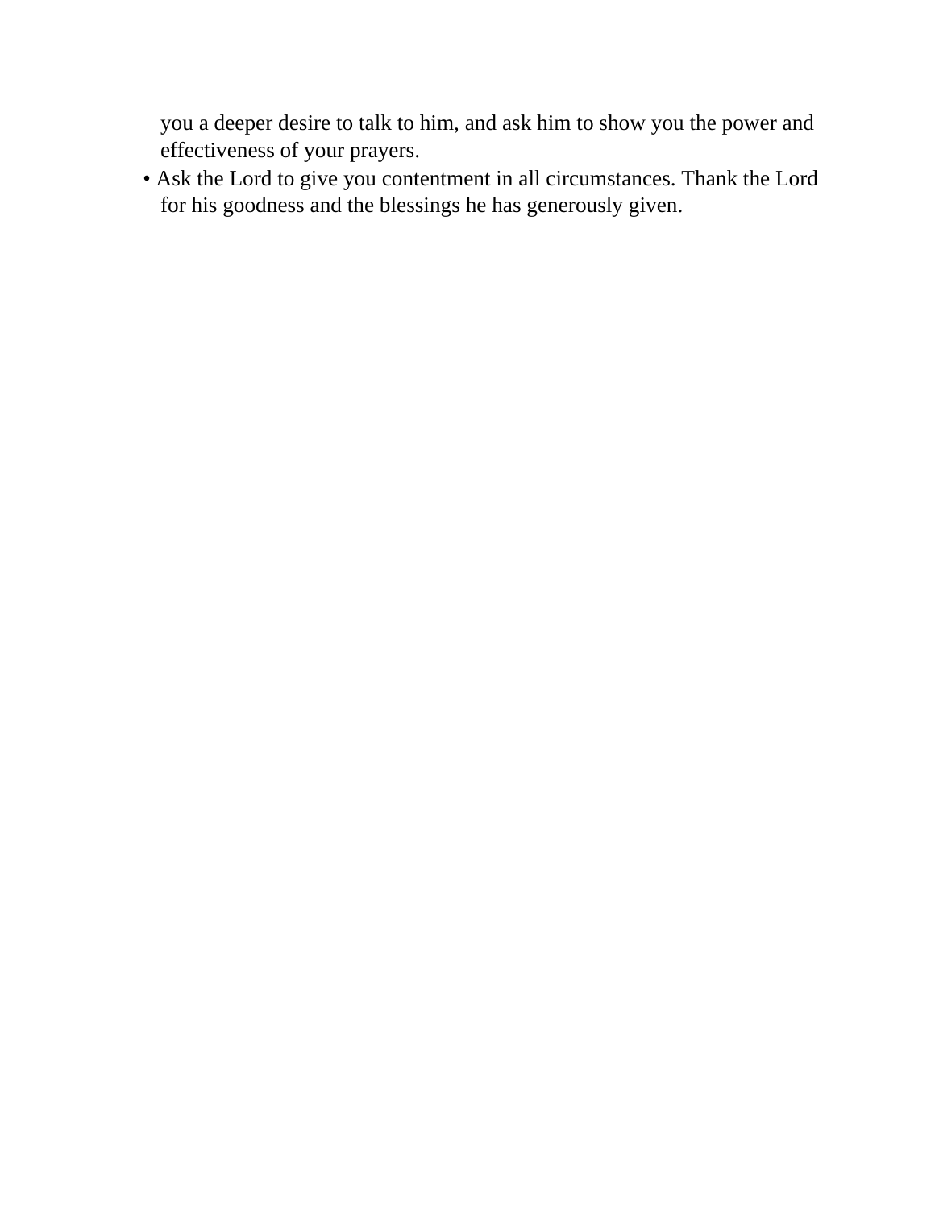you a deeper desire to talk to him, and ask him to show you the power and effectiveness of your prayers.

- Ask the Lord to give you contentment in all circumstances. Thank the Lord for his goodness and the blessings he has generously given.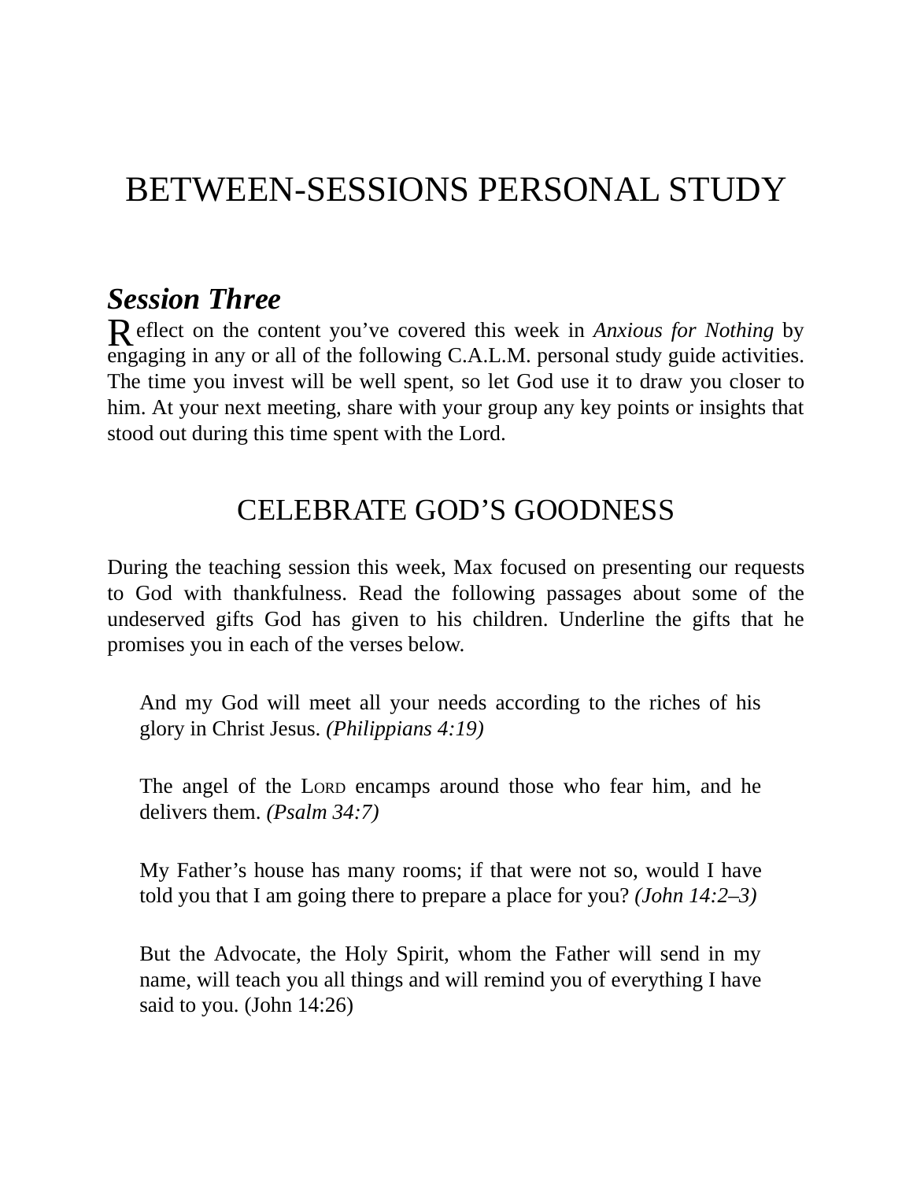# BETWEEN-SESSIONS PERSONAL STUDY

***Session Three***

Reflect on the content you've covered this week in *Anxious for Nothing* by engaging in any or all of the following C.A.L.M. personal study guide activities. The time you invest will be well spent, so let God use it to draw you closer to him. At your next meeting, share with your group any key points or insights that stood out during this time spent with the Lord.

## CELEBRATE GOD'S GOODNESS

During the teaching session this week, Max focused on presenting our requests to God with thankfulness. Read the following passages about some of the undeserved gifts God has given to his children. Underline the gifts that he promises you in each of the verses below.

> And my God will meet all your needs according to the riches of his glory in Christ Jesus. *(Philippians 4:19)*

> The angel of the LORD encamps around those who fear him, and he delivers them. *(Psalm 34:7)*

> My Father's house has many rooms; if that were not so, would I have told you that I am going there to prepare a place for you? *(John 14:2–3)*

> But the Advocate, the Holy Spirit, whom the Father will send in my name, will teach you all things and will remind you of everything I have said to you. (John 14:26)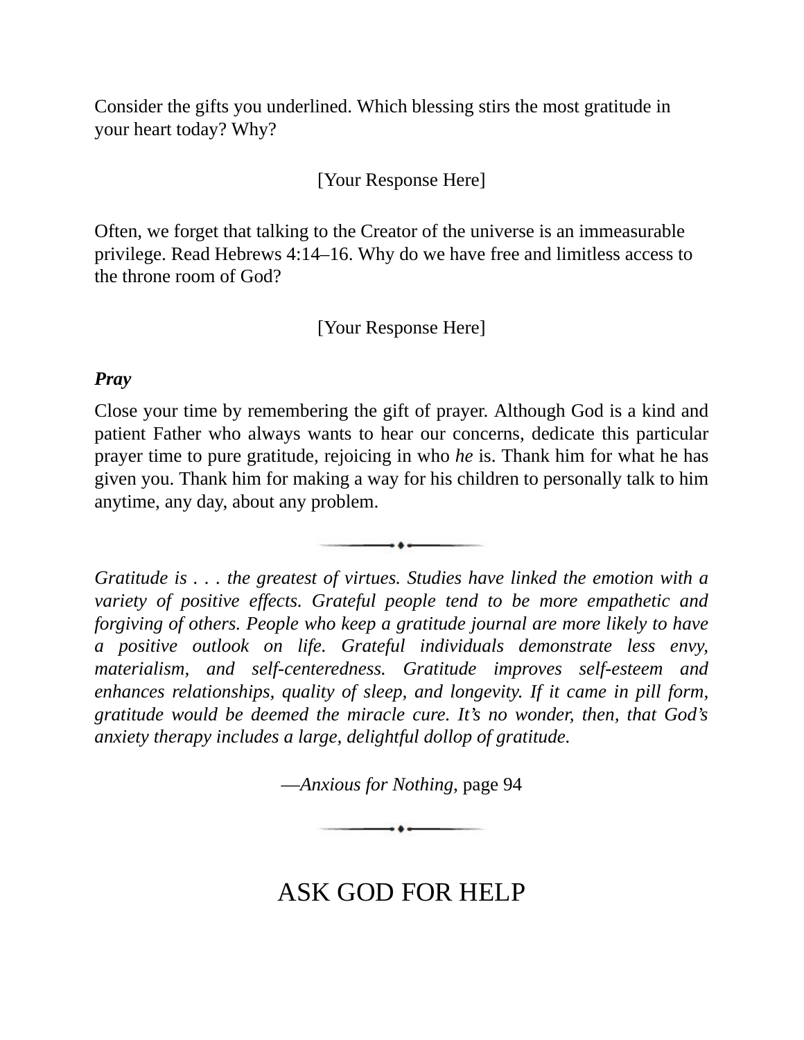Consider the gifts you underlined. Which blessing stirs the most gratitude in your heart today? Why?

[Your Response Here]

Often, we forget that talking to the Creator of the universe is an immeasurable privilege. Read Hebrews 4:14–16. Why do we have free and limitless access to the throne room of God?

[Your Response Here]

***Pray***

Close your time by remembering the gift of prayer. Although God is a kind and patient Father who always wants to hear our concerns, dedicate this particular prayer time to pure gratitude, rejoicing in who *he* is. Thank him for what he has given you. Thank him for making a way for his children to personally talk to him anytime, any day, about any problem.

---

*Gratitude is . . . the greatest of virtues. Studies have linked the emotion with a variety of positive effects. Grateful people tend to be more empathetic and forgiving of others. People who keep a gratitude journal are more likely to have a positive outlook on life. Grateful individuals demonstrate less envy, materialism, and self-centeredness. Gratitude improves self-esteem and enhances relationships, quality of sleep, and longevity. If it came in pill form, gratitude would be deemed the miracle cure. It's no wonder, then, that God's anxiety therapy includes a large, delightful dollop of gratitude.*

—*Anxious for Nothing,* page 94

---

# ASK GOD FOR HELP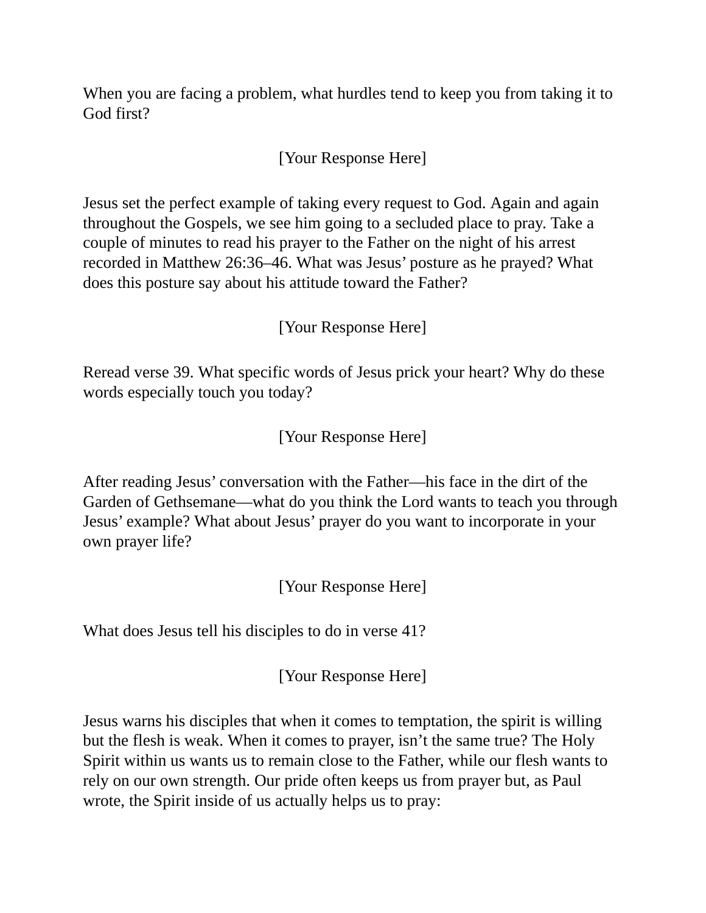When you are facing a problem, what hurdles tend to keep you from taking it to God first?

[Your Response Here]

Jesus set the perfect example of taking every request to God. Again and again throughout the Gospels, we see him going to a secluded place to pray. Take a couple of minutes to read his prayer to the Father on the night of his arrest recorded in Matthew 26:36–46. What was Jesus' posture as he prayed? What does this posture say about his attitude toward the Father?

[Your Response Here]

Reread verse 39. What specific words of Jesus prick your heart? Why do these words especially touch you today?

[Your Response Here]

After reading Jesus' conversation with the Father—his face in the dirt of the Garden of Gethsemane—what do you think the Lord wants to teach you through Jesus' example? What about Jesus' prayer do you want to incorporate in your own prayer life?

[Your Response Here]

What does Jesus tell his disciples to do in verse 41?

[Your Response Here]

Jesus warns his disciples that when it comes to temptation, the spirit is willing but the flesh is weak. When it comes to prayer, isn't the same true? The Holy Spirit within us wants us to remain close to the Father, while our flesh wants to rely on our own strength. Our pride often keeps us from prayer but, as Paul wrote, the Spirit inside of us actually helps us to pray: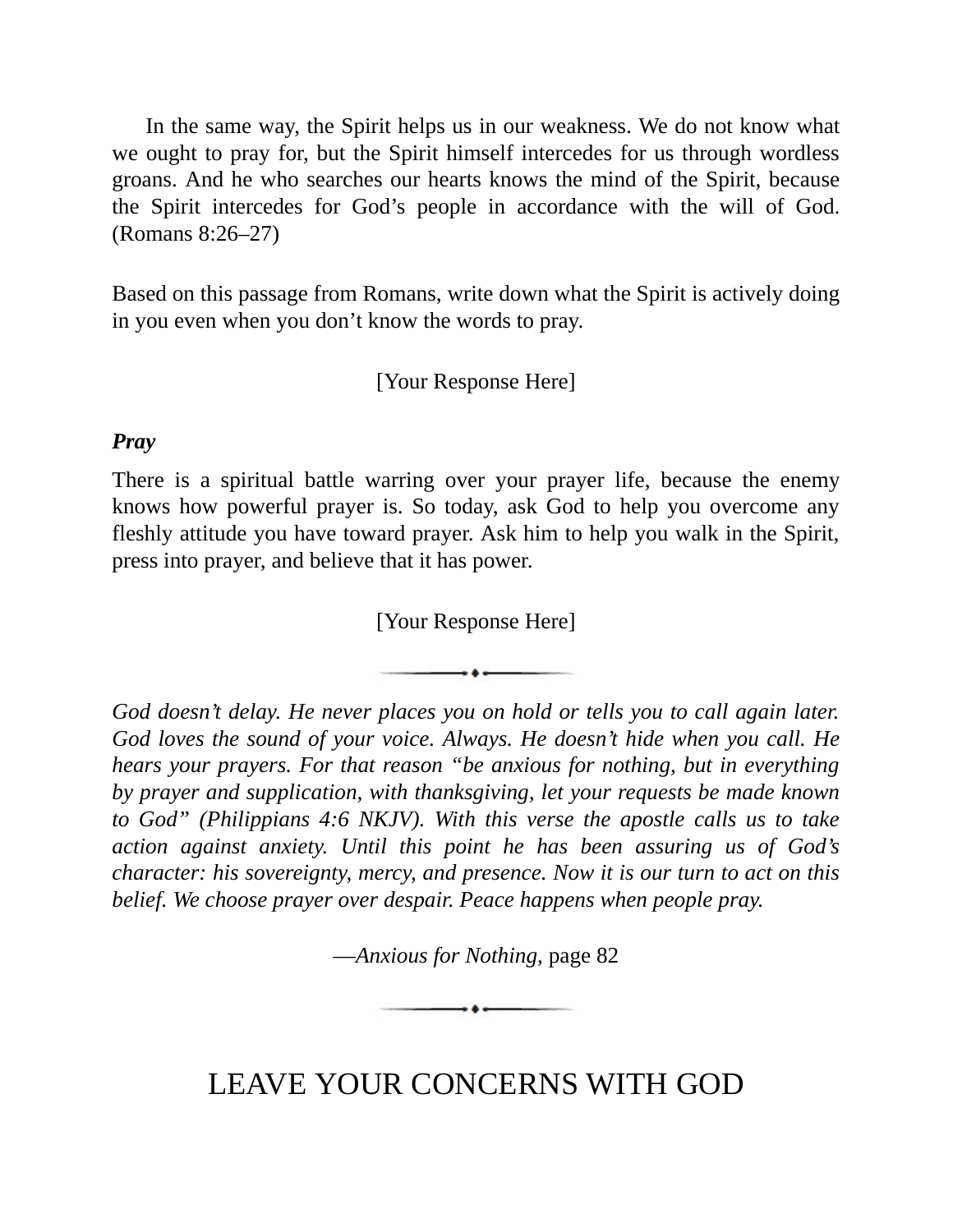In the same way, the Spirit helps us in our weakness. We do not know what we ought to pray for, but the Spirit himself intercedes for us through wordless groans. And he who searches our hearts knows the mind of the Spirit, because the Spirit intercedes for God's people in accordance with the will of God. (Romans 8:26–27)

Based on this passage from Romans, write down what the Spirit is actively doing in you even when you don't know the words to pray.

[Your Response Here]

***Pray***

There is a spiritual battle warring over your prayer life, because the enemy knows how powerful prayer is. So today, ask God to help you overcome any fleshly attitude you have toward prayer. Ask him to help you walk in the Spirit, press into prayer, and believe that it has power.

[Your Response Here]

---

*God doesn't delay. He never places you on hold or tells you to call again later. God loves the sound of your voice. Always. He doesn't hide when you call. He hears your prayers. For that reason "be anxious for nothing, but in everything by prayer and supplication, with thanksgiving, let your requests be made known to God" (Philippians 4:6 NKJV). With this verse the apostle calls us to take action against anxiety. Until this point he has been assuring us of God's character: his sovereignty, mercy, and presence. Now it is our turn to act on this belief. We choose prayer over despair. Peace happens when people pray.*

—*Anxious for Nothing,* page 82

---

# LEAVE YOUR CONCERNS WITH GOD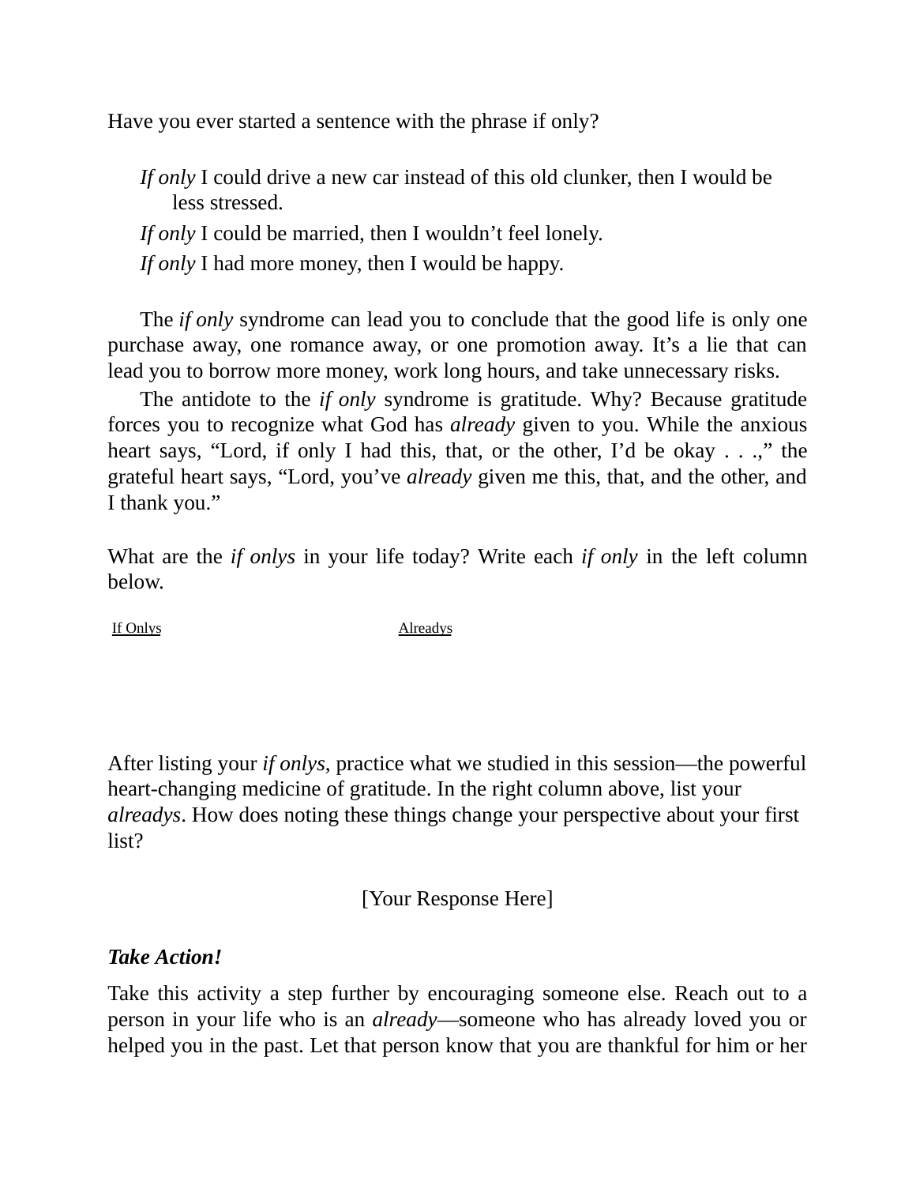Have you ever started a sentence with the phrase if only?

*If only* I could drive a new car instead of this old clunker, then I would be less stressed.

*If only* I could be married, then I wouldn't feel lonely.

*If only* I had more money, then I would be happy.

The *if only* syndrome can lead you to conclude that the good life is only one purchase away, one romance away, or one promotion away. It's a lie that can lead you to borrow more money, work long hours, and take unnecessary risks.

The antidote to the *if only* syndrome is gratitude. Why? Because gratitude forces you to recognize what God has *already* given to you. While the anxious heart says, "Lord, if only I had this, that, or the other, I'd be okay . . .," the grateful heart says, "Lord, you've *already* given me this, that, and the other, and I thank you."

What are the *if onlys* in your life today? Write each *if only* in the left column below.

| If Onlys | Alreadys |
| --- | --- |
| | |

After listing your *if onlys*, practice what we studied in this session—the powerful heart-changing medicine of gratitude. In the right column above, list your *alreadys*. How does noting these things change your perspective about your first list?

[Your Response Here]

***Take Action!***

Take this activity a step further by encouraging someone else. Reach out to a person in your life who is an *already*—someone who has already loved you or helped you in the past. Let that person know that you are thankful for him or her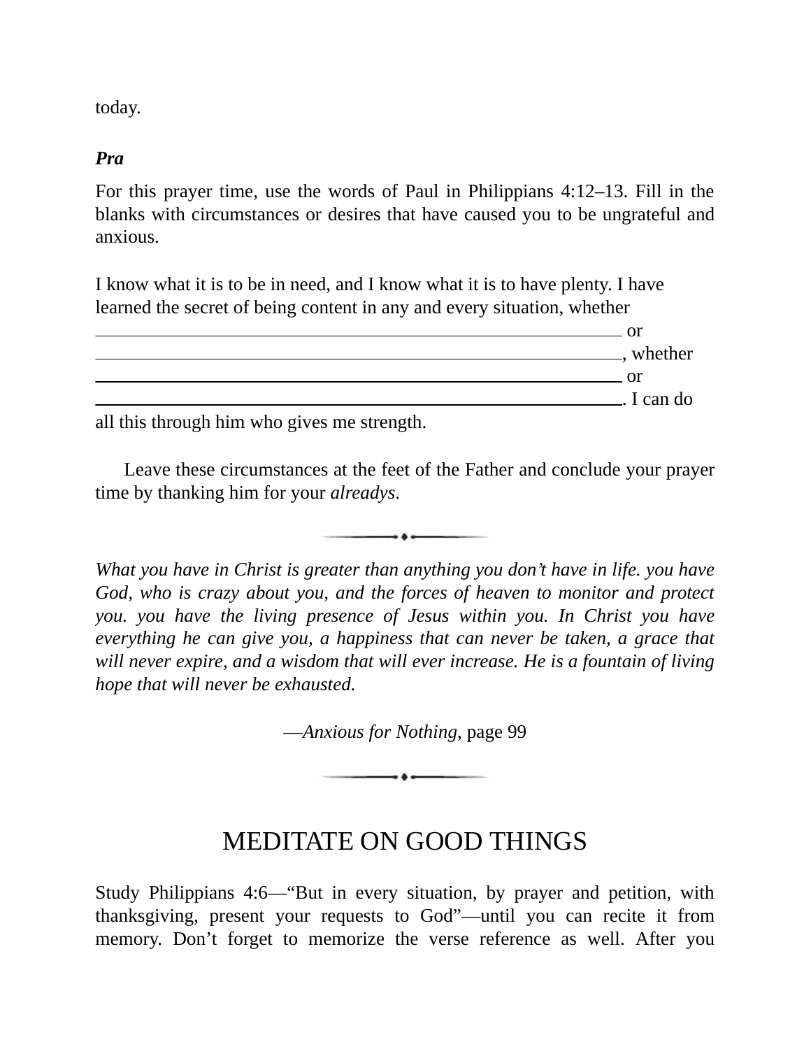today.

***Pra***

For this prayer time, use the words of Paul in Philippians 4:12–13. Fill in the blanks with circumstances or desires that have caused you to be ungrateful and anxious.

I know what it is to be in need, and I know what it is to have plenty. I have learned the secret of being content in any and every situation, whether ______________________________ or ______________________________, whether ______________________________ or ______________________________. I can do all this through him who gives me strength.

Leave these circumstances at the feet of the Father and conclude your prayer time by thanking him for your *alreadys*.

---

*What you have in Christ is greater than anything you don't have in life. you have God, who is crazy about you, and the forces of heaven to monitor and protect you. you have the living presence of Jesus within you. In Christ you have everything he can give you, a happiness that can never be taken, a grace that will never expire, and a wisdom that will ever increase. He is a fountain of living hope that will never be exhausted.*

—*Anxious for Nothing*, page 99

---

# MEDITATE ON GOOD THINGS

Study Philippians 4:6—"But in every situation, by prayer and petition, with thanksgiving, present your requests to God"—until you can recite it from memory. Don't forget to memorize the verse reference as well. After you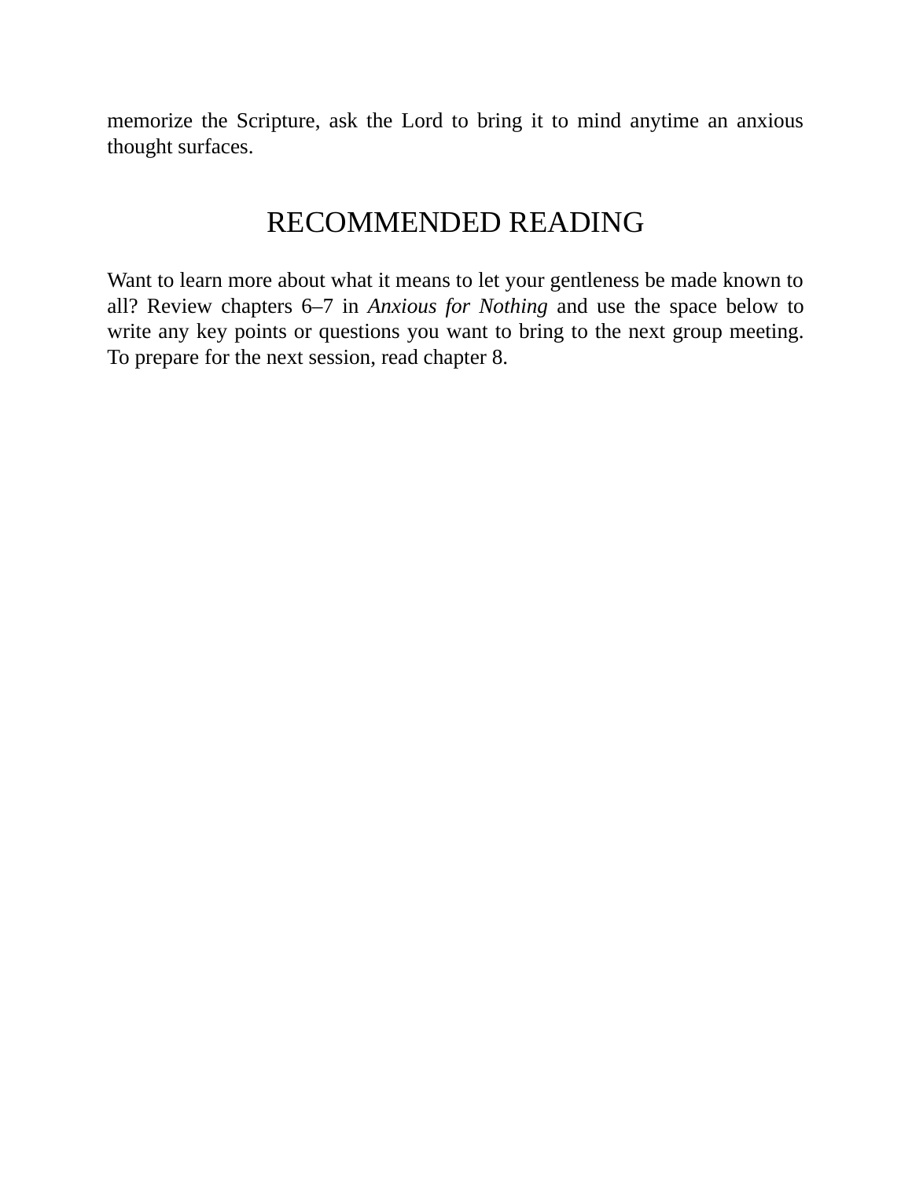memorize the Scripture, ask the Lord to bring it to mind anytime an anxious thought surfaces.

## RECOMMENDED READING

Want to learn more about what it means to let your gentleness be made known to all? Review chapters 6–7 in *Anxious for Nothing* and use the space below to write any key points or questions you want to bring to the next group meeting. To prepare for the next session, read chapter 8.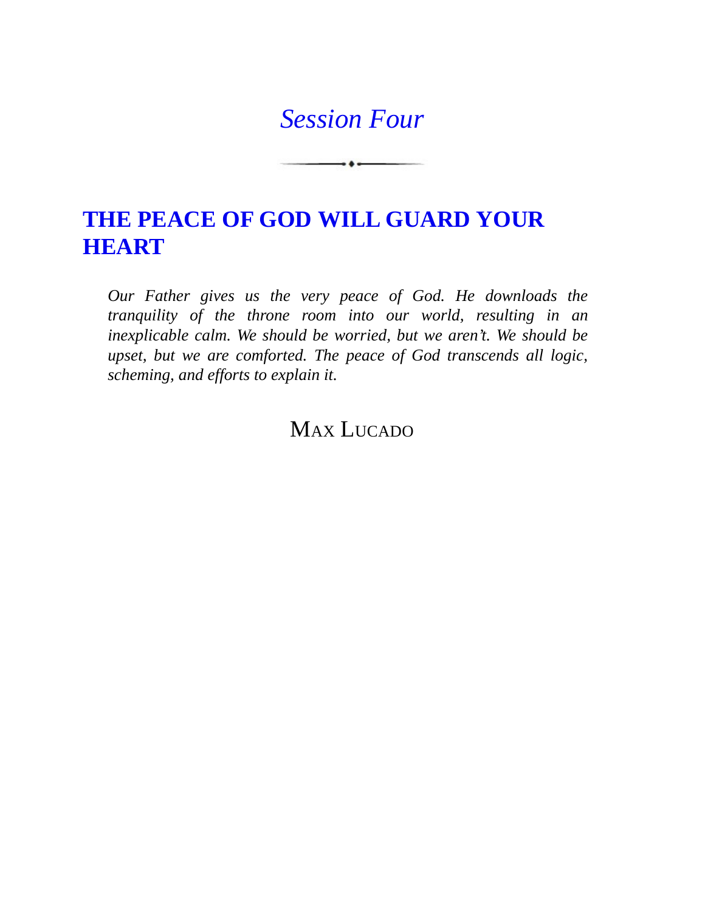*Session Four*

# THE PEACE OF GOD WILL GUARD YOUR HEART

> *Our Father gives us the very peace of God. He downloads the tranquility of the throne room into our world, resulting in an inexplicable calm. We should be worried, but we aren't. We should be upset, but we are comforted. The peace of God transcends all logic, scheming, and efforts to explain it.*

MAX LUCADO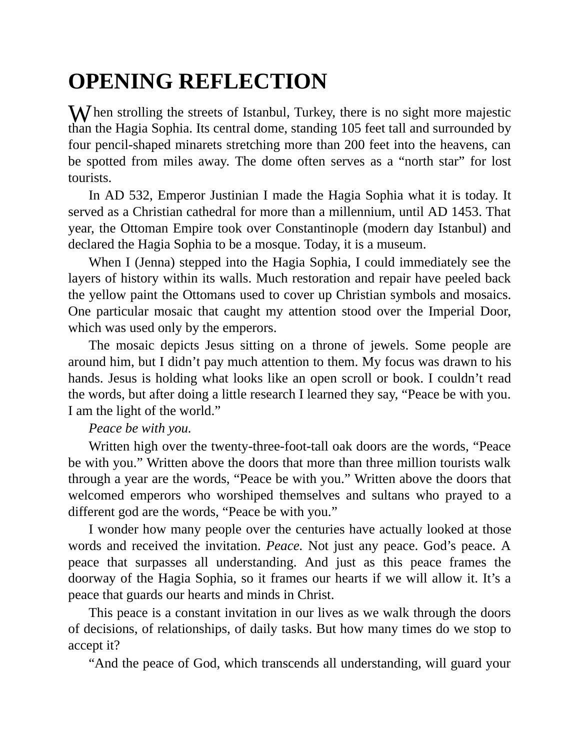# OPENING REFLECTION

When strolling the streets of Istanbul, Turkey, there is no sight more majestic than the Hagia Sophia. Its central dome, standing 105 feet tall and surrounded by four pencil-shaped minarets stretching more than 200 feet into the heavens, can be spotted from miles away. The dome often serves as a "north star" for lost tourists.

In AD 532, Emperor Justinian I made the Hagia Sophia what it is today. It served as a Christian cathedral for more than a millennium, until AD 1453. That year, the Ottoman Empire took over Constantinople (modern day Istanbul) and declared the Hagia Sophia to be a mosque. Today, it is a museum.

When I (Jenna) stepped into the Hagia Sophia, I could immediately see the layers of history within its walls. Much restoration and repair have peeled back the yellow paint the Ottomans used to cover up Christian symbols and mosaics. One particular mosaic that caught my attention stood over the Imperial Door, which was used only by the emperors.

The mosaic depicts Jesus sitting on a throne of jewels. Some people are around him, but I didn't pay much attention to them. My focus was drawn to his hands. Jesus is holding what looks like an open scroll or book. I couldn't read the words, but after doing a little research I learned they say, "Peace be with you. I am the light of the world."

*Peace be with you.*

Written high over the twenty-three-foot-tall oak doors are the words, "Peace be with you." Written above the doors that more than three million tourists walk through a year are the words, "Peace be with you." Written above the doors that welcomed emperors who worshiped themselves and sultans who prayed to a different god are the words, "Peace be with you."

I wonder how many people over the centuries have actually looked at those words and received the invitation. *Peace*. Not just any peace. God's peace. A peace that surpasses all understanding. And just as this peace frames the doorway of the Hagia Sophia, so it frames our hearts if we will allow it. It's a peace that guards our hearts and minds in Christ.

This peace is a constant invitation in our lives as we walk through the doors of decisions, of relationships, of daily tasks. But how many times do we stop to accept it?

"And the peace of God, which transcends all understanding, will guard your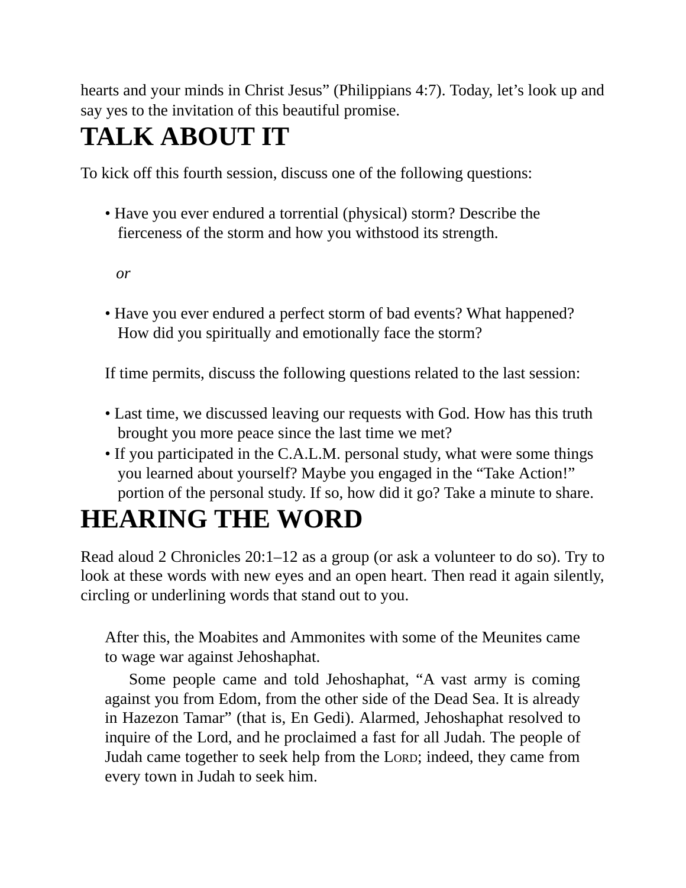hearts and your minds in Christ Jesus" (Philippians 4:7). Today, let's look up and say yes to the invitation of this beautiful promise.

# TALK ABOUT IT

To kick off this fourth session, discuss one of the following questions:

- Have you ever endured a torrential (physical) storm? Describe the fierceness of the storm and how you withstood its strength.

  *or*

- Have you ever endured a perfect storm of bad events? What happened? How did you spiritually and emotionally face the storm?

If time permits, discuss the following questions related to the last session:

- Last time, we discussed leaving our requests with God. How has this truth brought you more peace since the last time we met?
- If you participated in the C.A.L.M. personal study, what were some things you learned about yourself? Maybe you engaged in the "Take Action!" portion of the personal study. If so, how did it go? Take a minute to share.

# HEARING THE WORD

Read aloud 2 Chronicles 20:1–12 as a group (or ask a volunteer to do so). Try to look at these words with new eyes and an open heart. Then read it again silently, circling or underlining words that stand out to you.

> After this, the Moabites and Ammonites with some of the Meunites came to wage war against Jehoshaphat.
>
> Some people came and told Jehoshaphat, "A vast army is coming against you from Edom, from the other side of the Dead Sea. It is already in Hazezon Tamar" (that is, En Gedi). Alarmed, Jehoshaphat resolved to inquire of the Lord, and he proclaimed a fast for all Judah. The people of Judah came together to seek help from the LORD; indeed, they came from every town in Judah to seek him.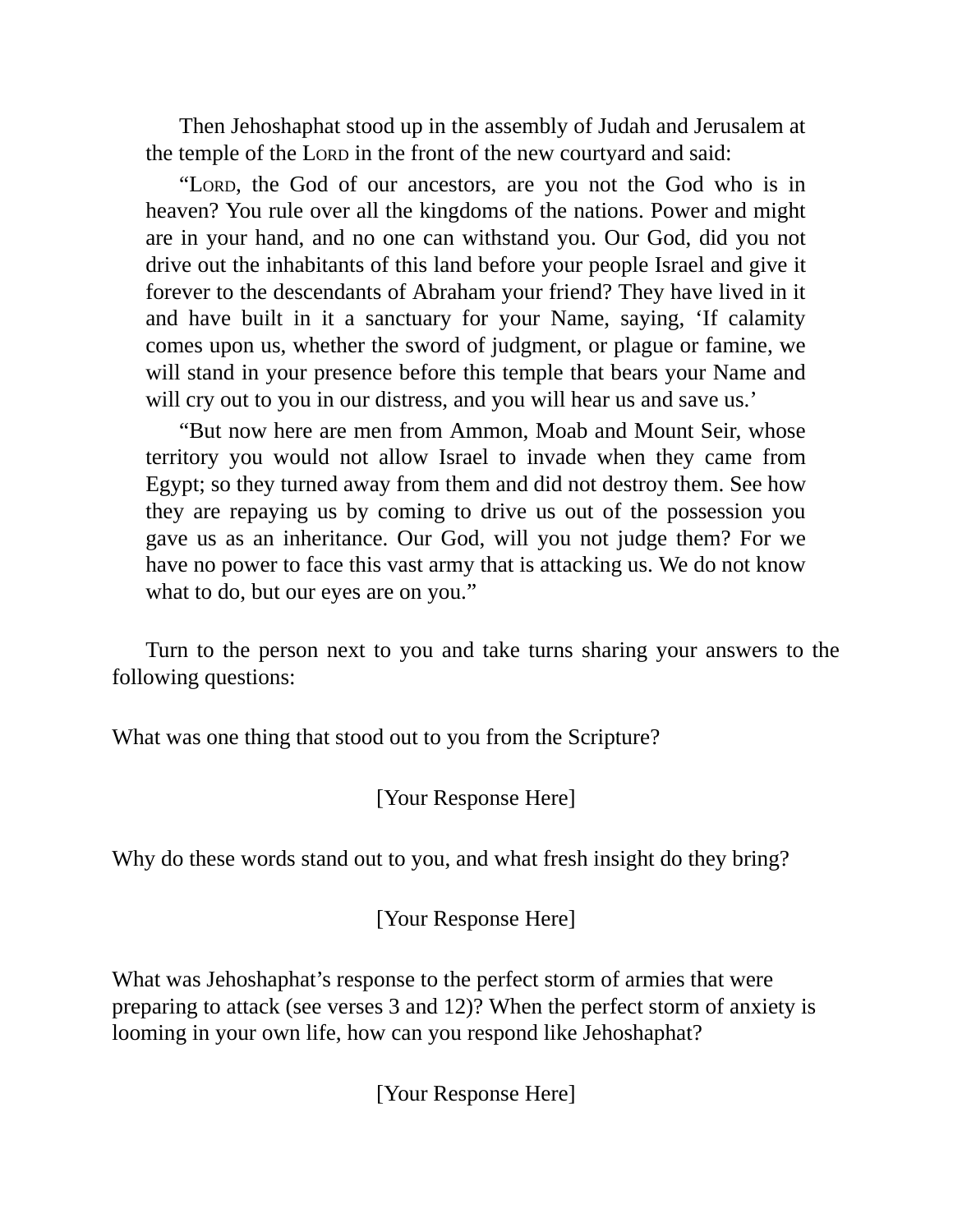Then Jehoshaphat stood up in the assembly of Judah and Jerusalem at the temple of the LORD in the front of the new courtyard and said:

"LORD, the God of our ancestors, are you not the God who is in heaven? You rule over all the kingdoms of the nations. Power and might are in your hand, and no one can withstand you. Our God, did you not drive out the inhabitants of this land before your people Israel and give it forever to the descendants of Abraham your friend? They have lived in it and have built in it a sanctuary for your Name, saying, 'If calamity comes upon us, whether the sword of judgment, or plague or famine, we will stand in your presence before this temple that bears your Name and will cry out to you in our distress, and you will hear us and save us.'

"But now here are men from Ammon, Moab and Mount Seir, whose territory you would not allow Israel to invade when they came from Egypt; so they turned away from them and did not destroy them. See how they are repaying us by coming to drive us out of the possession you gave us as an inheritance. Our God, will you not judge them? For we have no power to face this vast army that is attacking us. We do not know what to do, but our eyes are on you."

Turn to the person next to you and take turns sharing your answers to the following questions:

What was one thing that stood out to you from the Scripture?

[Your Response Here]

Why do these words stand out to you, and what fresh insight do they bring?

[Your Response Here]

What was Jehoshaphat's response to the perfect storm of armies that were preparing to attack (see verses 3 and 12)? When the perfect storm of anxiety is looming in your own life, how can you respond like Jehoshaphat?

[Your Response Here]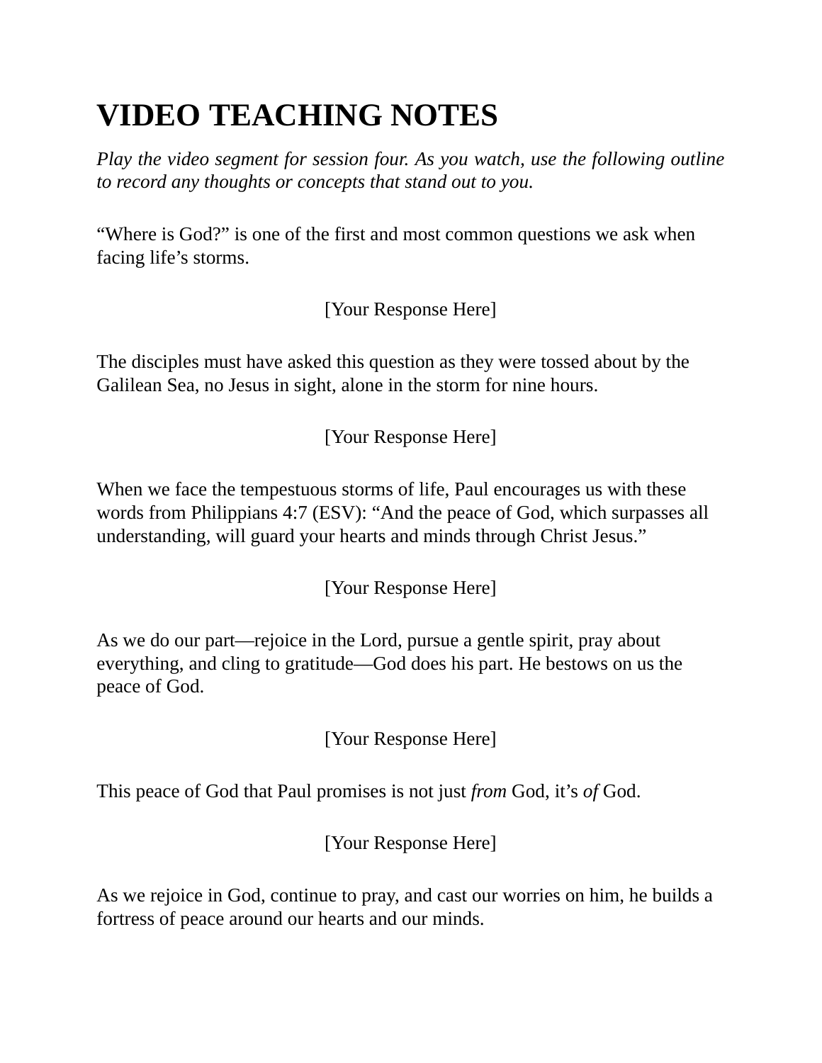# VIDEO TEACHING NOTES

*Play the video segment for session four. As you watch, use the following outline to record any thoughts or concepts that stand out to you.*

"Where is God?" is one of the first and most common questions we ask when facing life's storms.

[Your Response Here]

The disciples must have asked this question as they were tossed about by the Galilean Sea, no Jesus in sight, alone in the storm for nine hours.

[Your Response Here]

When we face the tempestuous storms of life, Paul encourages us with these words from Philippians 4:7 (ESV): "And the peace of God, which surpasses all understanding, will guard your hearts and minds through Christ Jesus."

[Your Response Here]

As we do our part—rejoice in the Lord, pursue a gentle spirit, pray about everything, and cling to gratitude—God does his part. He bestows on us the peace of God.

[Your Response Here]

This peace of God that Paul promises is not just *from* God, it's *of* God.

[Your Response Here]

As we rejoice in God, continue to pray, and cast our worries on him, he builds a fortress of peace around our hearts and our minds.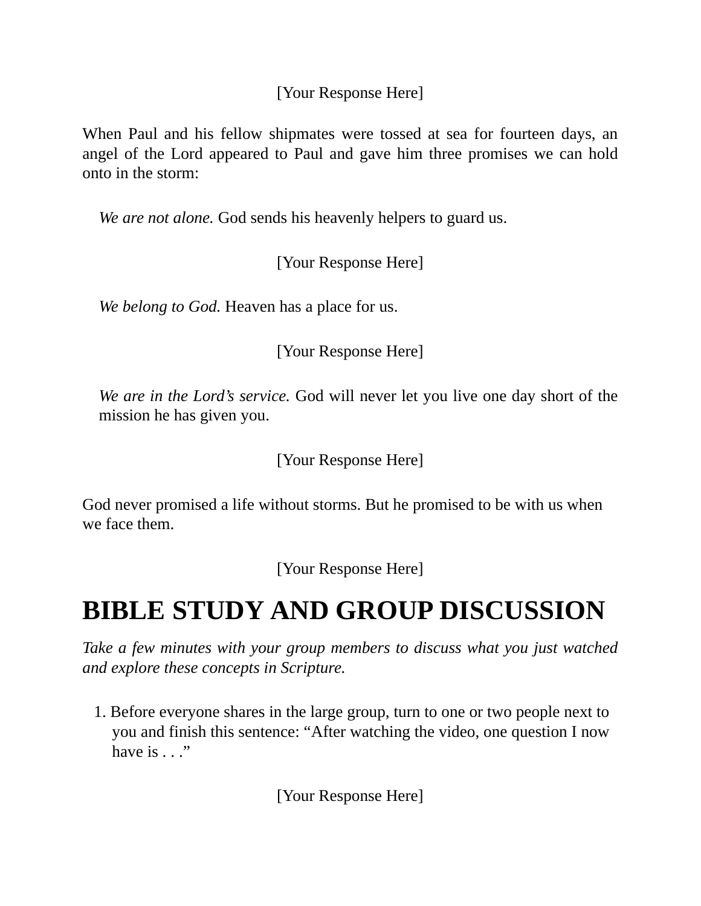[Your Response Here]

When Paul and his fellow shipmates were tossed at sea for fourteen days, an angel of the Lord appeared to Paul and gave him three promises we can hold onto in the storm:

*We are not alone.* God sends his heavenly helpers to guard us.

[Your Response Here]

*We belong to God.* Heaven has a place for us.

[Your Response Here]

*We are in the Lord's service.* God will never let you live one day short of the mission he has given you.

[Your Response Here]

God never promised a life without storms. But he promised to be with us when we face them.

[Your Response Here]

# BIBLE STUDY AND GROUP DISCUSSION

*Take a few minutes with your group members to discuss what you just watched and explore these concepts in Scripture.*

1. Before everyone shares in the large group, turn to one or two people next to you and finish this sentence: "After watching the video, one question I now have is . . ."

[Your Response Here]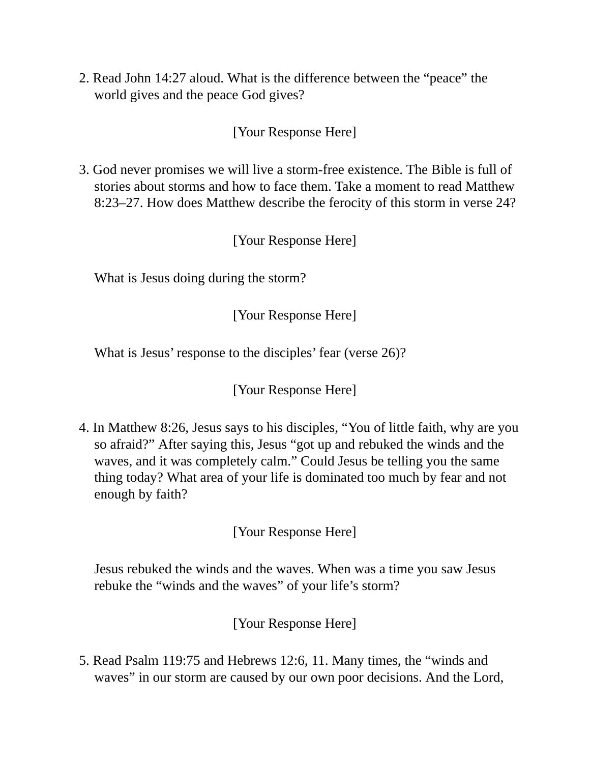2. Read John 14:27 aloud. What is the difference between the “peace” the world gives and the peace God gives?

[Your Response Here]

3. God never promises we will live a storm-free existence. The Bible is full of stories about storms and how to face them. Take a moment to read Matthew 8:23–27. How does Matthew describe the ferocity of this storm in verse 24?

[Your Response Here]

What is Jesus doing during the storm?

[Your Response Here]

What is Jesus’ response to the disciples’ fear (verse 26)?

[Your Response Here]

4. In Matthew 8:26, Jesus says to his disciples, “You of little faith, why are you so afraid?” After saying this, Jesus “got up and rebuked the winds and the waves, and it was completely calm.” Could Jesus be telling you the same thing today? What area of your life is dominated too much by fear and not enough by faith?

[Your Response Here]

Jesus rebuked the winds and the waves. When was a time you saw Jesus rebuke the “winds and the waves” of your life’s storm?

[Your Response Here]

5. Read Psalm 119:75 and Hebrews 12:6, 11. Many times, the “winds and waves” in our storm are caused by our own poor decisions. And the Lord,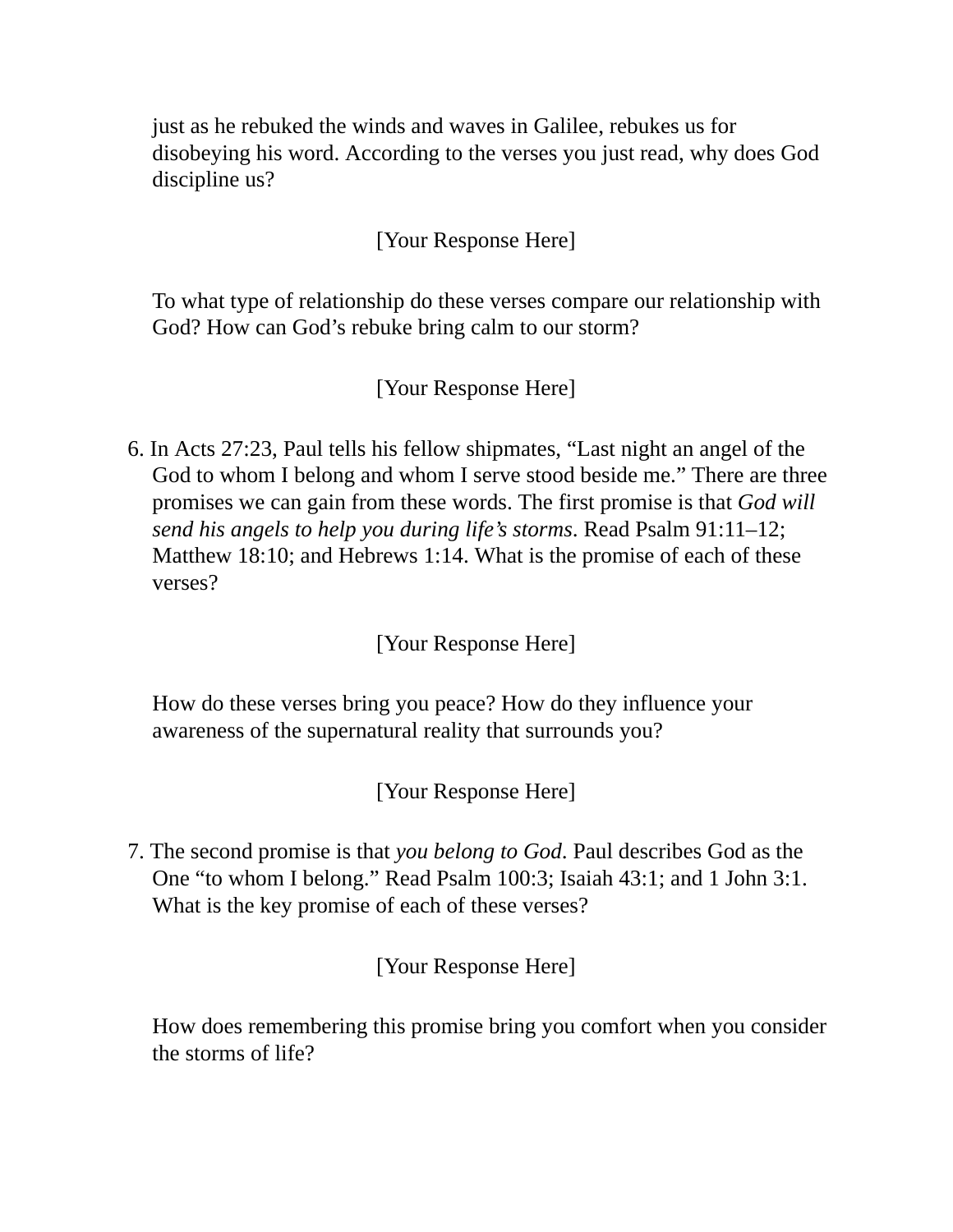just as he rebuked the winds and waves in Galilee, rebukes us for disobeying his word. According to the verses you just read, why does God discipline us?

[Your Response Here]

To what type of relationship do these verses compare our relationship with God? How can God's rebuke bring calm to our storm?

[Your Response Here]

6. In Acts 27:23, Paul tells his fellow shipmates, "Last night an angel of the God to whom I belong and whom I serve stood beside me." There are three promises we can gain from these words. The first promise is that *God will send his angels to help you during life's storms*. Read Psalm 91:11–12; Matthew 18:10; and Hebrews 1:14. What is the promise of each of these verses?

[Your Response Here]

How do these verses bring you peace? How do they influence your awareness of the supernatural reality that surrounds you?

[Your Response Here]

7. The second promise is that *you belong to God*. Paul describes God as the One "to whom I belong." Read Psalm 100:3; Isaiah 43:1; and 1 John 3:1. What is the key promise of each of these verses?

[Your Response Here]

How does remembering this promise bring you comfort when you consider the storms of life?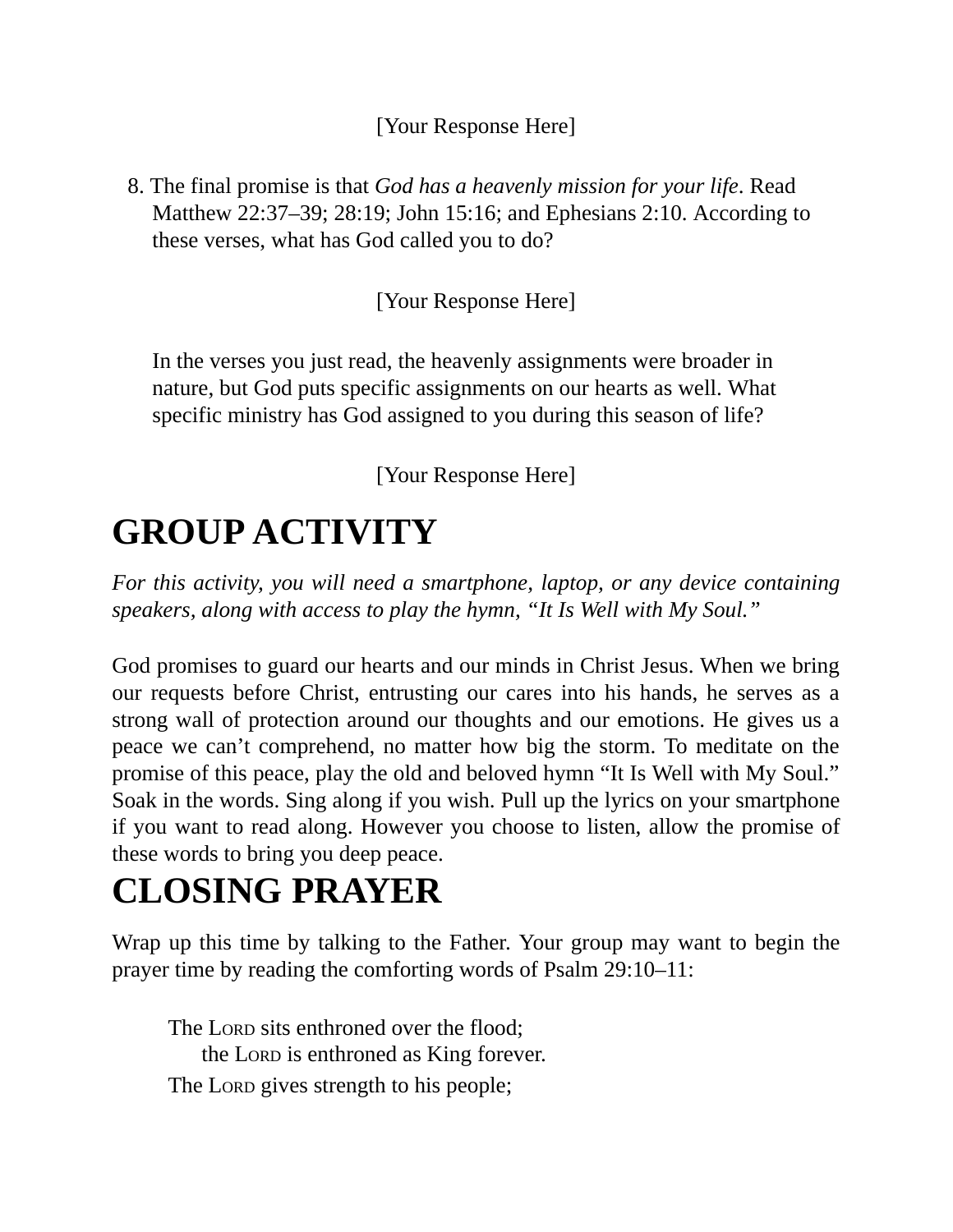[Your Response Here]

8. The final promise is that *God has a heavenly mission for your life*. Read Matthew 22:37–39; 28:19; John 15:16; and Ephesians 2:10. According to these verses, what has God called you to do?

   [Your Response Here]

   In the verses you just read, the heavenly assignments were broader in nature, but God puts specific assignments on our hearts as well. What specific ministry has God assigned to you during this season of life?

   [Your Response Here]

# GROUP ACTIVITY

*For this activity, you will need a smartphone, laptop, or any device containing speakers, along with access to play the hymn, "It Is Well with My Soul."*

God promises to guard our hearts and our minds in Christ Jesus. When we bring our requests before Christ, entrusting our cares into his hands, he serves as a strong wall of protection around our thoughts and our emotions. He gives us a peace we can't comprehend, no matter how big the storm. To meditate on the promise of this peace, play the old and beloved hymn "It Is Well with My Soul." Soak in the words. Sing along if you wish. Pull up the lyrics on your smartphone if you want to read along. However you choose to listen, allow the promise of these words to bring you deep peace.

# CLOSING PRAYER

Wrap up this time by talking to the Father. Your group may want to begin the prayer time by reading the comforting words of Psalm 29:10–11:

> The LORD sits enthroned over the flood;
> the LORD is enthroned as King forever.
> The LORD gives strength to his people;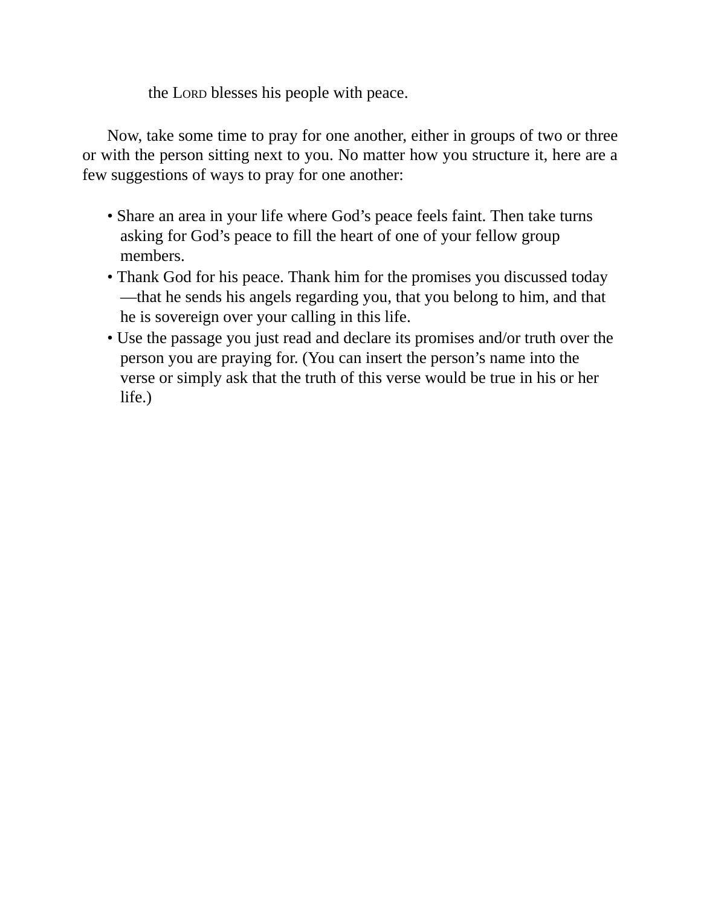the LORD blesses his people with peace.

Now, take some time to pray for one another, either in groups of two or three or with the person sitting next to you. No matter how you structure it, here are a few suggestions of ways to pray for one another:

- Share an area in your life where God's peace feels faint. Then take turns asking for God's peace to fill the heart of one of your fellow group members.
- Thank God for his peace. Thank him for the promises you discussed today—that he sends his angels regarding you, that you belong to him, and that he is sovereign over your calling in this life.
- Use the passage you just read and declare its promises and/or truth over the person you are praying for. (You can insert the person's name into the verse or simply ask that the truth of this verse would be true in his or her life.)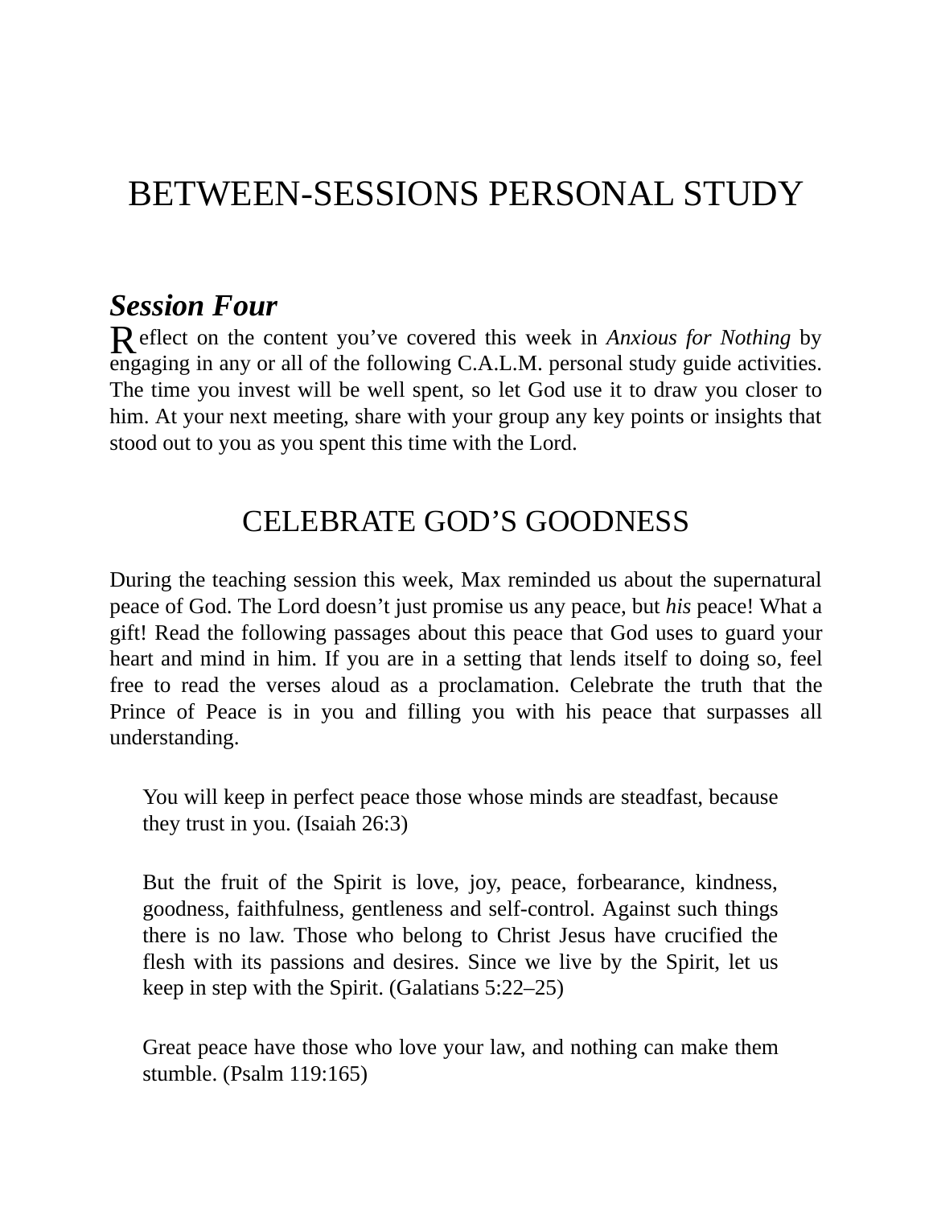# BETWEEN-SESSIONS PERSONAL STUDY

## *Session Four*

Reflect on the content you've covered this week in *Anxious for Nothing* by engaging in any or all of the following C.A.L.M. personal study guide activities. The time you invest will be well spent, so let God use it to draw you closer to him. At your next meeting, share with your group any key points or insights that stood out to you as you spent this time with the Lord.

## CELEBRATE GOD'S GOODNESS

During the teaching session this week, Max reminded us about the supernatural peace of God. The Lord doesn't just promise us any peace, but *his* peace! What a gift! Read the following passages about this peace that God uses to guard your heart and mind in him. If you are in a setting that lends itself to doing so, feel free to read the verses aloud as a proclamation. Celebrate the truth that the Prince of Peace is in you and filling you with his peace that surpasses all understanding.

> You will keep in perfect peace those whose minds are steadfast, because they trust in you. (Isaiah 26:3)

> But the fruit of the Spirit is love, joy, peace, forbearance, kindness, goodness, faithfulness, gentleness and self-control. Against such things there is no law. Those who belong to Christ Jesus have crucified the flesh with its passions and desires. Since we live by the Spirit, let us keep in step with the Spirit. (Galatians 5:22–25)

> Great peace have those who love your law, and nothing can make them stumble. (Psalm 119:165)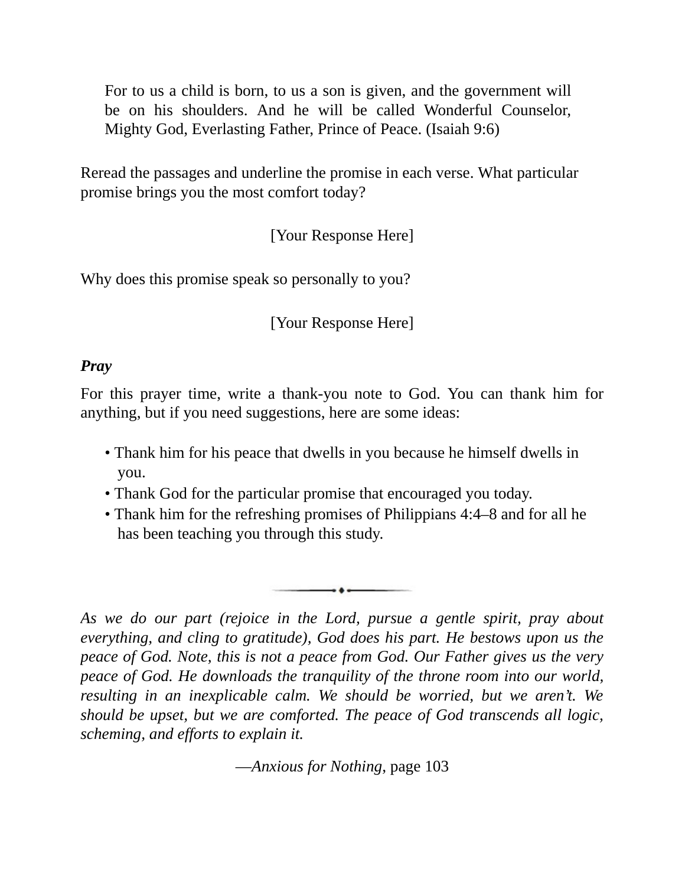> For to us a child is born, to us a son is given, and the government will be on his shoulders. And he will be called Wonderful Counselor, Mighty God, Everlasting Father, Prince of Peace. (Isaiah 9:6)

Reread the passages and underline the promise in each verse. What particular promise brings you the most comfort today?

[Your Response Here]

Why does this promise speak so personally to you?

[Your Response Here]

***Pray***

For this prayer time, write a thank-you note to God. You can thank him for anything, but if you need suggestions, here are some ideas:

- Thank him for his peace that dwells in you because he himself dwells in you.
- Thank God for the particular promise that encouraged you today.
- Thank him for the refreshing promises of Philippians 4:4–8 and for all he has been teaching you through this study.

---

*As we do our part (rejoice in the Lord, pursue a gentle spirit, pray about everything, and cling to gratitude), God does his part. He bestows upon us the peace of God. Note, this is not a peace from God. Our Father gives us the very peace of God. He downloads the tranquility of the throne room into our world, resulting in an inexplicable calm. We should be worried, but we aren't. We should be upset, but we are comforted. The peace of God transcends all logic, scheming, and efforts to explain it.*

—*Anxious for Nothing*, page 103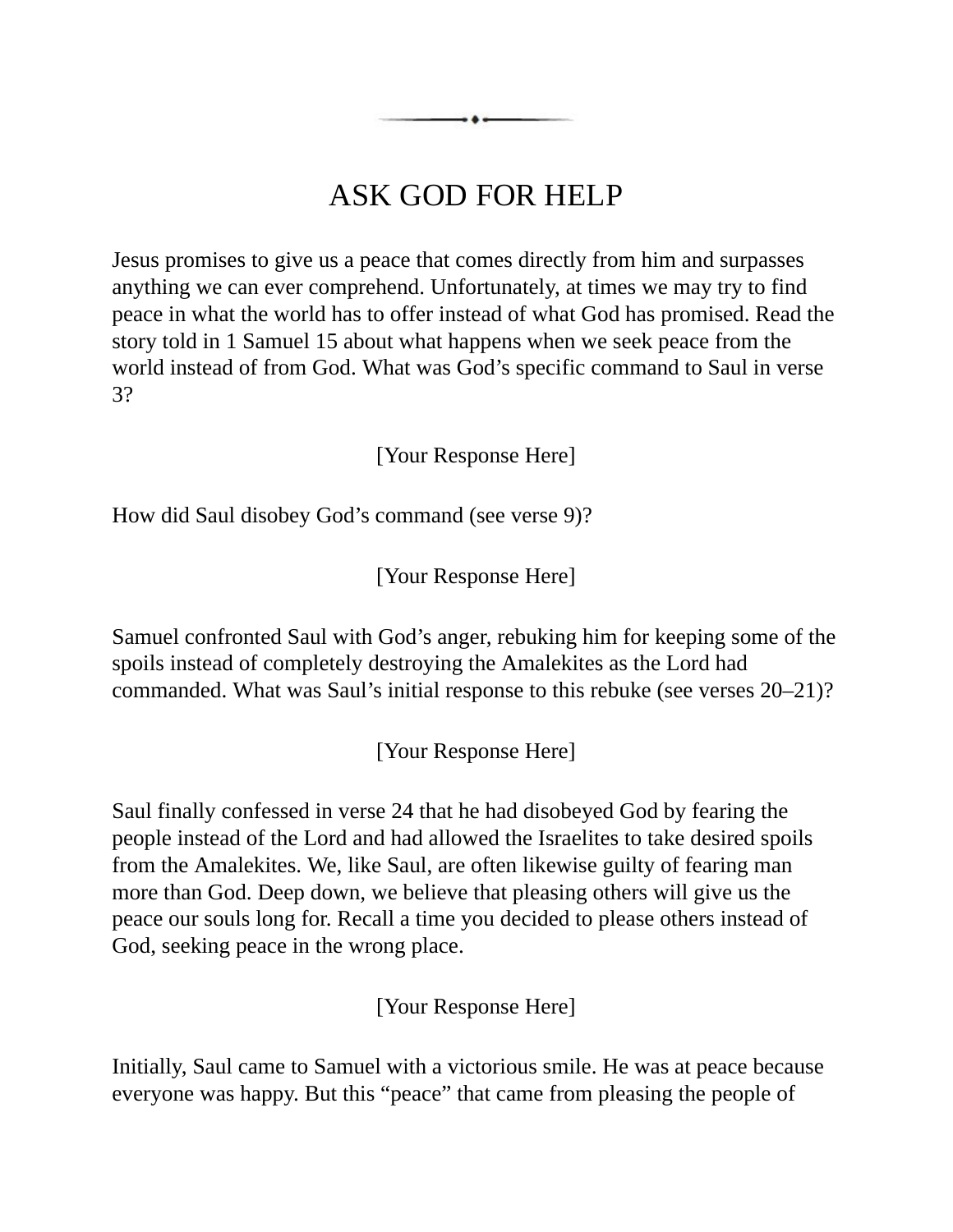# ASK GOD FOR HELP

Jesus promises to give us a peace that comes directly from him and surpasses anything we can ever comprehend. Unfortunately, at times we may try to find peace in what the world has to offer instead of what God has promised. Read the story told in 1 Samuel 15 about what happens when we seek peace from the world instead of from God. What was God's specific command to Saul in verse 3?

[Your Response Here]

How did Saul disobey God's command (see verse 9)?

[Your Response Here]

Samuel confronted Saul with God's anger, rebuking him for keeping some of the spoils instead of completely destroying the Amalekites as the Lord had commanded. What was Saul's initial response to this rebuke (see verses 20–21)?

[Your Response Here]

Saul finally confessed in verse 24 that he had disobeyed God by fearing the people instead of the Lord and had allowed the Israelites to take desired spoils from the Amalekites. We, like Saul, are often likewise guilty of fearing man more than God. Deep down, we believe that pleasing others will give us the peace our souls long for. Recall a time you decided to please others instead of God, seeking peace in the wrong place.

[Your Response Here]

Initially, Saul came to Samuel with a victorious smile. He was at peace because everyone was happy. But this "peace" that came from pleasing the people of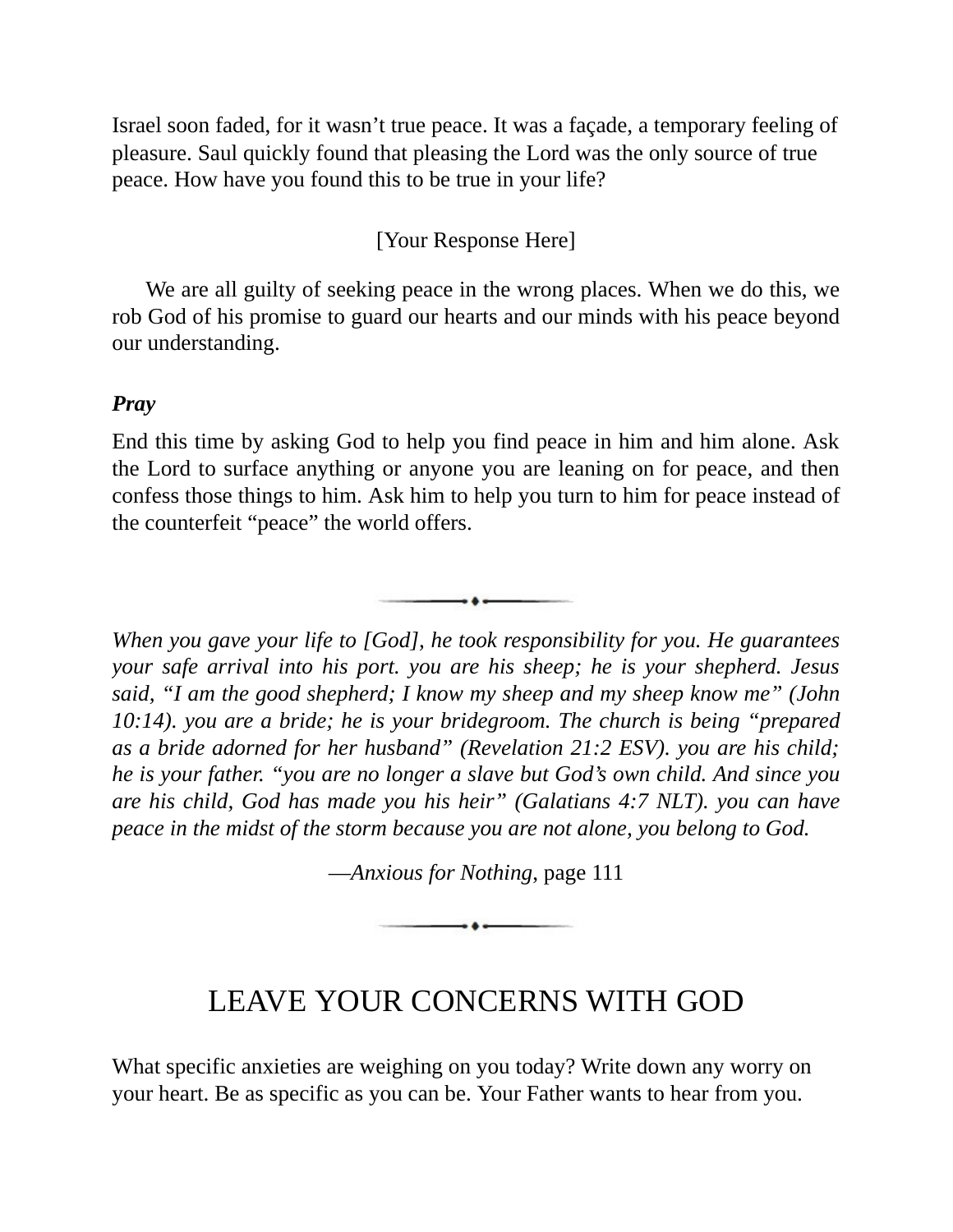Israel soon faded, for it wasn't true peace. It was a façade, a temporary feeling of pleasure. Saul quickly found that pleasing the Lord was the only source of true peace. How have you found this to be true in your life?

[Your Response Here]

We are all guilty of seeking peace in the wrong places. When we do this, we rob God of his promise to guard our hearts and our minds with his peace beyond our understanding.

***Pray***

End this time by asking God to help you find peace in him and him alone. Ask the Lord to surface anything or anyone you are leaning on for peace, and then confess those things to him. Ask him to help you turn to him for peace instead of the counterfeit "peace" the world offers.

---

*When you gave your life to [God], he took responsibility for you. He guarantees your safe arrival into his port. you are his sheep; he is your shepherd. Jesus said, "I am the good shepherd; I know my sheep and my sheep know me" (John 10:14). you are a bride; he is your bridegroom. The church is being "prepared as a bride adorned for her husband" (Revelation 21:2 ESV). you are his child; he is your father. "you are no longer a slave but God's own child. And since you are his child, God has made you his heir" (Galatians 4:7 NLT). you can have peace in the midst of the storm because you are not alone, you belong to God.*

—*Anxious for Nothing*, page 111

---

## LEAVE YOUR CONCERNS WITH GOD

What specific anxieties are weighing on you today? Write down any worry on your heart. Be as specific as you can be. Your Father wants to hear from you.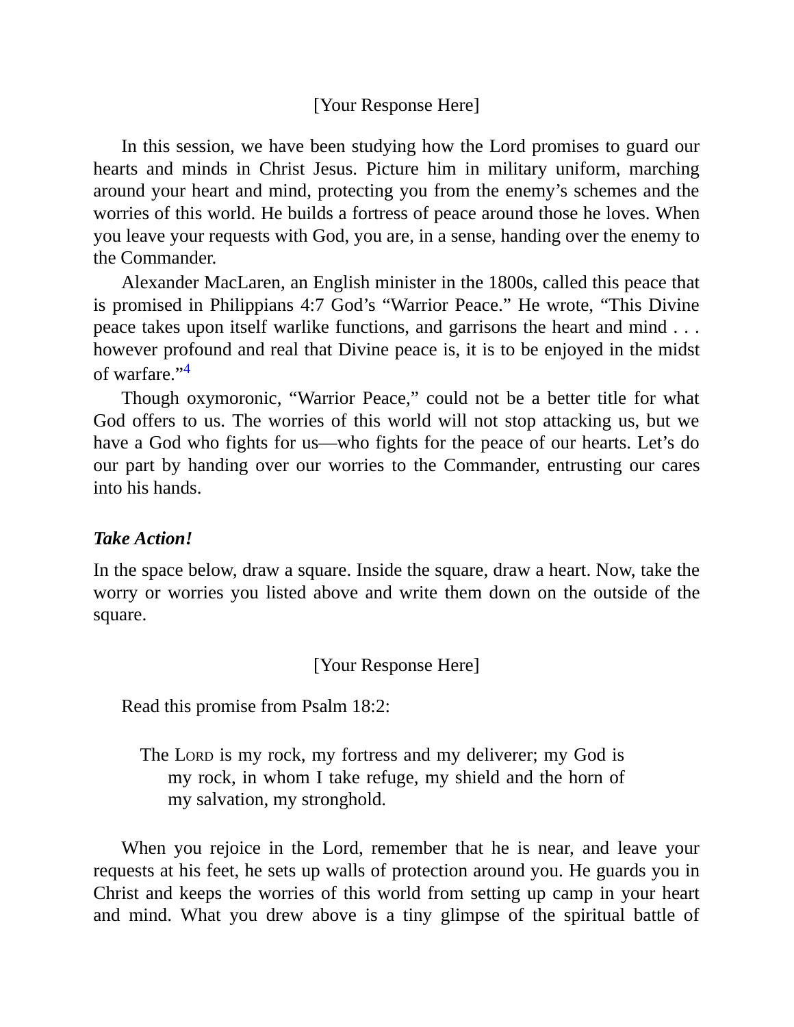[Your Response Here]

In this session, we have been studying how the Lord promises to guard our hearts and minds in Christ Jesus. Picture him in military uniform, marching around your heart and mind, protecting you from the enemy's schemes and the worries of this world. He builds a fortress of peace around those he loves. When you leave your requests with God, you are, in a sense, handing over the enemy to the Commander.

Alexander MacLaren, an English minister in the 1800s, called this peace that is promised in Philippians 4:7 God's "Warrior Peace." He wrote, "This Divine peace takes upon itself warlike functions, and garrisons the heart and mind . . . however profound and real that Divine peace is, it is to be enjoyed in the midst of warfare."[4]

Though oxymoronic, "Warrior Peace," could not be a better title for what God offers to us. The worries of this world will not stop attacking us, but we have a God who fights for us—who fights for the peace of our hearts. Let's do our part by handing over our worries to the Commander, entrusting our cares into his hands.

***Take Action!***

In the space below, draw a square. Inside the square, draw a heart. Now, take the worry or worries you listed above and write them down on the outside of the square.

[Your Response Here]

Read this promise from Psalm 18:2:

> The LORD is my rock, my fortress and my deliverer; my God is my rock, in whom I take refuge, my shield and the horn of my salvation, my stronghold.

When you rejoice in the Lord, remember that he is near, and leave your requests at his feet, he sets up walls of protection around you. He guards you in Christ and keeps the worries of this world from setting up camp in your heart and mind. What you drew above is a tiny glimpse of the spiritual battle of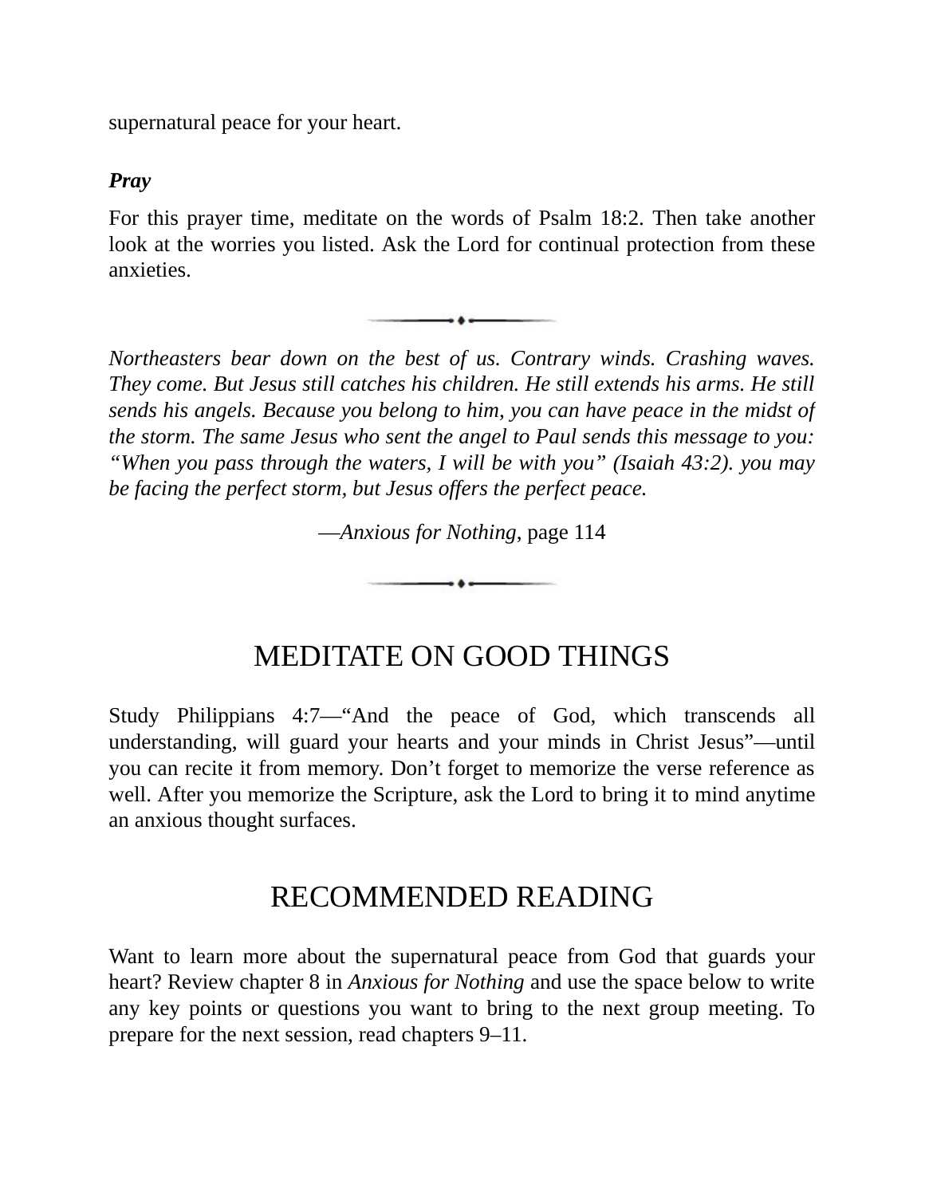supernatural peace for your heart.

***Pray***

For this prayer time, meditate on the words of Psalm 18:2. Then take another look at the worries you listed. Ask the Lord for continual protection from these anxieties.

---

*Northeasters bear down on the best of us. Contrary winds. Crashing waves. They come. But Jesus still catches his children. He still extends his arms. He still sends his angels. Because you belong to him, you can have peace in the midst of the storm. The same Jesus who sent the angel to Paul sends this message to you: “When you pass through the waters, I will be with you” (Isaiah 43:2). you may be facing the perfect storm, but Jesus offers the perfect peace.*

—*Anxious for Nothing*, page 114

---

## MEDITATE ON GOOD THINGS

Study Philippians 4:7—“And the peace of God, which transcends all understanding, will guard your hearts and your minds in Christ Jesus”—until you can recite it from memory. Don’t forget to memorize the verse reference as well. After you memorize the Scripture, ask the Lord to bring it to mind anytime an anxious thought surfaces.

## RECOMMENDED READING

Want to learn more about the supernatural peace from God that guards your heart? Review chapter 8 in *Anxious for Nothing* and use the space below to write any key points or questions you want to bring to the next group meeting. To prepare for the next session, read chapters 9–11.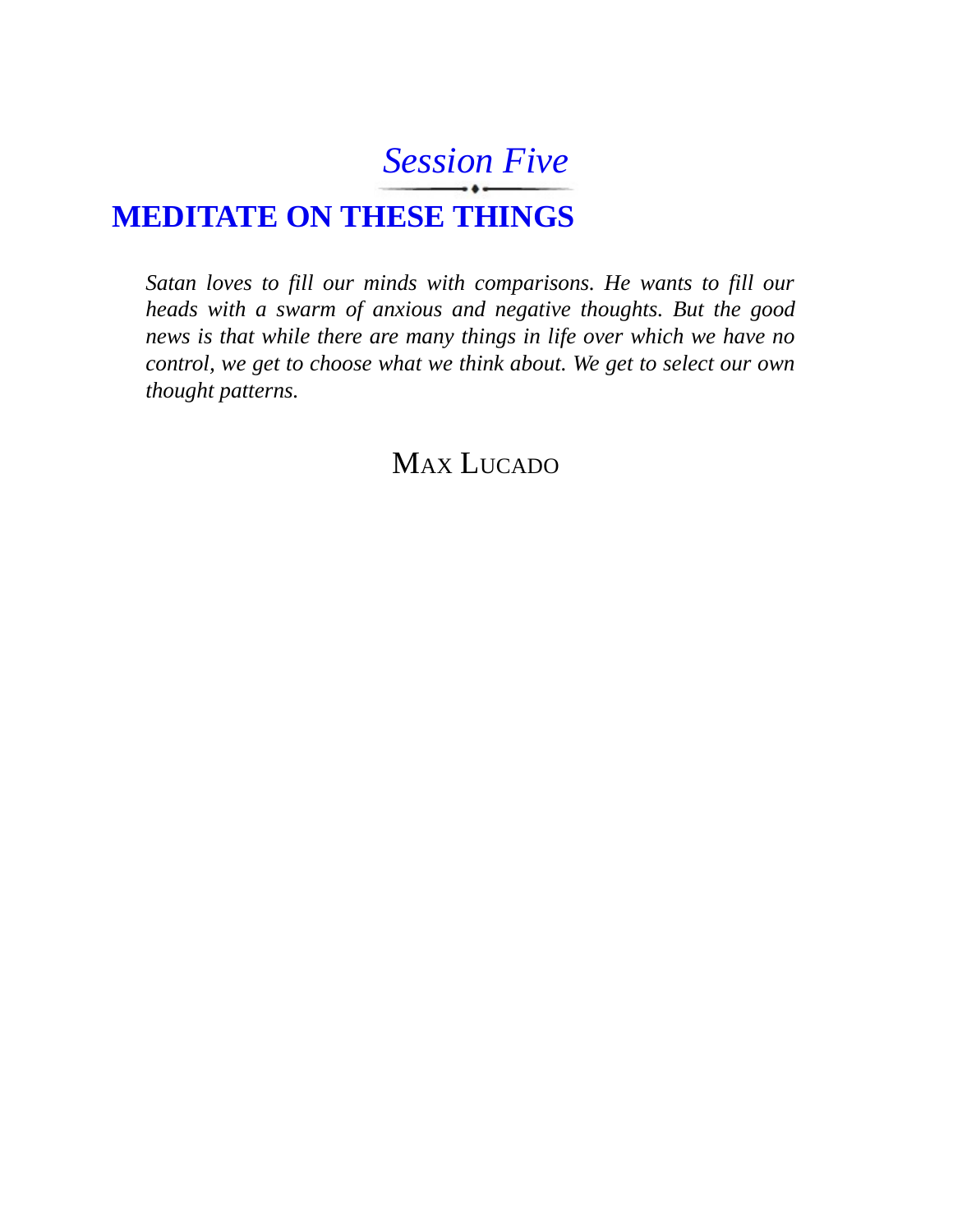# *Session Five*

## MEDITATE ON THESE THINGS

*Satan loves to fill our minds with comparisons. He wants to fill our heads with a swarm of anxious and negative thoughts. But the good news is that while there are many things in life over which we have no control, we get to choose what we think about. We get to select our own thought patterns.*

MAX LUCADO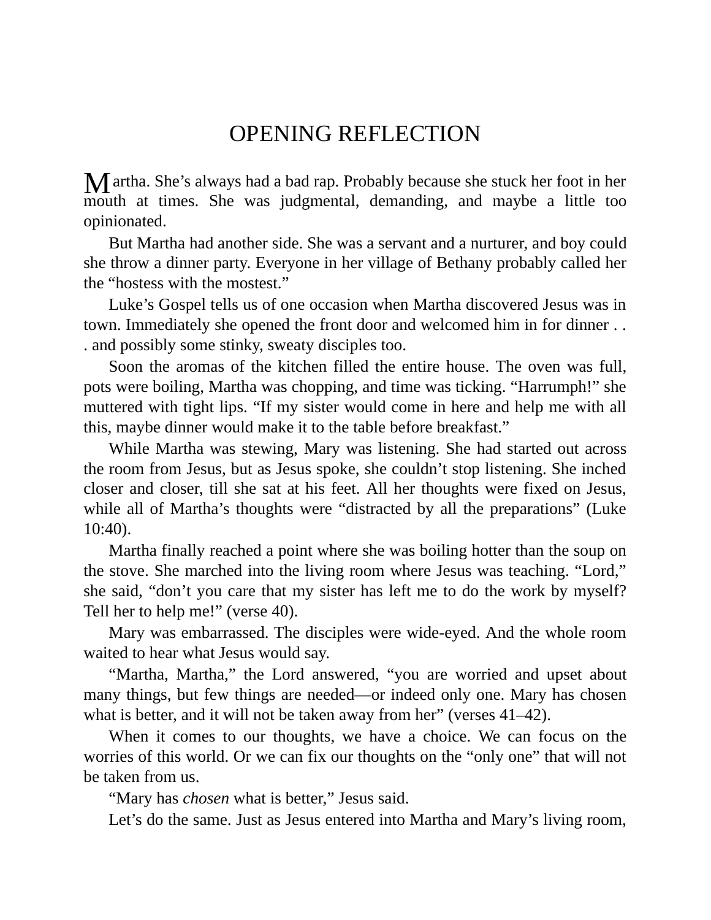# OPENING REFLECTION

Martha. She's always had a bad rap. Probably because she stuck her foot in her mouth at times. She was judgmental, demanding, and maybe a little too opinionated.

But Martha had another side. She was a servant and a nurturer, and boy could she throw a dinner party. Everyone in her village of Bethany probably called her the "hostess with the mostest."

Luke's Gospel tells us of one occasion when Martha discovered Jesus was in town. Immediately she opened the front door and welcomed him in for dinner . . . and possibly some stinky, sweaty disciples too.

Soon the aromas of the kitchen filled the entire house. The oven was full, pots were boiling, Martha was chopping, and time was ticking. "Harrumph!" she muttered with tight lips. "If my sister would come in here and help me with all this, maybe dinner would make it to the table before breakfast."

While Martha was stewing, Mary was listening. She had started out across the room from Jesus, but as Jesus spoke, she couldn't stop listening. She inched closer and closer, till she sat at his feet. All her thoughts were fixed on Jesus, while all of Martha's thoughts were "distracted by all the preparations" (Luke 10:40).

Martha finally reached a point where she was boiling hotter than the soup on the stove. She marched into the living room where Jesus was teaching. "Lord," she said, "don't you care that my sister has left me to do the work by myself? Tell her to help me!" (verse 40).

Mary was embarrassed. The disciples were wide-eyed. And the whole room waited to hear what Jesus would say.

"Martha, Martha," the Lord answered, "you are worried and upset about many things, but few things are needed—or indeed only one. Mary has chosen what is better, and it will not be taken away from her" (verses 41–42).

When it comes to our thoughts, we have a choice. We can focus on the worries of this world. Or we can fix our thoughts on the "only one" that will not be taken from us.

"Mary has *chosen* what is better," Jesus said.

Let's do the same. Just as Jesus entered into Martha and Mary's living room,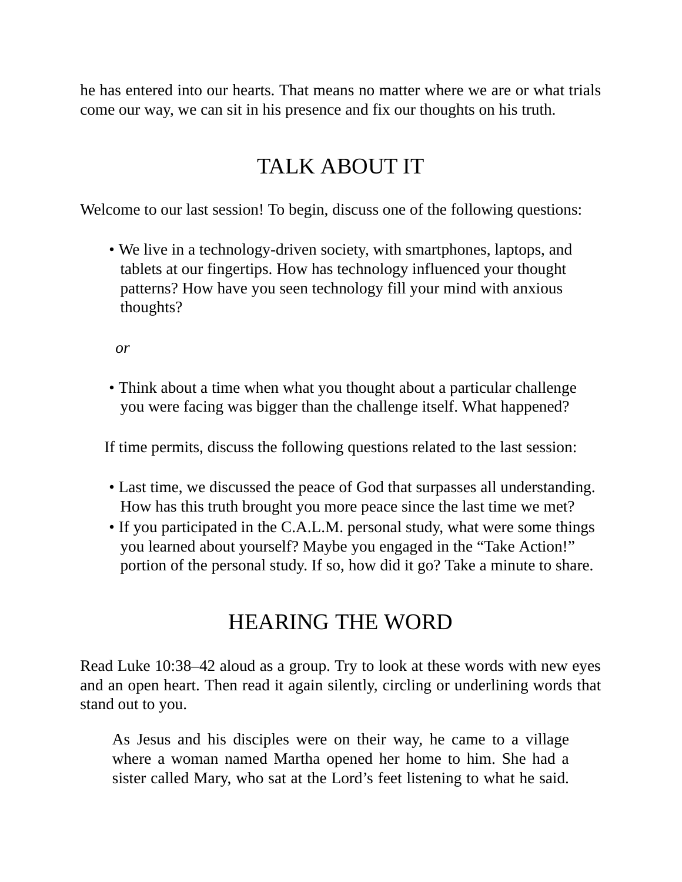he has entered into our hearts. That means no matter where we are or what trials come our way, we can sit in his presence and fix our thoughts on his truth.

## TALK ABOUT IT

Welcome to our last session! To begin, discuss one of the following questions:

- We live in a technology-driven society, with smartphones, laptops, and tablets at our fingertips. How has technology influenced your thought patterns? How have you seen technology fill your mind with anxious thoughts?

*or*

- Think about a time when what you thought about a particular challenge you were facing was bigger than the challenge itself. What happened?

If time permits, discuss the following questions related to the last session:

- Last time, we discussed the peace of God that surpasses all understanding. How has this truth brought you more peace since the last time we met?
- If you participated in the C.A.L.M. personal study, what were some things you learned about yourself? Maybe you engaged in the "Take Action!" portion of the personal study. If so, how did it go? Take a minute to share.

## HEARING THE WORD

Read Luke 10:38–42 aloud as a group. Try to look at these words with new eyes and an open heart. Then read it again silently, circling or underlining words that stand out to you.

> As Jesus and his disciples were on their way, he came to a village where a woman named Martha opened her home to him. She had a sister called Mary, who sat at the Lord's feet listening to what he said.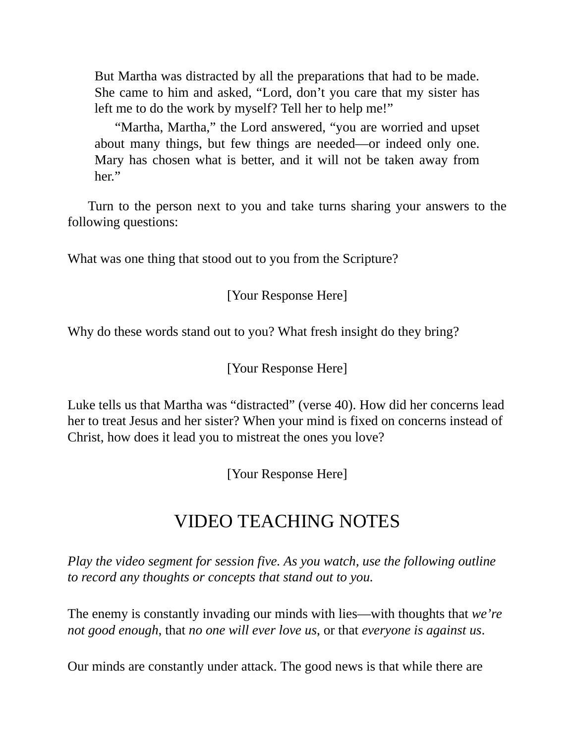> But Martha was distracted by all the preparations that had to be made. She came to him and asked, "Lord, don't you care that my sister has left me to do the work by myself? Tell her to help me!"
>
> "Martha, Martha," the Lord answered, "you are worried and upset about many things, but few things are needed—or indeed only one. Mary has chosen what is better, and it will not be taken away from her."

Turn to the person next to you and take turns sharing your answers to the following questions:

What was one thing that stood out to you from the Scripture?

[Your Response Here]

Why do these words stand out to you? What fresh insight do they bring?

[Your Response Here]

Luke tells us that Martha was "distracted" (verse 40). How did her concerns lead her to treat Jesus and her sister? When your mind is fixed on concerns instead of Christ, how does it lead you to mistreat the ones you love?

[Your Response Here]

# VIDEO TEACHING NOTES

*Play the video segment for session five. As you watch, use the following outline to record any thoughts or concepts that stand out to you.*

The enemy is constantly invading our minds with lies—with thoughts that *we're not good enough*, that *no one will ever love us*, or that *everyone is against us*.

Our minds are constantly under attack. The good news is that while there are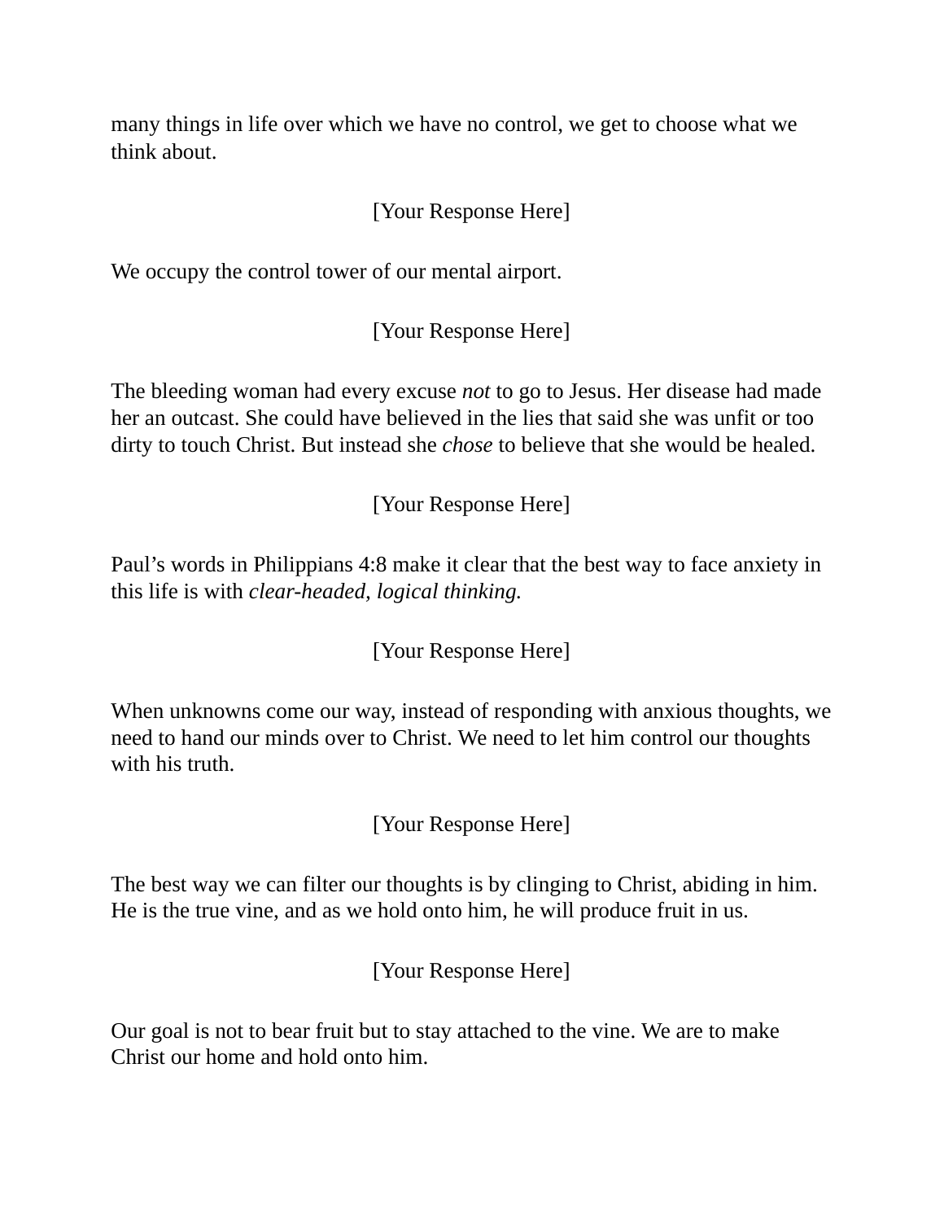many things in life over which we have no control, we get to choose what we think about.

[Your Response Here]

We occupy the control tower of our mental airport.

[Your Response Here]

The bleeding woman had every excuse *not* to go to Jesus. Her disease had made her an outcast. She could have believed in the lies that said she was unfit or too dirty to touch Christ. But instead she *chose* to believe that she would be healed.

[Your Response Here]

Paul's words in Philippians 4:8 make it clear that the best way to face anxiety in this life is with *clear-headed, logical thinking.*

[Your Response Here]

When unknowns come our way, instead of responding with anxious thoughts, we need to hand our minds over to Christ. We need to let him control our thoughts with his truth.

[Your Response Here]

The best way we can filter our thoughts is by clinging to Christ, abiding in him. He is the true vine, and as we hold onto him, he will produce fruit in us.

[Your Response Here]

Our goal is not to bear fruit but to stay attached to the vine. We are to make Christ our home and hold onto him.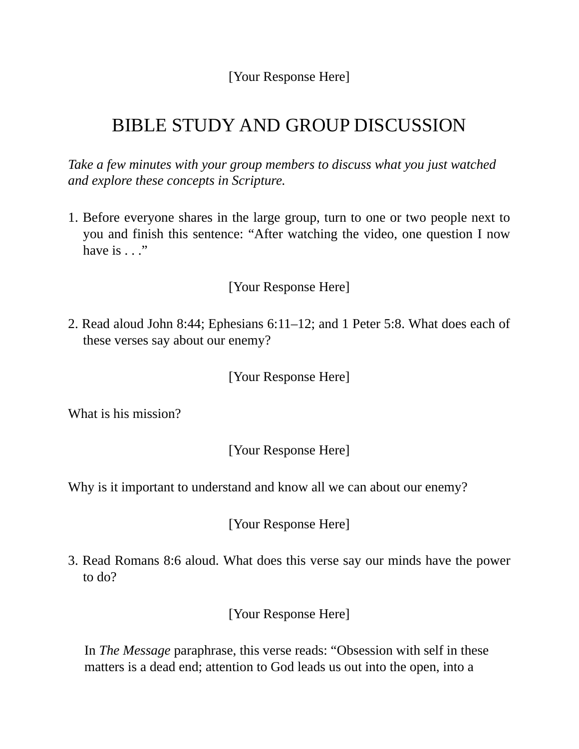[Your Response Here]

# BIBLE STUDY AND GROUP DISCUSSION

*Take a few minutes with your group members to discuss what you just watched and explore these concepts in Scripture.*

1. Before everyone shares in the large group, turn to one or two people next to you and finish this sentence: “After watching the video, one question I now have is . . .”

[Your Response Here]

2. Read aloud John 8:44; Ephesians 6:11–12; and 1 Peter 5:8. What does each of these verses say about our enemy?

[Your Response Here]

What is his mission?

[Your Response Here]

Why is it important to understand and know all we can about our enemy?

[Your Response Here]

3. Read Romans 8:6 aloud. What does this verse say our minds have the power to do?

[Your Response Here]

In *The Message* paraphrase, this verse reads: “Obsession with self in these matters is a dead end; attention to God leads us out into the open, into a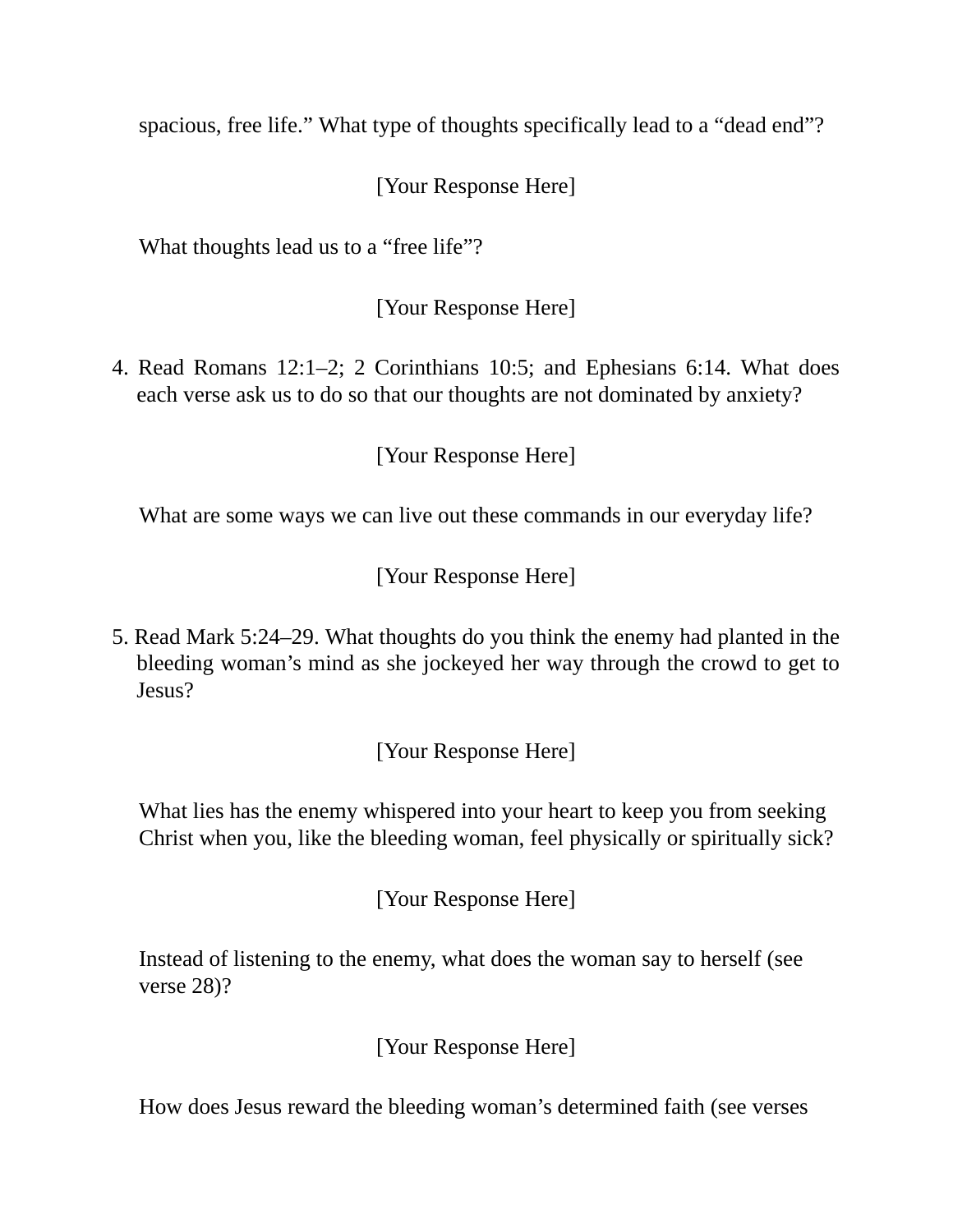spacious, free life." What type of thoughts specifically lead to a "dead end"?

[Your Response Here]

What thoughts lead us to a "free life"?

[Your Response Here]

4. Read Romans 12:1–2; 2 Corinthians 10:5; and Ephesians 6:14. What does each verse ask us to do so that our thoughts are not dominated by anxiety?

   [Your Response Here]

   What are some ways we can live out these commands in our everyday life?

   [Your Response Here]

5. Read Mark 5:24–29. What thoughts do you think the enemy had planted in the bleeding woman's mind as she jockeyed her way through the crowd to get to Jesus?

   [Your Response Here]

   What lies has the enemy whispered into your heart to keep you from seeking Christ when you, like the bleeding woman, feel physically or spiritually sick?

   [Your Response Here]

   Instead of listening to the enemy, what does the woman say to herself (see verse 28)?

   [Your Response Here]

   How does Jesus reward the bleeding woman's determined faith (see verses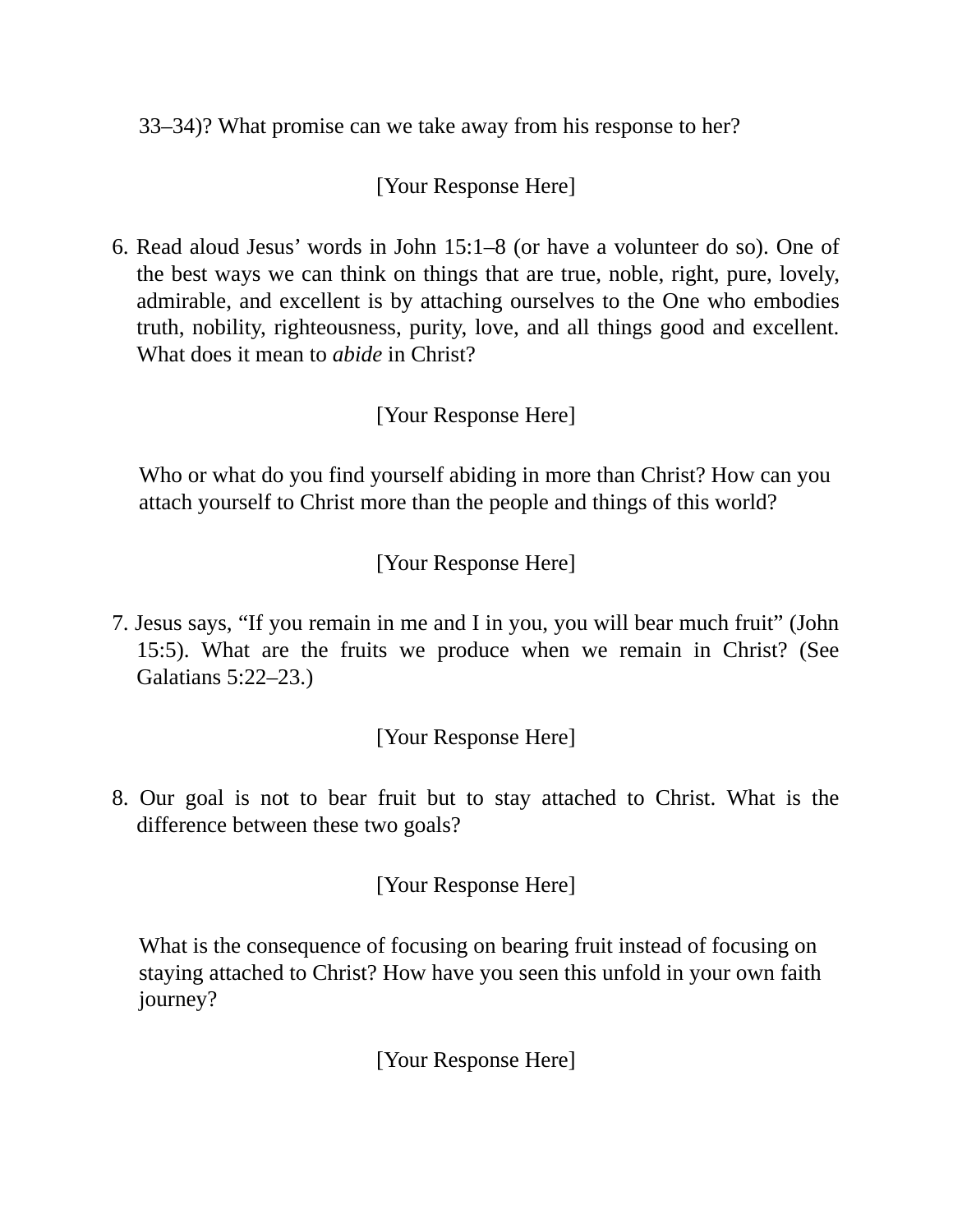33–34)? What promise can we take away from his response to her?

[Your Response Here]

6. Read aloud Jesus' words in John 15:1–8 (or have a volunteer do so). One of the best ways we can think on things that are true, noble, right, pure, lovely, admirable, and excellent is by attaching ourselves to the One who embodies truth, nobility, righteousness, purity, love, and all things good and excellent. What does it mean to *abide* in Christ?

[Your Response Here]

Who or what do you find yourself abiding in more than Christ? How can you attach yourself to Christ more than the people and things of this world?

[Your Response Here]

7. Jesus says, "If you remain in me and I in you, you will bear much fruit" (John 15:5). What are the fruits we produce when we remain in Christ? (See Galatians 5:22–23.)

[Your Response Here]

8. Our goal is not to bear fruit but to stay attached to Christ. What is the difference between these two goals?

[Your Response Here]

What is the consequence of focusing on bearing fruit instead of focusing on staying attached to Christ? How have you seen this unfold in your own faith journey?

[Your Response Here]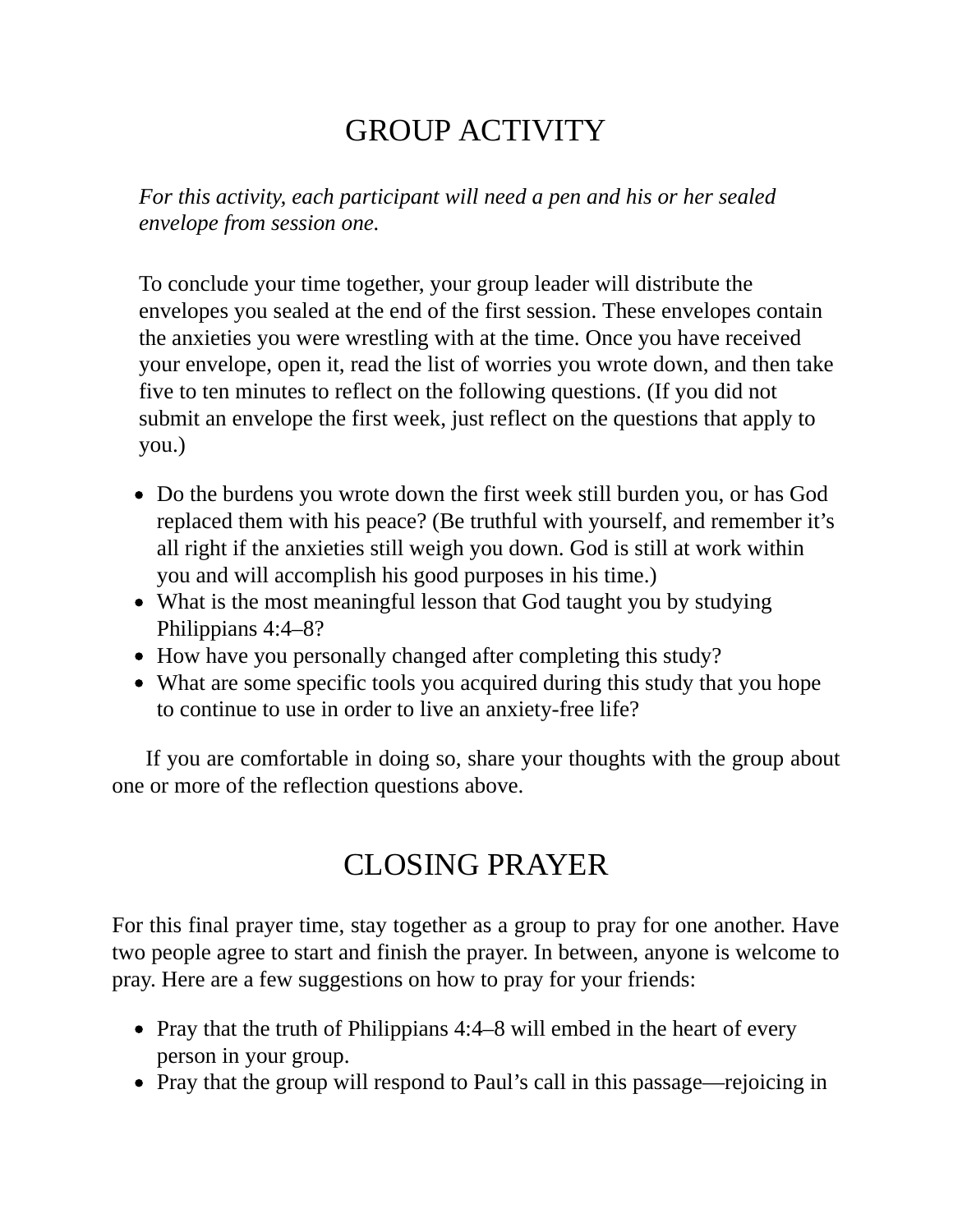# GROUP ACTIVITY

*For this activity, each participant will need a pen and his or her sealed envelope from session one.*

To conclude your time together, your group leader will distribute the envelopes you sealed at the end of the first session. These envelopes contain the anxieties you were wrestling with at the time. Once you have received your envelope, open it, read the list of worries you wrote down, and then take five to ten minutes to reflect on the following questions. (If you did not submit an envelope the first week, just reflect on the questions that apply to you.)

- Do the burdens you wrote down the first week still burden you, or has God replaced them with his peace? (Be truthful with yourself, and remember it's all right if the anxieties still weigh you down. God is still at work within you and will accomplish his good purposes in his time.)
- What is the most meaningful lesson that God taught you by studying Philippians 4:4–8?
- How have you personally changed after completing this study?
- What are some specific tools you acquired during this study that you hope to continue to use in order to live an anxiety-free life?

If you are comfortable in doing so, share your thoughts with the group about one or more of the reflection questions above.

# CLOSING PRAYER

For this final prayer time, stay together as a group to pray for one another. Have two people agree to start and finish the prayer. In between, anyone is welcome to pray. Here are a few suggestions on how to pray for your friends:

- Pray that the truth of Philippians 4:4–8 will embed in the heart of every person in your group.
- Pray that the group will respond to Paul's call in this passage—rejoicing in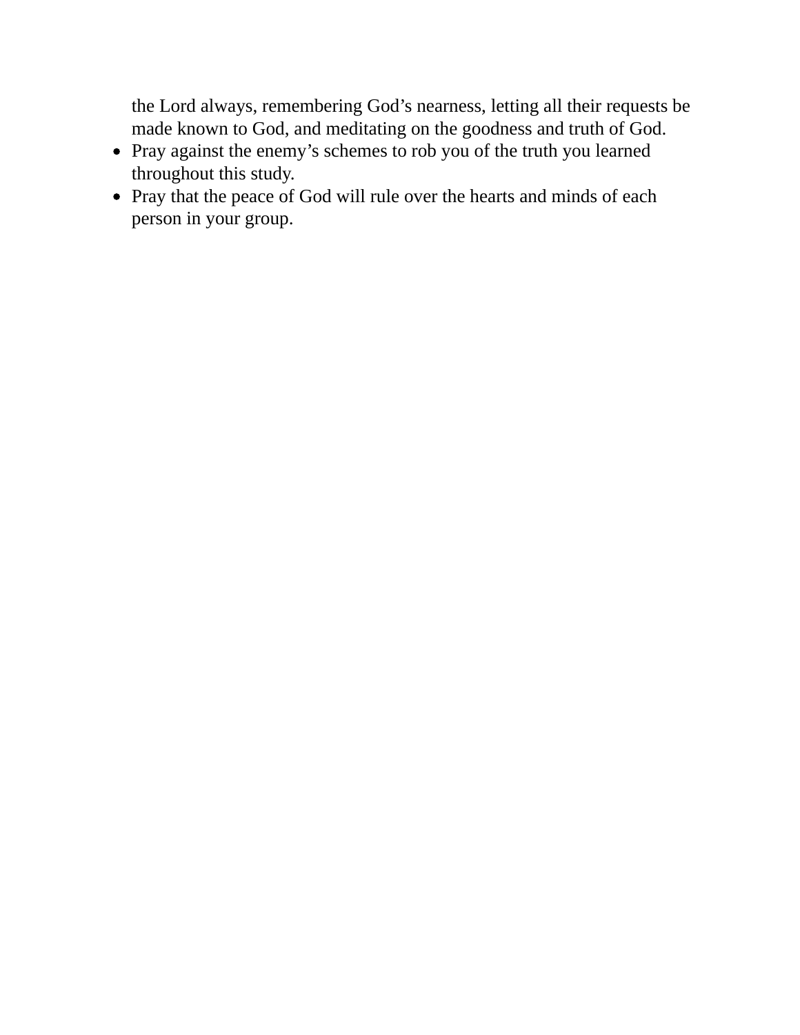the Lord always, remembering God’s nearness, letting all their requests be made known to God, and meditating on the goodness and truth of God.

- Pray against the enemy’s schemes to rob you of the truth you learned throughout this study.
- Pray that the peace of God will rule over the hearts and minds of each person in your group.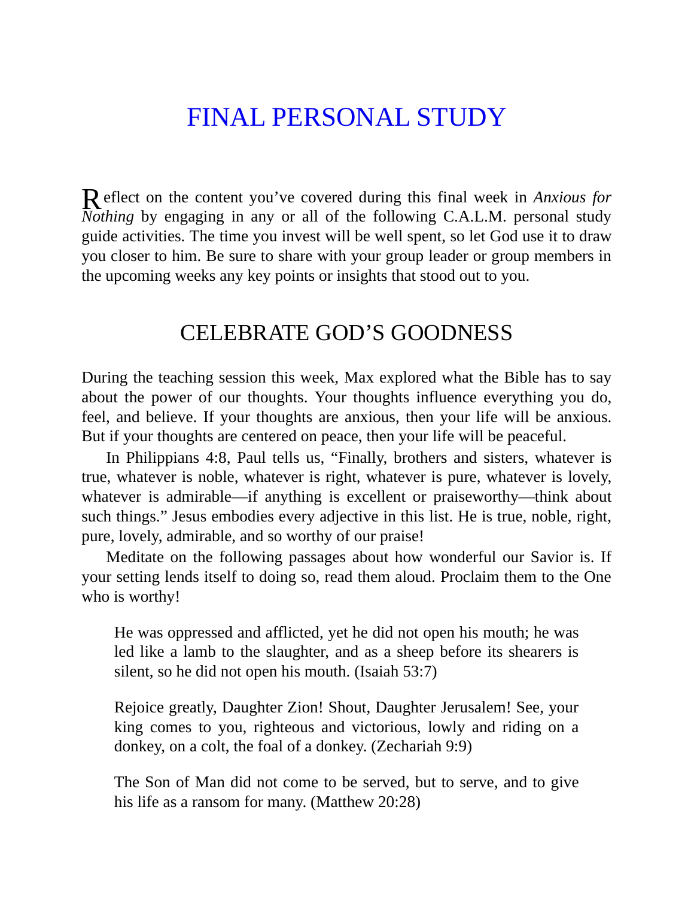# FINAL PERSONAL STUDY

Reflect on the content you've covered during this final week in *Anxious for Nothing* by engaging in any or all of the following C.A.L.M. personal study guide activities. The time you invest will be well spent, so let God use it to draw you closer to him. Be sure to share with your group leader or group members in the upcoming weeks any key points or insights that stood out to you.

## CELEBRATE GOD'S GOODNESS

During the teaching session this week, Max explored what the Bible has to say about the power of our thoughts. Your thoughts influence everything you do, feel, and believe. If your thoughts are anxious, then your life will be anxious. But if your thoughts are centered on peace, then your life will be peaceful.

In Philippians 4:8, Paul tells us, "Finally, brothers and sisters, whatever is true, whatever is noble, whatever is right, whatever is pure, whatever is lovely, whatever is admirable—if anything is excellent or praiseworthy—think about such things." Jesus embodies every adjective in this list. He is true, noble, right, pure, lovely, admirable, and so worthy of our praise!

Meditate on the following passages about how wonderful our Savior is. If your setting lends itself to doing so, read them aloud. Proclaim them to the One who is worthy!

> He was oppressed and afflicted, yet he did not open his mouth; he was led like a lamb to the slaughter, and as a sheep before its shearers is silent, so he did not open his mouth. (Isaiah 53:7)

> Rejoice greatly, Daughter Zion! Shout, Daughter Jerusalem! See, your king comes to you, righteous and victorious, lowly and riding on a donkey, on a colt, the foal of a donkey. (Zechariah 9:9)

> The Son of Man did not come to be served, but to serve, and to give his life as a ransom for many. (Matthew 20:28)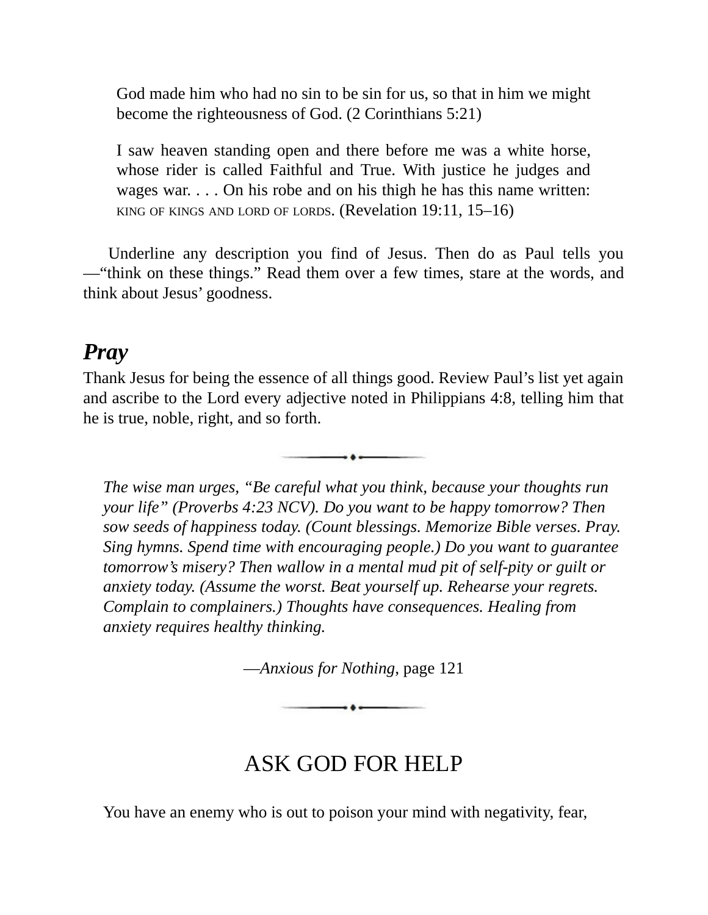> God made him who had no sin to be sin for us, so that in him we might become the righteousness of God. (2 Corinthians 5:21)

> I saw heaven standing open and there before me was a white horse, whose rider is called Faithful and True. With justice he judges and wages war. . . . On his robe and on his thigh he has this name written: KING OF KINGS AND LORD OF LORDS. (Revelation 19:11, 15–16)

Underline any description you find of Jesus. Then do as Paul tells you—"think on these things." Read them over a few times, stare at the words, and think about Jesus' goodness.

### *Pray*

Thank Jesus for being the essence of all things good. Review Paul's list yet again and ascribe to the Lord every adjective noted in Philippians 4:8, telling him that he is true, noble, right, and so forth.

---

*The wise man urges, "Be careful what you think, because your thoughts run your life" (Proverbs 4:23 NCV). Do you want to be happy tomorrow? Then sow seeds of happiness today. (Count blessings. Memorize Bible verses. Pray. Sing hymns. Spend time with encouraging people.) Do you want to guarantee tomorrow's misery? Then wallow in a mental mud pit of self-pity or guilt or anxiety today. (Assume the worst. Beat yourself up. Rehearse your regrets. Complain to complainers.) Thoughts have consequences. Healing from anxiety requires healthy thinking.*

—*Anxious for Nothing*, page 121

---

## ASK GOD FOR HELP

You have an enemy who is out to poison your mind with negativity, fear,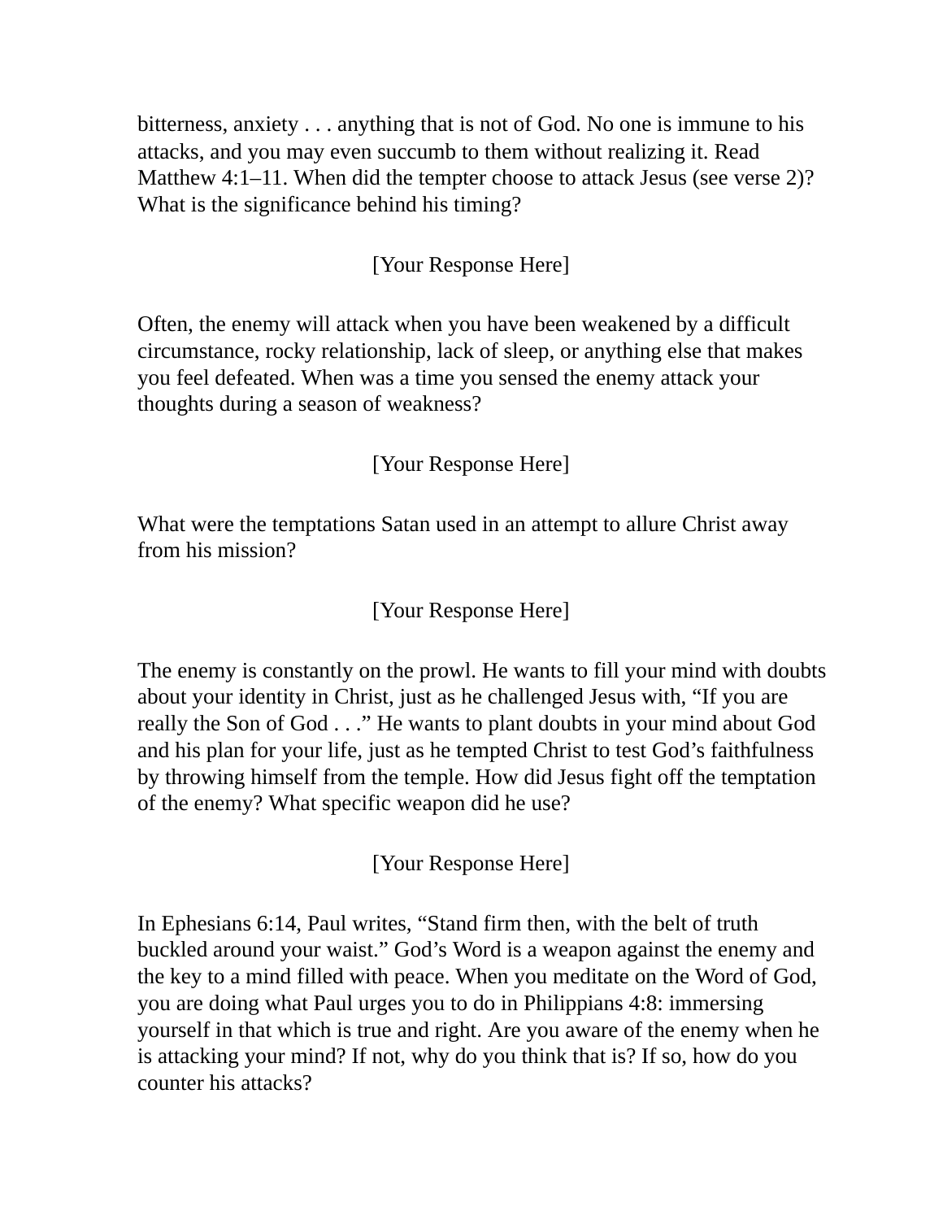bitterness, anxiety . . . anything that is not of God. No one is immune to his attacks, and you may even succumb to them without realizing it. Read Matthew 4:1–11. When did the tempter choose to attack Jesus (see verse 2)? What is the significance behind his timing?

[Your Response Here]

Often, the enemy will attack when you have been weakened by a difficult circumstance, rocky relationship, lack of sleep, or anything else that makes you feel defeated. When was a time you sensed the enemy attack your thoughts during a season of weakness?

[Your Response Here]

What were the temptations Satan used in an attempt to allure Christ away from his mission?

[Your Response Here]

The enemy is constantly on the prowl. He wants to fill your mind with doubts about your identity in Christ, just as he challenged Jesus with, “If you are really the Son of God . . .” He wants to plant doubts in your mind about God and his plan for your life, just as he tempted Christ to test God’s faithfulness by throwing himself from the temple. How did Jesus fight off the temptation of the enemy? What specific weapon did he use?

[Your Response Here]

In Ephesians 6:14, Paul writes, “Stand firm then, with the belt of truth buckled around your waist.” God’s Word is a weapon against the enemy and the key to a mind filled with peace. When you meditate on the Word of God, you are doing what Paul urges you to do in Philippians 4:8: immersing yourself in that which is true and right. Are you aware of the enemy when he is attacking your mind? If not, why do you think that is? If so, how do you counter his attacks?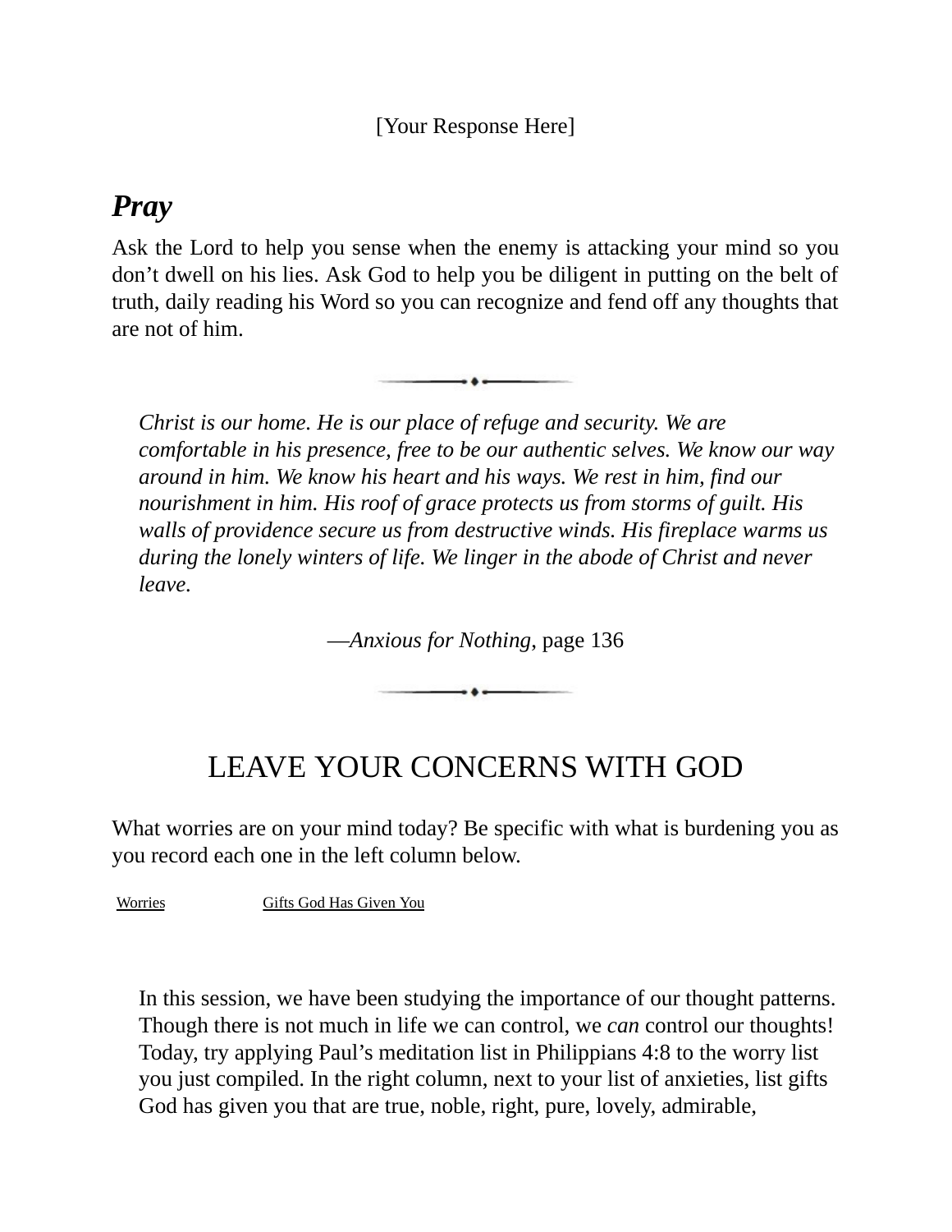[Your Response Here]

## *Pray*

Ask the Lord to help you sense when the enemy is attacking your mind so you don't dwell on his lies. Ask God to help you be diligent in putting on the belt of truth, daily reading his Word so you can recognize and fend off any thoughts that are not of him.

> *Christ is our home. He is our place of refuge and security. We are comfortable in his presence, free to be our authentic selves. We know our way around in him. We know his heart and his ways. We rest in him, find our nourishment in him. His roof of grace protects us from storms of guilt. His walls of providence secure us from destructive winds. His fireplace warms us during the lonely winters of life. We linger in the abode of Christ and never leave.*
>
> —*Anxious for Nothing*, page 136

# LEAVE YOUR CONCERNS WITH GOD

What worries are on your mind today? Be specific with what is burdening you as you record each one in the left column below.

| Worries | Gifts God Has Given You |
| --- | --- |
| | |

In this session, we have been studying the importance of our thought patterns. Though there is not much in life we can control, we *can* control our thoughts! Today, try applying Paul's meditation list in Philippians 4:8 to the worry list you just compiled. In the right column, next to your list of anxieties, list gifts God has given you that are true, noble, right, pure, lovely, admirable,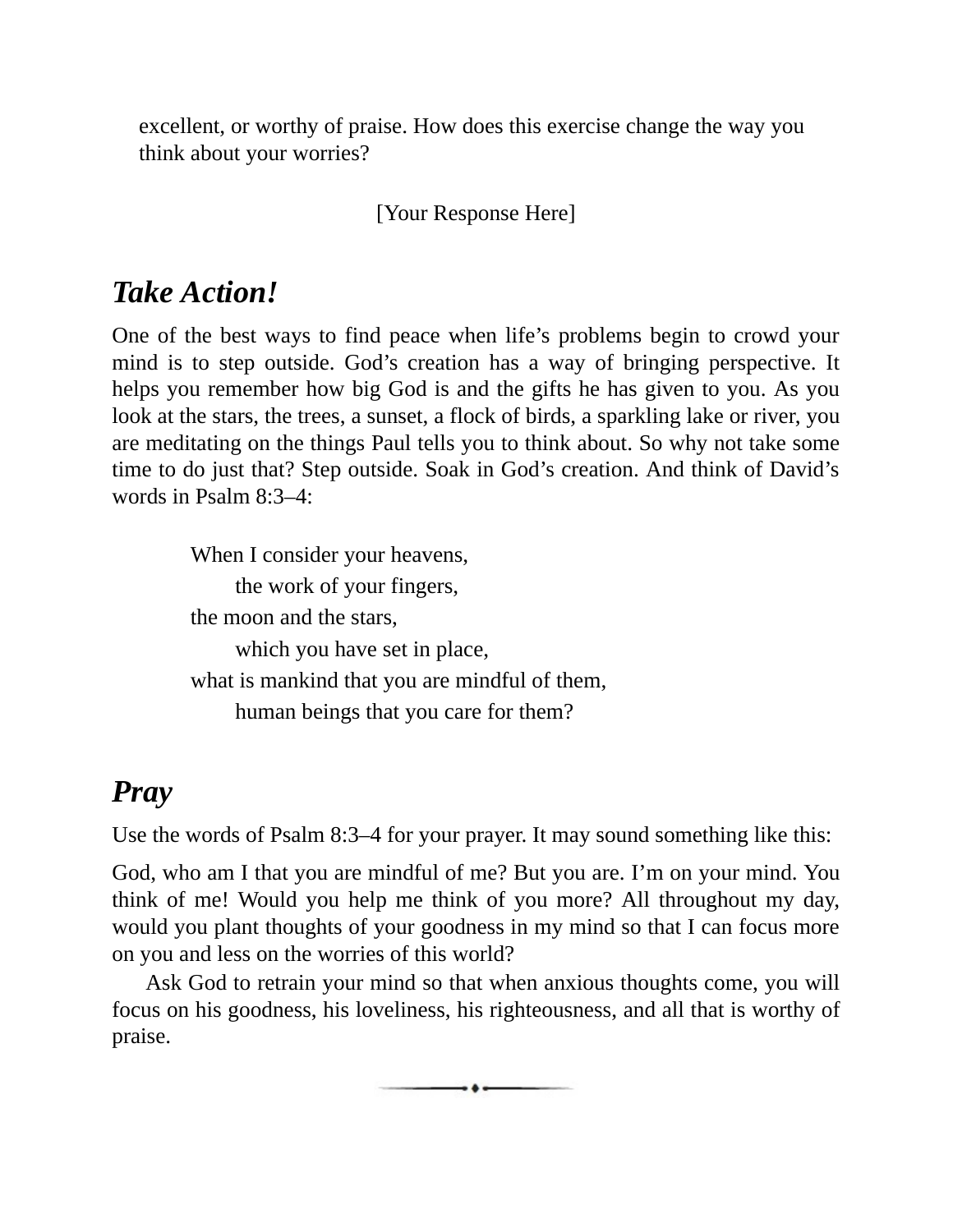excellent, or worthy of praise. How does this exercise change the way you think about your worries?

[Your Response Here]

## *Take Action!*

One of the best ways to find peace when life's problems begin to crowd your mind is to step outside. God's creation has a way of bringing perspective. It helps you remember how big God is and the gifts he has given to you. As you look at the stars, the trees, a sunset, a flock of birds, a sparkling lake or river, you are meditating on the things Paul tells you to think about. So why not take some time to do just that? Step outside. Soak in God's creation. And think of David's words in Psalm 8:3–4:

> When I consider your heavens,
> the work of your fingers,
> the moon and the stars,
> which you have set in place,
> what is mankind that you are mindful of them,
> human beings that you care for them?

## *Pray*

Use the words of Psalm 8:3–4 for your prayer. It may sound something like this:

God, who am I that you are mindful of me? But you are. I'm on your mind. You think of me! Would you help me think of you more? All throughout my day, would you plant thoughts of your goodness in my mind so that I can focus more on you and less on the worries of this world?

Ask God to retrain your mind so that when anxious thoughts come, you will focus on his goodness, his loveliness, his righteousness, and all that is worthy of praise.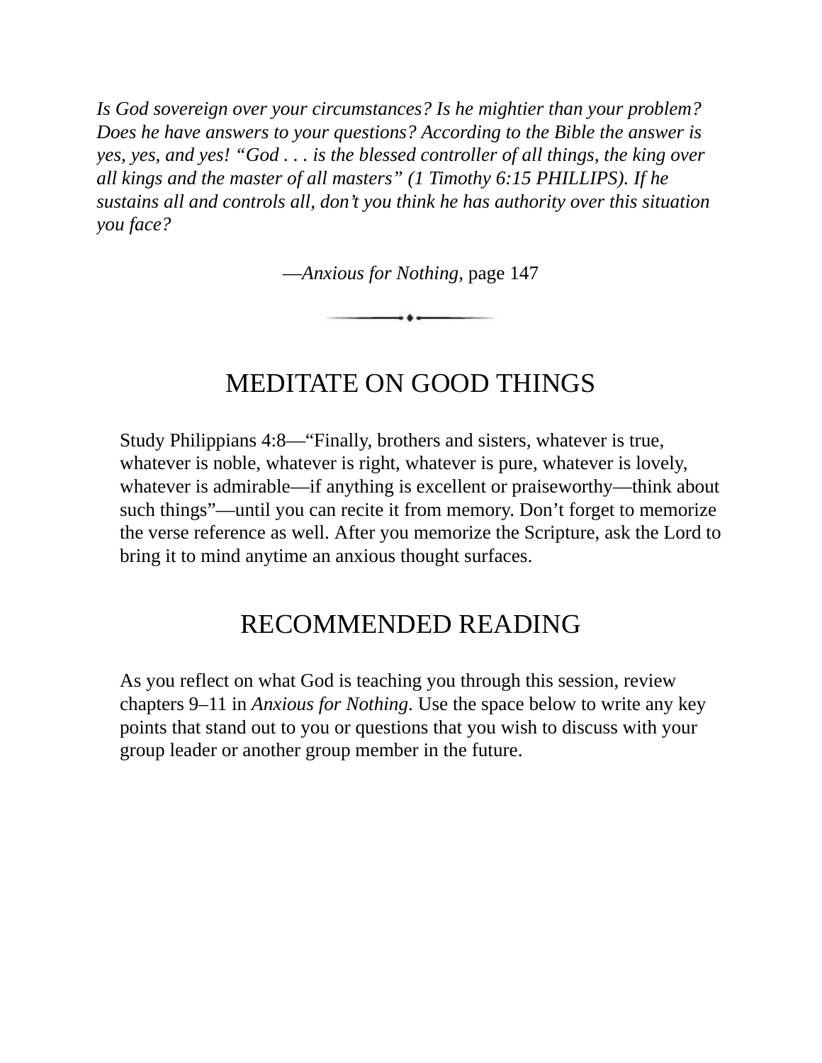*Is God sovereign over your circumstances? Is he mightier than your problem? Does he have answers to your questions? According to the Bible the answer is yes, yes, and yes! "God . . . is the blessed controller of all things, the king over all kings and the master of all masters" (1 Timothy 6:15 PHILLIPS). If he sustains all and controls all, don't you think he has authority over this situation you face?*

—*Anxious for Nothing*, page 147

## MEDITATE ON GOOD THINGS

Study Philippians 4:8—"Finally, brothers and sisters, whatever is true, whatever is noble, whatever is right, whatever is pure, whatever is lovely, whatever is admirable—if anything is excellent or praiseworthy—think about such things"—until you can recite it from memory. Don't forget to memorize the verse reference as well. After you memorize the Scripture, ask the Lord to bring it to mind anytime an anxious thought surfaces.

## RECOMMENDED READING

As you reflect on what God is teaching you through this session, review chapters 9–11 in *Anxious for Nothing*. Use the space below to write any key points that stand out to you or questions that you wish to discuss with your group leader or another group member in the future.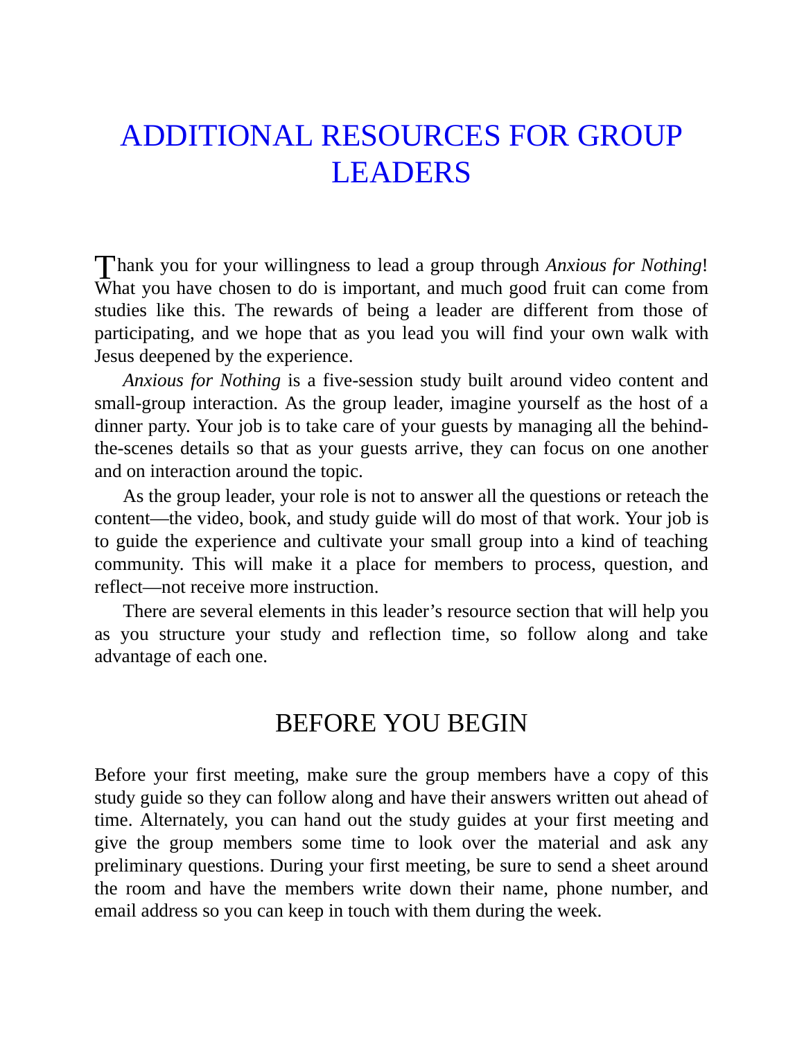# ADDITIONAL RESOURCES FOR GROUP LEADERS

Thank you for your willingness to lead a group through *Anxious for Nothing*! What you have chosen to do is important, and much good fruit can come from studies like this. The rewards of being a leader are different from those of participating, and we hope that as you lead you will find your own walk with Jesus deepened by the experience.

*Anxious for Nothing* is a five-session study built around video content and small-group interaction. As the group leader, imagine yourself as the host of a dinner party. Your job is to take care of your guests by managing all the behind-the-scenes details so that as your guests arrive, they can focus on one another and on interaction around the topic.

As the group leader, your role is not to answer all the questions or reteach the content—the video, book, and study guide will do most of that work. Your job is to guide the experience and cultivate your small group into a kind of teaching community. This will make it a place for members to process, question, and reflect—not receive more instruction.

There are several elements in this leader's resource section that will help you as you structure your study and reflection time, so follow along and take advantage of each one.

## BEFORE YOU BEGIN

Before your first meeting, make sure the group members have a copy of this study guide so they can follow along and have their answers written out ahead of time. Alternately, you can hand out the study guides at your first meeting and give the group members some time to look over the material and ask any preliminary questions. During your first meeting, be sure to send a sheet around the room and have the members write down their name, phone number, and email address so you can keep in touch with them during the week.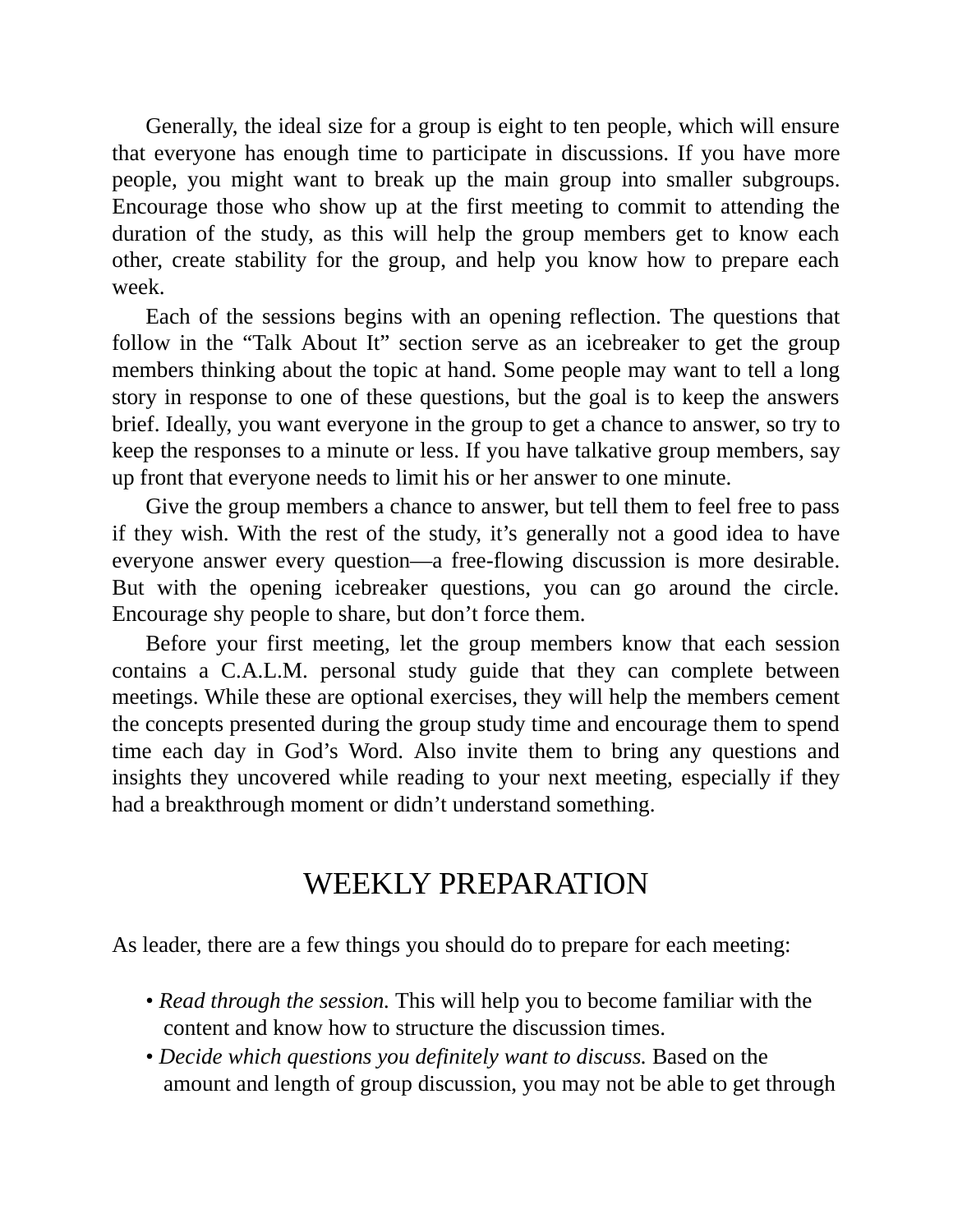Generally, the ideal size for a group is eight to ten people, which will ensure that everyone has enough time to participate in discussions. If you have more people, you might want to break up the main group into smaller subgroups. Encourage those who show up at the first meeting to commit to attending the duration of the study, as this will help the group members get to know each other, create stability for the group, and help you know how to prepare each week.

Each of the sessions begins with an opening reflection. The questions that follow in the "Talk About It" section serve as an icebreaker to get the group members thinking about the topic at hand. Some people may want to tell a long story in response to one of these questions, but the goal is to keep the answers brief. Ideally, you want everyone in the group to get a chance to answer, so try to keep the responses to a minute or less. If you have talkative group members, say up front that everyone needs to limit his or her answer to one minute.

Give the group members a chance to answer, but tell them to feel free to pass if they wish. With the rest of the study, it's generally not a good idea to have everyone answer every question—a free-flowing discussion is more desirable. But with the opening icebreaker questions, you can go around the circle. Encourage shy people to share, but don't force them.

Before your first meeting, let the group members know that each session contains a C.A.L.M. personal study guide that they can complete between meetings. While these are optional exercises, they will help the members cement the concepts presented during the group study time and encourage them to spend time each day in God's Word. Also invite them to bring any questions and insights they uncovered while reading to your next meeting, especially if they had a breakthrough moment or didn't understand something.

## WEEKLY PREPARATION

As leader, there are a few things you should do to prepare for each meeting:

- *Read through the session.* This will help you to become familiar with the content and know how to structure the discussion times.
- *Decide which questions you definitely want to discuss.* Based on the amount and length of group discussion, you may not be able to get through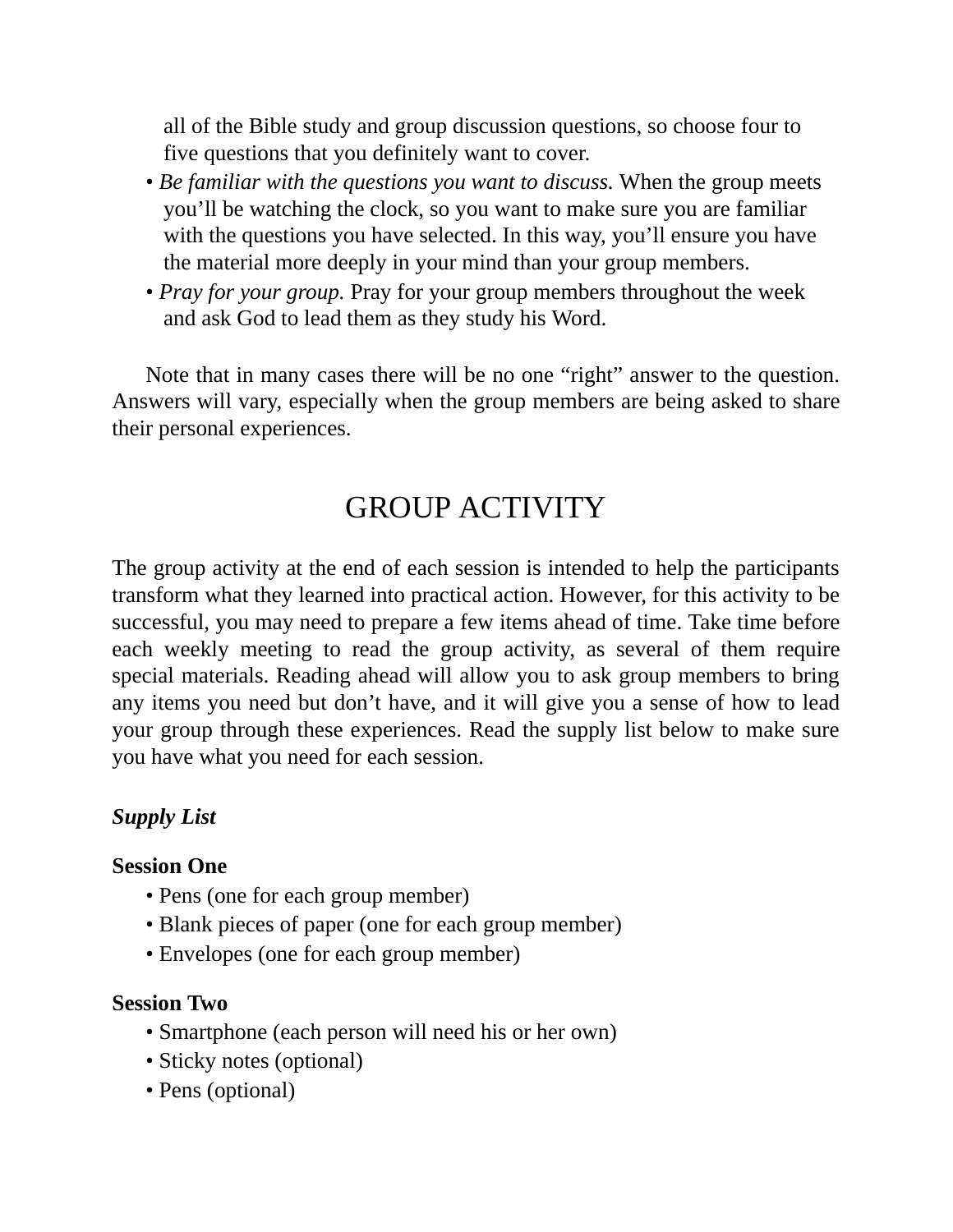all of the Bible study and group discussion questions, so choose four to five questions that you definitely want to cover.

- *Be familiar with the questions you want to discuss.* When the group meets you'll be watching the clock, so you want to make sure you are familiar with the questions you have selected. In this way, you'll ensure you have the material more deeply in your mind than your group members.
- *Pray for your group.* Pray for your group members throughout the week and ask God to lead them as they study his Word.

Note that in many cases there will be no one "right" answer to the question. Answers will vary, especially when the group members are being asked to share their personal experiences.

## GROUP ACTIVITY

The group activity at the end of each session is intended to help the participants transform what they learned into practical action. However, for this activity to be successful, you may need to prepare a few items ahead of time. Take time before each weekly meeting to read the group activity, as several of them require special materials. Reading ahead will allow you to ask group members to bring any items you need but don't have, and it will give you a sense of how to lead your group through these experiences. Read the supply list below to make sure you have what you need for each session.

***Supply List***

**Session One**

- Pens (one for each group member)
- Blank pieces of paper (one for each group member)
- Envelopes (one for each group member)

**Session Two**

- Smartphone (each person will need his or her own)
- Sticky notes (optional)
- Pens (optional)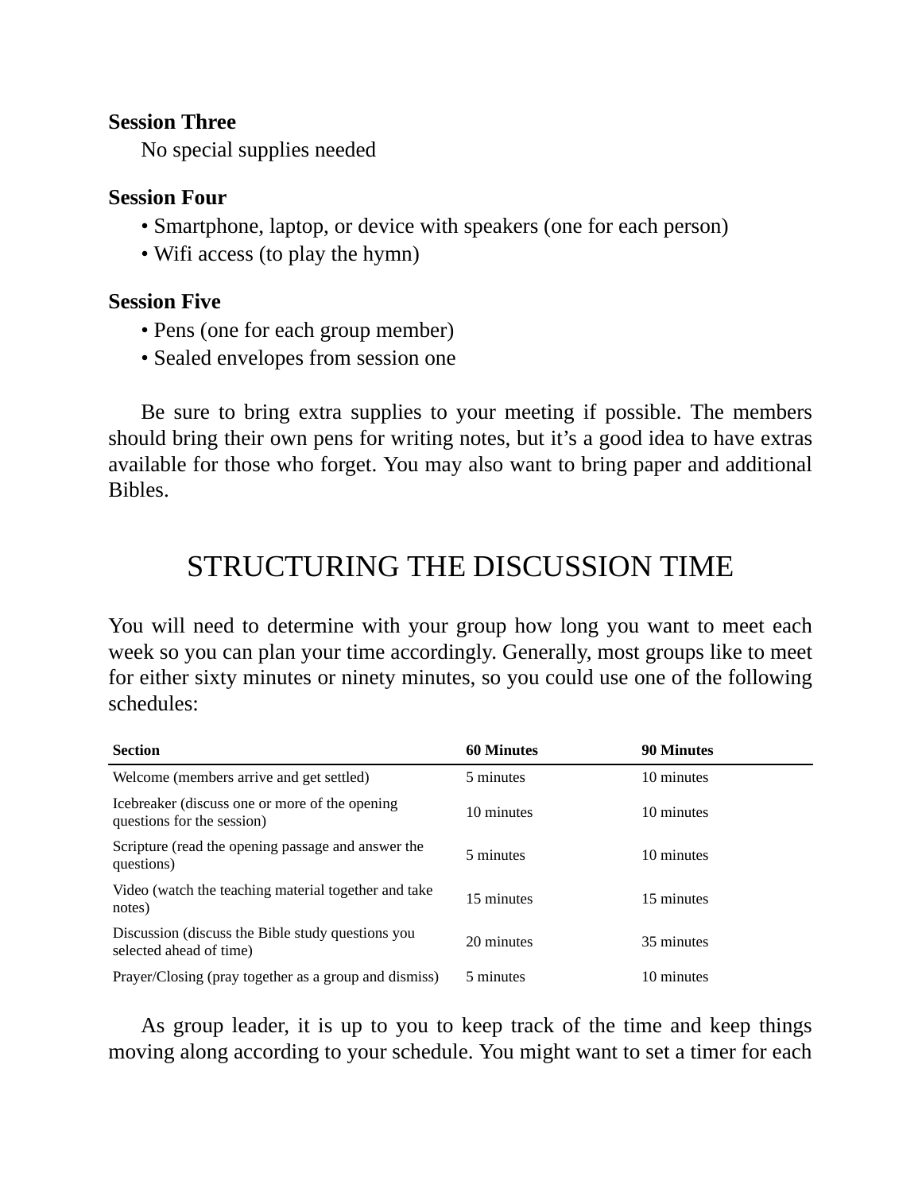**Session Three**

No special supplies needed

**Session Four**

- Smartphone, laptop, or device with speakers (one for each person)
- Wifi access (to play the hymn)

**Session Five**

- Pens (one for each group member)
- Sealed envelopes from session one

Be sure to bring extra supplies to your meeting if possible. The members should bring their own pens for writing notes, but it's a good idea to have extras available for those who forget. You may also want to bring paper and additional Bibles.

## STRUCTURING THE DISCUSSION TIME

You will need to determine with your group how long you want to meet each week so you can plan your time accordingly. Generally, most groups like to meet for either sixty minutes or ninety minutes, so you could use one of the following schedules:

| Section | 60 Minutes | 90 Minutes |
|---|---|---|
| Welcome (members arrive and get settled) | 5 minutes | 10 minutes |
| Icebreaker (discuss one or more of the opening questions for the session) | 10 minutes | 10 minutes |
| Scripture (read the opening passage and answer the questions) | 5 minutes | 10 minutes |
| Video (watch the teaching material together and take notes) | 15 minutes | 15 minutes |
| Discussion (discuss the Bible study questions you selected ahead of time) | 20 minutes | 35 minutes |
| Prayer/Closing (pray together as a group and dismiss) | 5 minutes | 10 minutes |

As group leader, it is up to you to keep track of the time and keep things moving along according to your schedule. You might want to set a timer for each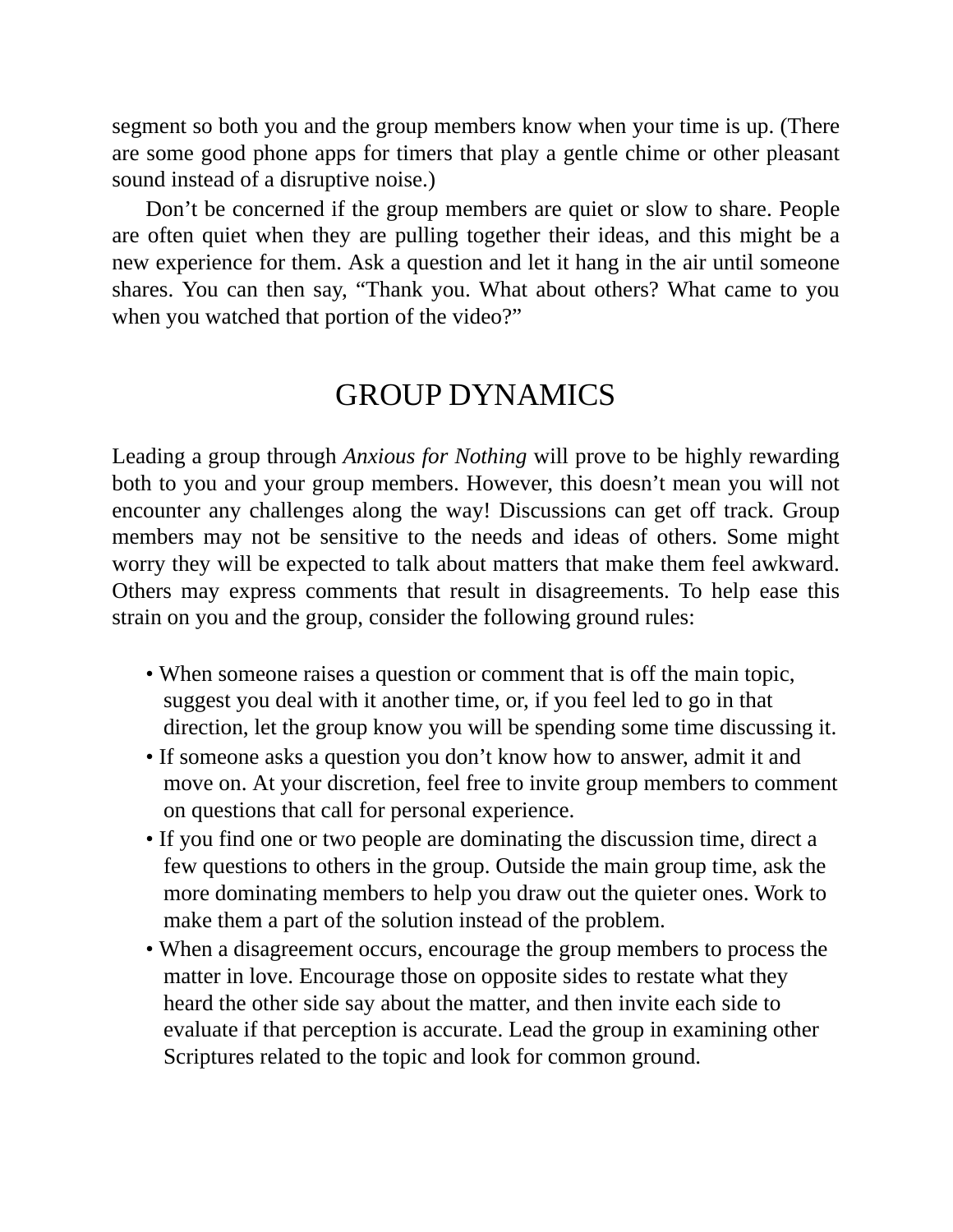segment so both you and the group members know when your time is up. (There are some good phone apps for timers that play a gentle chime or other pleasant sound instead of a disruptive noise.)

Don't be concerned if the group members are quiet or slow to share. People are often quiet when they are pulling together their ideas, and this might be a new experience for them. Ask a question and let it hang in the air until someone shares. You can then say, "Thank you. What about others? What came to you when you watched that portion of the video?"

## GROUP DYNAMICS

Leading a group through *Anxious for Nothing* will prove to be highly rewarding both to you and your group members. However, this doesn't mean you will not encounter any challenges along the way! Discussions can get off track. Group members may not be sensitive to the needs and ideas of others. Some might worry they will be expected to talk about matters that make them feel awkward. Others may express comments that result in disagreements. To help ease this strain on you and the group, consider the following ground rules:

- When someone raises a question or comment that is off the main topic, suggest you deal with it another time, or, if you feel led to go in that direction, let the group know you will be spending some time discussing it.
- If someone asks a question you don't know how to answer, admit it and move on. At your discretion, feel free to invite group members to comment on questions that call for personal experience.
- If you find one or two people are dominating the discussion time, direct a few questions to others in the group. Outside the main group time, ask the more dominating members to help you draw out the quieter ones. Work to make them a part of the solution instead of the problem.
- When a disagreement occurs, encourage the group members to process the matter in love. Encourage those on opposite sides to restate what they heard the other side say about the matter, and then invite each side to evaluate if that perception is accurate. Lead the group in examining other Scriptures related to the topic and look for common ground.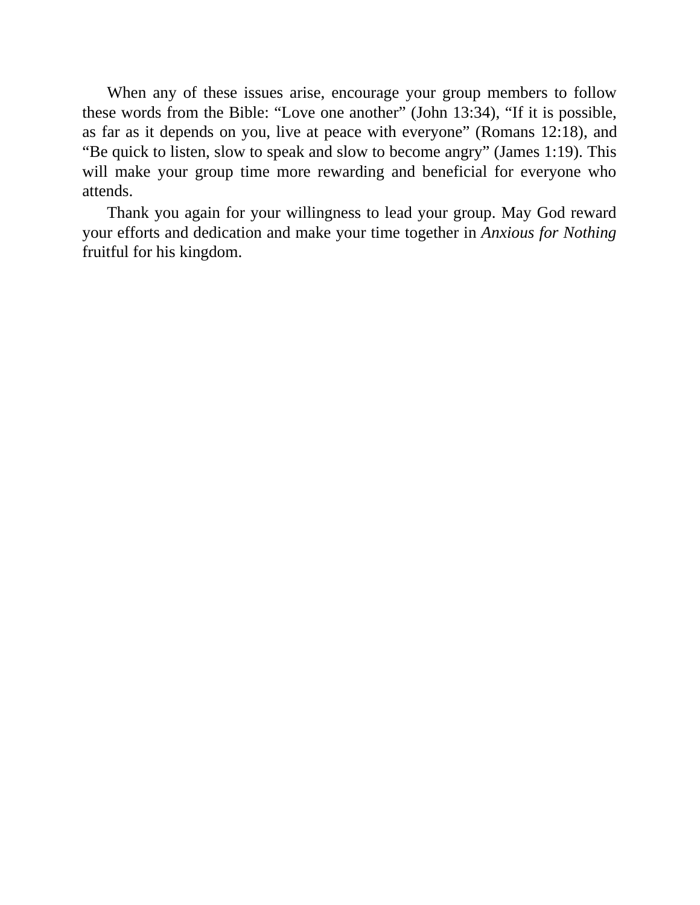When any of these issues arise, encourage your group members to follow these words from the Bible: “Love one another” (John 13:34), “If it is possible, as far as it depends on you, live at peace with everyone” (Romans 12:18), and “Be quick to listen, slow to speak and slow to become angry” (James 1:19). This will make your group time more rewarding and beneficial for everyone who attends.

Thank you again for your willingness to lead your group. May God reward your efforts and dedication and make your time together in *Anxious for Nothing* fruitful for his kingdom.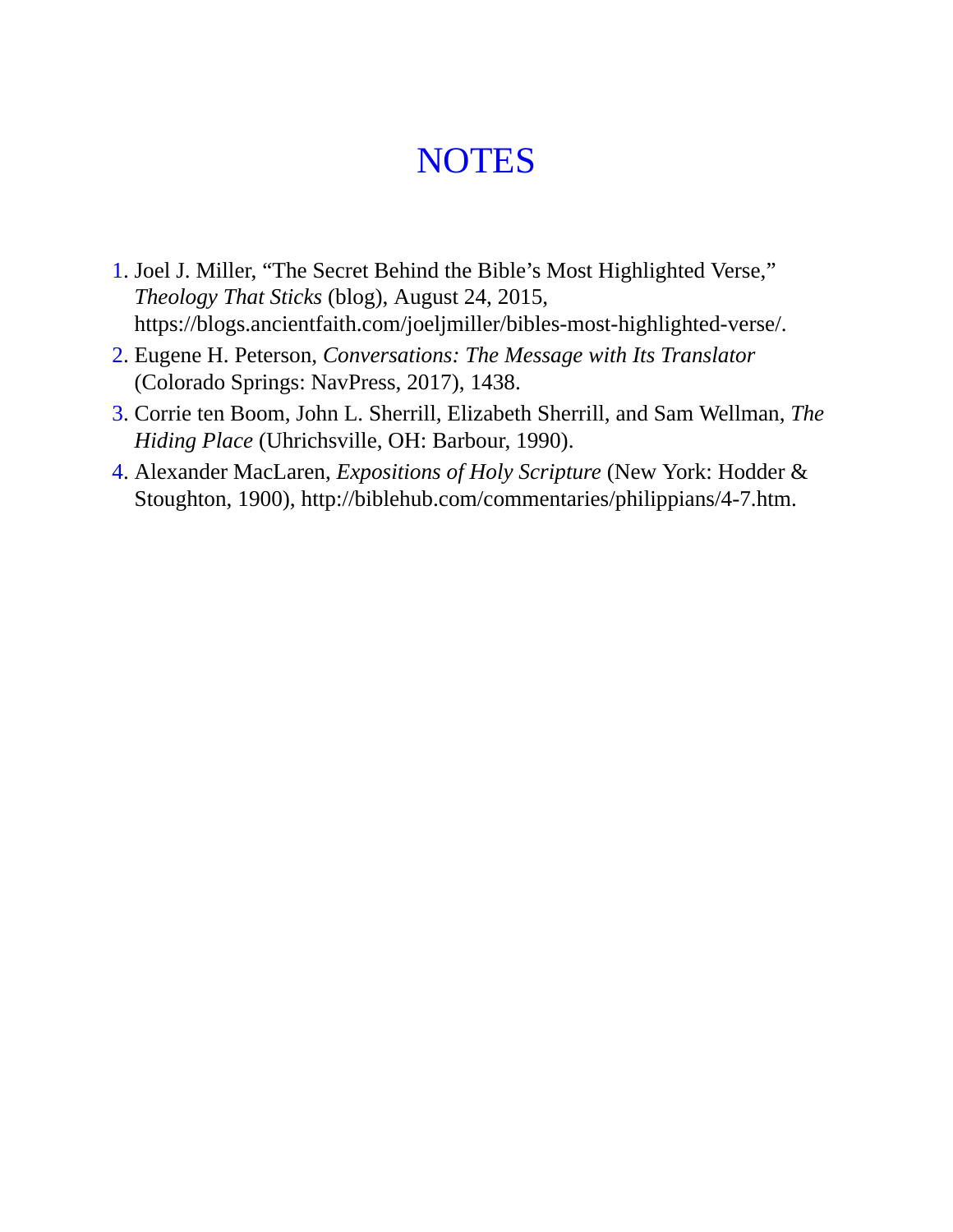# NOTES

1. Joel J. Miller, "The Secret Behind the Bible's Most Highlighted Verse," *Theology That Sticks* (blog), August 24, 2015, https://blogs.ancientfaith.com/joeljmiller/bibles-most-highlighted-verse/.
2. Eugene H. Peterson, *Conversations: The Message with Its Translator* (Colorado Springs: NavPress, 2017), 1438.
3. Corrie ten Boom, John L. Sherrill, Elizabeth Sherrill, and Sam Wellman, *The Hiding Place* (Uhrichsville, OH: Barbour, 1990).
4. Alexander MacLaren, *Expositions of Holy Scripture* (New York: Hodder & Stoughton, 1900), http://biblehub.com/commentaries/philippians/4-7.htm.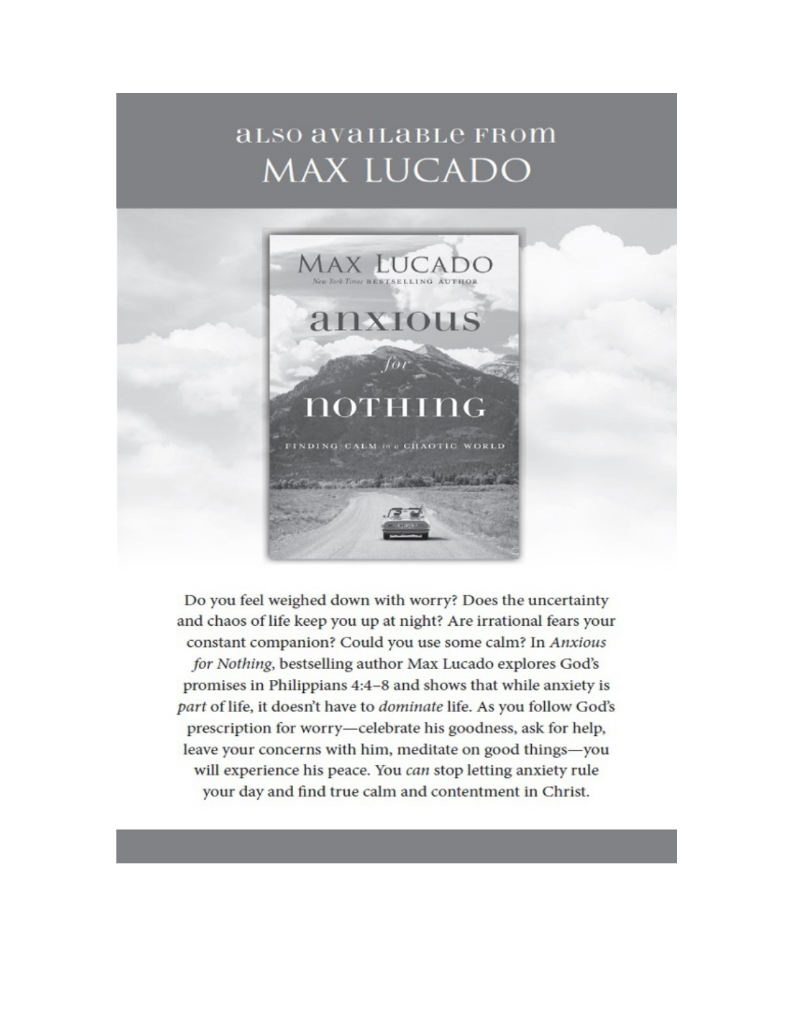# ALSO AVAILABLE FROM MAX LUCADO

MAX LUCADO

*New York Times* BESTSELLING AUTHOR

anxious *for* nothing

FINDING CALM *in a* CHAOTIC WORLD

Do you feel weighed down with worry? Does the uncertainty and chaos of life keep you up at night? Are irrational fears your constant companion? Could you use some calm? In *Anxious for Nothing*, bestselling author Max Lucado explores God's promises in Philippians 4:4–8 and shows that while anxiety is *part* of life, it doesn't have to *dominate* life. As you follow God's prescription for worry—celebrate his goodness, ask for help, leave your concerns with him, meditate on good things—you will experience his peace. You *can* stop letting anxiety rule your day and find true calm and contentment in Christ.